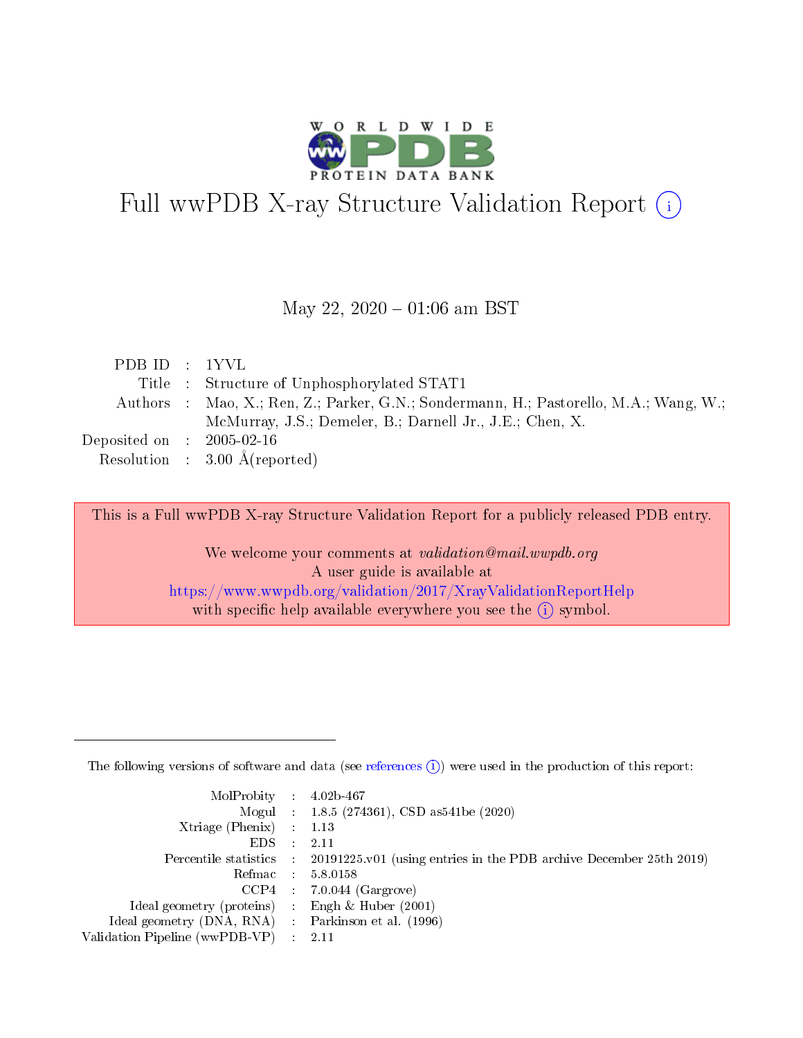# Full wwPDB X-ray Structure Validation Report (i)

May 22, 2020 – 01:06 am BST

| | | |
|---|---|---|
| PDB ID | : | 1YVL |
| Title | : | Structure of Unphosphorylated STAT1 |
| Authors | : | Mao, X.; Ren, Z.; Parker, G.N.; Sondermann, H.; Pastorello, M.A.; Wang, W.; McMurray, J.S.; Demeler, B.; Darnell Jr., J.E.; Chen, X. |
| Deposited on | : | 2005-02-16 |
| Resolution | : | 3.00 Å(reported) |

This is a Full wwPDB X-ray Structure Validation Report for a publicly released PDB entry.

We welcome your comments at *validation@mail.wwpdb.org*
A user guide is available at
https://www.wwpdb.org/validation/2017/XrayValidationReportHelp
with specific help available everywhere you see the (i) symbol.

---

The following versions of software and data (see references (i)) were used in the production of this report:

| | | |
|---|---|---|
| MolProbity | : | 4.02b-467 |
| Mogul | : | 1.8.5 (274361), CSD as541be (2020) |
| Xtriage (Phenix) | : | 1.13 |
| EDS | : | 2.11 |
| Percentile statistics | : | 20191225.v01 (using entries in the PDB archive December 25th 2019) |
| Refmac | : | 5.8.0158 |
| CCP4 | : | 7.0.044 (Gargrove) |
| Ideal geometry (proteins) | : | Engh & Huber (2001) |
| Ideal geometry (DNA, RNA) | : | Parkinson et al. (1996) |
| Validation Pipeline (wwPDB-VP) | : | 2.11 |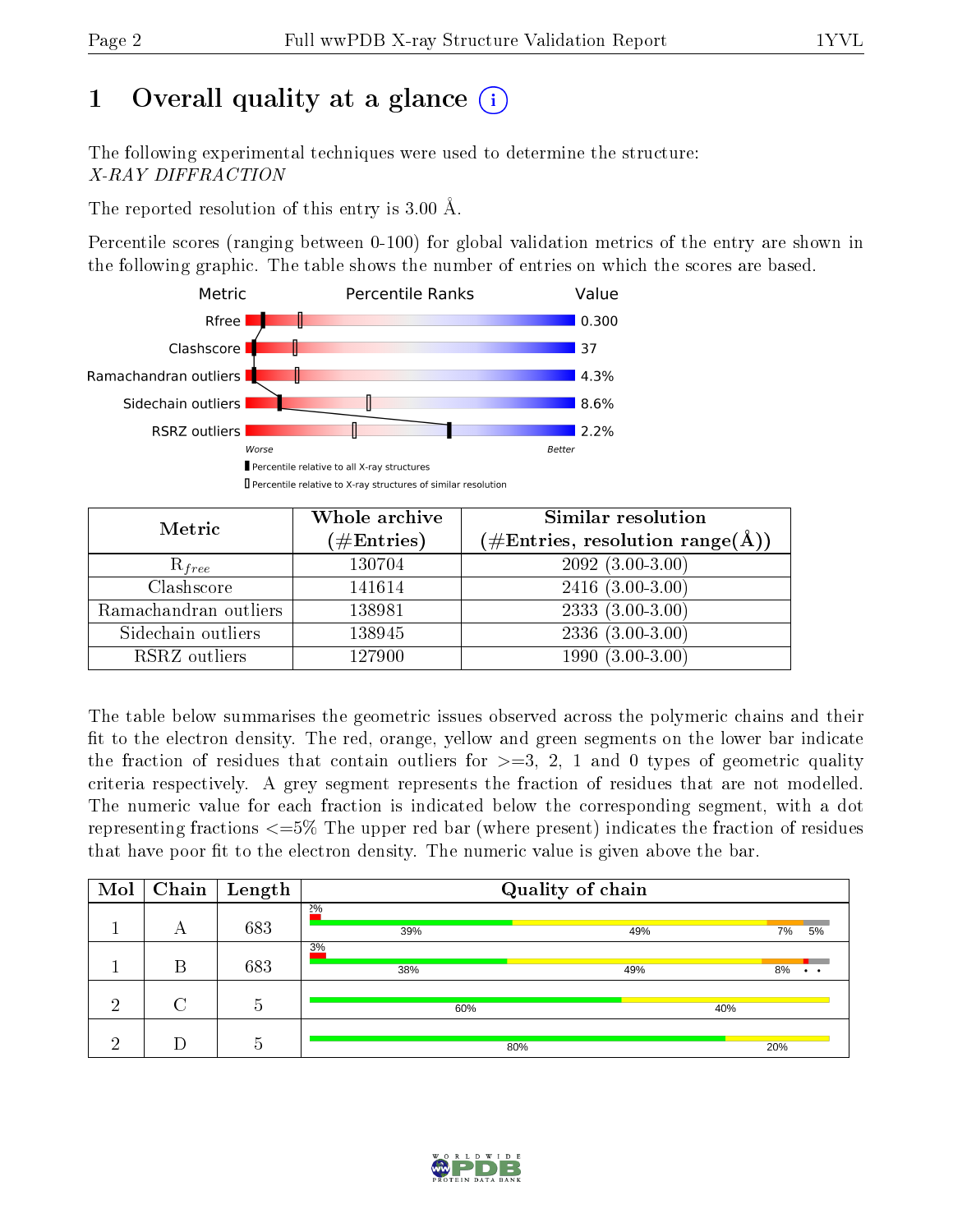# 1 Overall quality at a glance

The following experimental techniques were used to determine the structure:
*X-RAY DIFFRACTION*

The reported resolution of this entry is 3.00 Å.

Percentile scores (ranging between 0-100) for global validation metrics of the entry are shown in the following graphic. The table shows the number of entries on which the scores are based.

| Metric | Value |
|---|---|
| Rfree | 0.300 |
| Clashscore | 37 |
| Ramachandran outliers | 4.3% |
| Sidechain outliers | 8.6% |
| RSRZ outliers | 2.2% |

Worse — Better

▮ Percentile relative to all X-ray structures
▯ Percentile relative to X-ray structures of similar resolution

| Metric | Whole archive (#Entries) | Similar resolution (#Entries, resolution range(Å)) |
|---|---|---|
| $R_{free}$ | 130704 | 2092 (3.00-3.00) |
| Clashscore | 141614 | 2416 (3.00-3.00) |
| Ramachandran outliers | 138981 | 2333 (3.00-3.00) |
| Sidechain outliers | 138945 | 2336 (3.00-3.00) |
| RSRZ outliers | 127900 | 1990 (3.00-3.00) |

The table below summarises the geometric issues observed across the polymeric chains and their fit to the electron density. The red, orange, yellow and green segments on the lower bar indicate the fraction of residues that contain outliers for >=3, 2, 1 and 0 types of geometric quality criteria respectively. A grey segment represents the fraction of residues that are not modelled. The numeric value for each fraction is indicated below the corresponding segment, with a dot representing fractions <=5% The upper red bar (where present) indicates the fraction of residues that have poor fit to the electron density. The numeric value is given above the bar.

| Mol | Chain | Length | Quality of chain |
|---|---|---|---|
| 1 | A | 683 | 2%; 39%, 49%, 7%, 5% |
| 1 | B | 683 | 3%; 38%, 49%, 8%, •, • |
| 2 | C | 5 | 60%, 40% |
| 2 | D | 5 | 80%, 20% |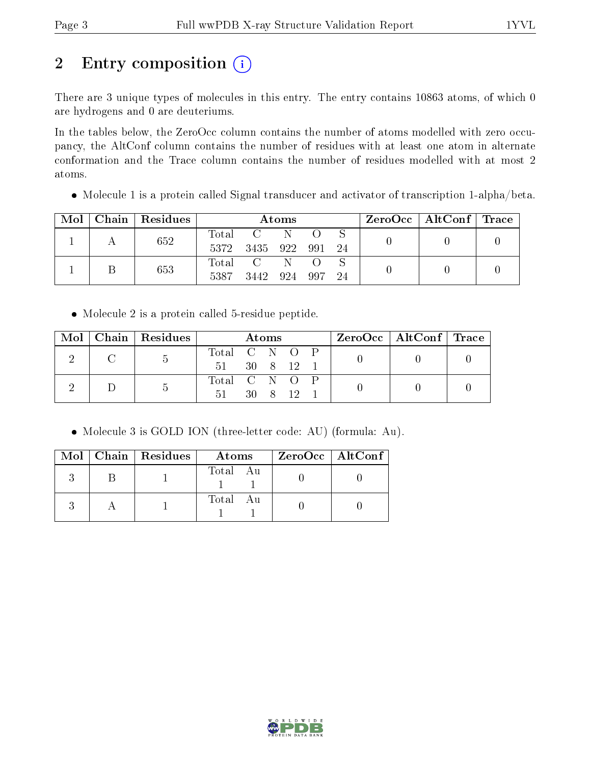# 2 Entry composition

There are 3 unique types of molecules in this entry. The entry contains 10863 atoms, of which 0 are hydrogens and 0 are deuteriums.

In the tables below, the ZeroOcc column contains the number of atoms modelled with zero occupancy, the AltConf column contains the number of residues with at least one atom in alternate conformation and the Trace column contains the number of residues modelled with at most 2 atoms.

- Molecule 1 is a protein called Signal transducer and activator of transcription 1-alpha/beta.

| Mol | Chain | Residues | Atoms | | | | | ZeroOcc | AltConf | Trace |
|---|---|---|---|---|---|---|---|---|---|---|
| 1 | A | 652 | Total<br>5372 | C<br>3435 | N<br>922 | O<br>991 | S<br>24 | 0 | 0 | 0 |
| 1 | B | 653 | Total<br>5387 | C<br>3442 | N<br>924 | O<br>997 | S<br>24 | 0 | 0 | 0 |

- Molecule 2 is a protein called 5-residue peptide.

| Mol | Chain | Residues | Atoms | | | | | ZeroOcc | AltConf | Trace |
|---|---|---|---|---|---|---|---|---|---|---|
| 2 | C | 5 | Total<br>51 | C<br>30 | N<br>8 | O<br>12 | P<br>1 | 0 | 0 | 0 |
| 2 | D | 5 | Total<br>51 | C<br>30 | N<br>8 | O<br>12 | P<br>1 | 0 | 0 | 0 |

- Molecule 3 is GOLD ION (three-letter code: AU) (formula: Au).

| Mol | Chain | Residues | Atoms | | ZeroOcc | AltConf |
|---|---|---|---|---|---|---|
| 3 | B | 1 | Total<br>1 | Au<br>1 | 0 | 0 |
| 3 | A | 1 | Total<br>1 | Au<br>1 | 0 | 0 |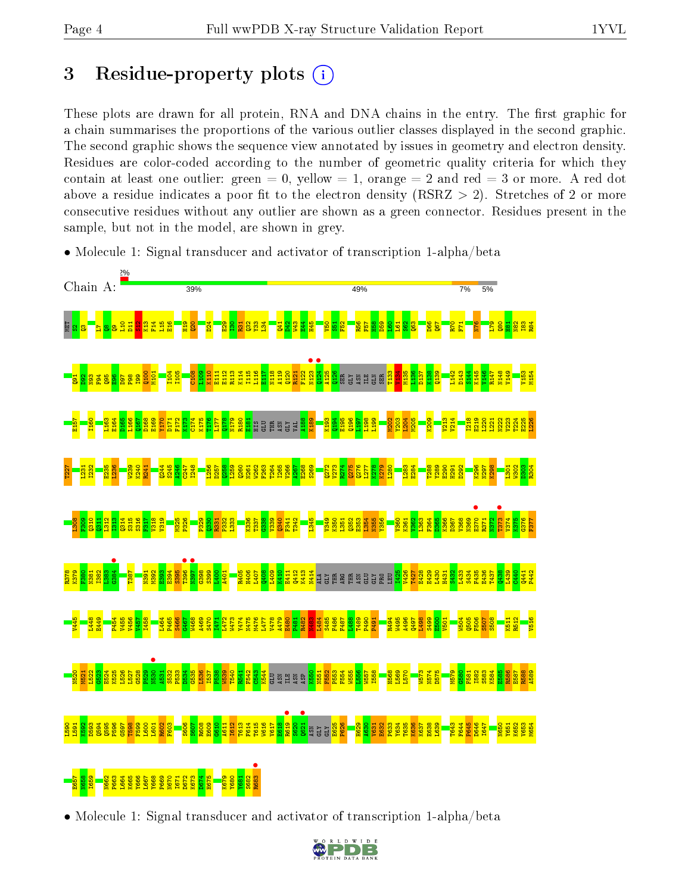# 3 Residue-property plots

These plots are drawn for all protein, RNA and DNA chains in the entry. The first graphic for a chain summarises the proportions of the various outlier classes displayed in the second graphic. The second graphic shows the sequence view annotated by issues in geometry and electron density. Residues are color-coded according to the number of geometric quality criteria for which they contain at least one outlier: green = 0, yellow = 1, orange = 2 and red = 3 or more. A red dot above a residue indicates a poor fit to the electron density (RSRZ > 2). Stretches of 2 or more consecutive residues without any outlier are shown as a green connector. Residues present in the sample, but not in the model, are shown in grey.

- Molecule 1: Signal transducer and activator of transcription 1-alpha/beta

Chain A: 2% | 39% | 49% | 7% | 5%

MET S2 Q3 L7 Q8 Q9 L10 D11 S12 K13 F14 L15 E16 H19 Q20 D24 E29 I30 R31 Q32 Y33 L34 Q41 D42 W43 E44 H45 V50 S51 F52 R56 F57 H58 D59 L60 L61 S62 Q63 D66 Q67 R70 F71 N76 L79 Q80 N81 N82 I83 R84 Q91 D92 N93 F94 Q95 E96 D97 P98 I99 Q100 M101 I104 I105 C108 L109 R110 E111 E112 R113 K114 I115 L116 E117 N118 A119 Q120 R121 F122 N123 Q124 A125 Q126 SER SER GLY ASN ILE GLN SER T133 V134 M135 L136 D137 K138 Q139 L142 D143 S144 K145 Y146 R147 N148 V149 V153 M154 E157 I160 L163 E164 D165 L166 Q167 D168 E169 Y170 D171 F172 K173 C174 K175 E176 L177 Q178 N179 R180 E181 HIS GLU THR ASN GLY VAL A188 K189 K193 Q194 E195 Q196 L197 L198 L199 M202 Y203 I204 M205 K209 V213 V214 I218 E219 L220 L221 N222 V223 T224 E225 L226 T227 L231 I232 E235 L236 W239 K240 R241 Q244 S245 A246 C247 I248 L256 D257 Q258 L259 Q260 N261 W262 F263 T264 I265 V266 A267 E268 S269 Q272 V273 R274 Q275 Q276 L277 K278 K279 L280 L283 E284 T288 Y289 E290 H291 D292 K296 N297 K298 L301 W302 D303 R304 L308 F309 Q310 Q311 L312 I313 Q314 S315 S316 F317 V318 V319 M325 P326 P329 Q330 N331 R332 L333 K336 T337 G338 V339 Q340 F341 T342 L345 V349 K350 L351 Q352 E353 L354 N355 Y356 V360 K361 V362 L363 F364 D365 K366 D367 V368 N369 E370 R371 N372 T373 V374 K375 G376 F377 R378 K379 F380 N381 I382 L383 G384 T387 N391 M392 E393 E394 S395 T396 N397 G398 S399 L400 A401 R405 K406 L407 Q408 L409 K410 E411 Q412 K413 N414 ALA GLY THR ARG THR ASN GLU GLY PRO LEU I425 V426 T427 E428 E429 L430 H431 S432 L433 S434 F435 E436 T437 Q438 L439 C440 Q441 P442 V445 I448 E449 P454 V455 V456 V457 I458 L464 P465 S466 G467 W468 A469 S470 I471 L472 W473 Y474 N475 M476 L477 V478 A479 E480 P481 R482 N483 L484 S485 F486 F487 L488 T489 P490 P491 R494 W495 A496 Q497 L498 S499 E500 V501 W504 Q505 F506 S507 S508 K511 R512 V516 N520 M521 L522 G523 E524 K525 L526 L527 G528 P529 N530 A531 S532 P533 D534 G535 L536 I537 P538 W539 T540 R541 F542 C543 K544 GLU ASN ILE ASN ASP K550 N551 F552 P553 F554 W555 L556 W557 I558 H568 L569 L570 W573 N574 D575 M579 G580 F581 I582 S583 K584 E585 R586 E587 R588 A589 L590 L591 K592 D593 Q594 Q595 P596 G597 T598 F599 L600 L601 R602 F603 S606 S607 R608 E609 G610 A611 I612 T613 F614 T615 W616 V617 E618 R619 S620 Q621 ASN GLY GLY E625 P626 H629 A630 V631 E632 P633 Y634 T635 K636 K637 E638 L639 T643 P644 P645 D646 I647 N650 Y651 K652 V653 M654 K657 M658 I659 N662 P663 L664 K665 Y666 L667 Y668 P669 N670 I671 D672 K673 D674 H675 K679 Y680 Y681 S682 R683

- Molecule 1: Signal transducer and activator of transcription 1-alpha/beta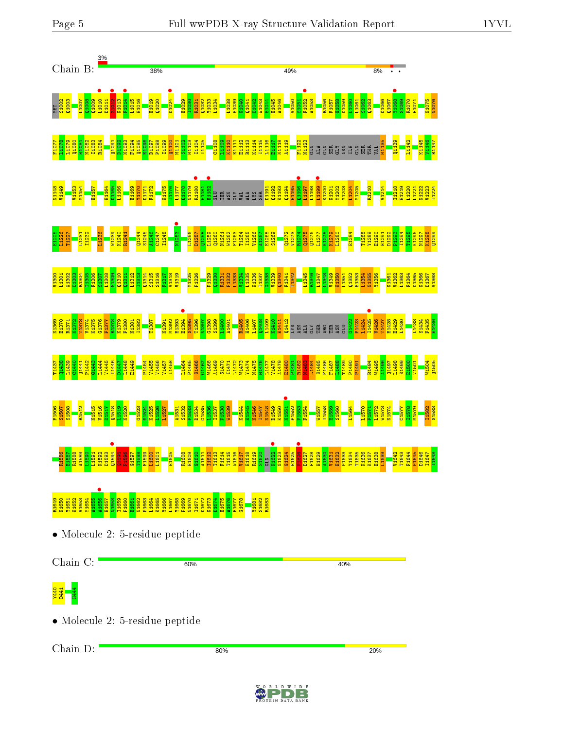Chain B: 3% 38% 49% 8%

M1001 S1002 Q1003 L1007 Q1008 Q1009 L1010 D1011 S1012 K1013 F1014 L1015 E1016 H1019 Q1020 D1024 E1029 I1030 R1031 Q1032 Y1033 L1034 L1038 E1039 K1040 Q1041 D1042 W1043 E1044 H1045 A1046 V1050 S1051 F1052 A1053 R1056 F1057 H1058 D1059 L1060 L1061 S1062 Q1063 D1066 Q1067 T1068 S1069 R1070 F1071 N1075 N1076

F1077 L1078 L1079 Q1080 H1081 N1082 I1083 R1084 Q1091 D1092 N1093 F1094 Q1095 E1096 D1097 P1098 I1099 Q1100 M1101 S1102 N1103 L1104 I1105 C1108 L1109 K1110 E1111 E1112 R1113 K1114 I1115 L1116 E1117 N1118 A1119 F1122 N1123 GLN ALA GLN SER GLY ASN ILE GLN SER THR VAL M1135 Q1139 L1142 K1145 V1146 R1147

N1148 V1149 V1153 M1154 E1157 E1164 D1165 L1166 E1169 Y1170 D1171 F1172 K1175 T1176 M1177 Q1178 N1179 R1180 E1181 H1182 GLU THR ASN GLY VAL ALA LYS SER D1191 Q1192 K1193 Q1194 E1195 G1196 L1197 L1198 L1199 K1200 K1201 M1202 Y1203 L1204 M1205 R1210 V1214 I1218 E1219 L1220 L1221 N1222 V1223 T1224

E1225 L1226 T1227 L1231 I1232 L1236 W1239 K1240 R1241 Q1244 S1245 A1246 C1247 T1248 M1253 L1256 D1257 Q1258 L1259 Q1260 N1261 W1262 F1263 T1264 L1265 V1266 A1267 E1268 S1269 Q1272 V1273 R1274 Q1275 Q1276 L1277 K1278 K1279 L1280 E1284 T1288 Y1289 E1290 H1291 D1292 P1293 L1294 T1295 K1296 N1297 K1298 Q1299

V1300 L1301 W1302 D1303 R1304 T1305 F1306 S1307 L1308 F1309 Q1310 Q1311 L1312 I1313 Q1314 S1315 S1316 F1317 V1318 V1319 M1325 P1326 P1329 Q1330 R1331 P1332 L1333 V1334 L1335 K1336 T1337 G1338 V1339 Q1340 F1341 T1342 L1345 R1346 L1347 L1348 V1349 K1350 L1351 Q1352 E1353 L1354 N1355 Y1356 K1361 V1362 L1363 F1364 D1365 K1366 D1367 V1368

N1369 E1370 R1371 N1372 T1373 V1374 K1375 G1376 F1377 R1378 K1379 F1380 N1381 I1382 T1387 M1391 N1392 E1393 E1394 E1395 T1396 N1397 G1398 S1399 L1400 A1401 R1405 H1406 L1407 Q1408 L1409 K1410 R1411 F1412 LYS ASN ALA GLY THR ARG THR ASN GLU G1422 P1423 L1424 I1425 V1426 T1427 E1428 E1429 L1430 L1433 S1434 F1435 E1436

T1437 V1438 L1439 C1440 Q1441 P1442 G1443 L1444 V1445 I1446 D1447 L1448 E1449 P1454 V1455 V1456 Y1457 I1458 L1464 P1465 S1466 G1467 W1468 A1469 S1470 L1471 L1472 W1473 Y1474 N1475 M1476 L1477 V1478 A1479 E1480 E1481 R1482 M1483 L1484 S1485 F1486 P1487 L1488 T1489 P1490 P1491 R1494 W1495 A1496 Q1497 L1498 S1499 E1500 V1501 W1504 Q1505

F1506 S1507 S1508 R1512 N1515 V1516 D1517 Q1518 L1519 N1520 G1523 E1524 K1525 L1526 L1527 A1531 S1532 P1533 D1534 G1535 L1536 I1537 P1538 W1539 K1544 E1545 N1546 I1547 N1548 D1549 K1550 N1551 F1552 P1553 F1554 W1557 I1558 E1559 S1560 L1564 L1570 F1571 L1572 W1573 N1574 C1577 I1578 M1579 I1582 S1583

R1586 E1587 R1588 A1589 L1590 L1591 K1592 D1593 Q1594 Q1595 P1596 G1597 T1598 F1599 L1600 L1601 E1605 R1608 E1609 G1610 A1611 I1612 T1613 F1614 T1615 W1616 V1617 E1618 R1619 S1620 GLN N1622 G1623 G1624 E1625 P1626 D1627 F1628 H1629 A1630 V1631 E1632 P1633 Y1634 T1635 K1636 K1637 E1638 L1639 V1642 T1643 F1644 P1645 D1646 I1647 I1648

R1649 N1650 Y1651 K1652 V1653 M1654 A1655 A1656 E1657 N1658 I1659 P1660 E1661 N1662 P1663 L1664 K1665 Y1666 L1667 Y1668 P1669 N1670 I1671 D1672 K1673 D1674 H1675 A1676 F1677 G1678 Y1681 S1682 R1683

- Molecule 2: 5-residue peptide

Chain C: 60% 40%

Y440 D441 H444

- Molecule 2: 5-residue peptide

Chain D: 80% 20%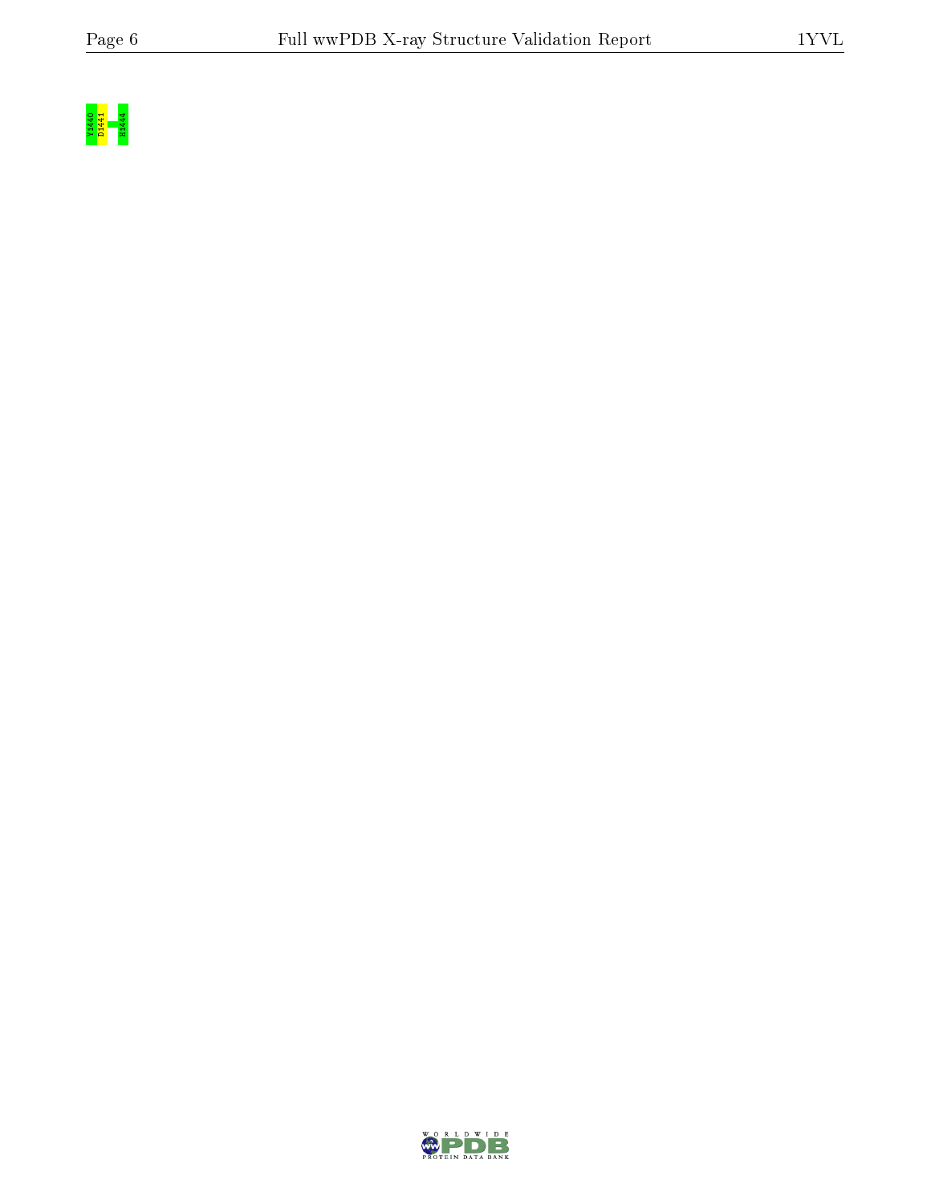Y1440
D1441
H1444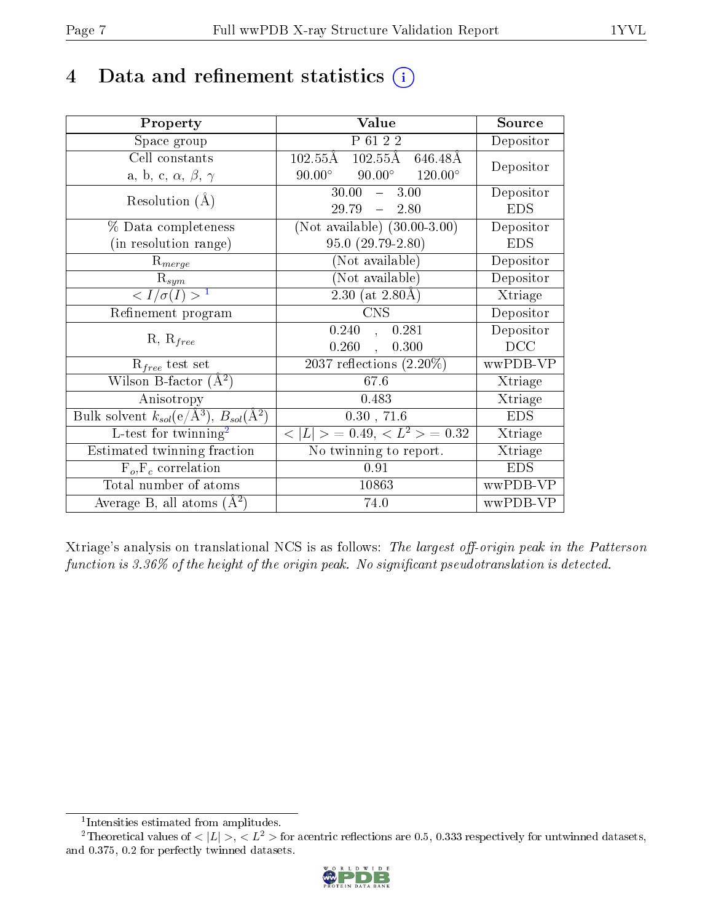# 4 Data and refinement statistics

| Property | Value | Source |
|---|---|---|
| Space group | P 61 2 2 | Depositor |
| Cell constants<br>a, b, c, $\alpha$, $\beta$, $\gamma$ | 102.55Å 102.55Å 646.48Å<br>90.00° 90.00° 120.00° | Depositor |
| Resolution (Å) | 30.00 – 3.00<br>29.79 – 2.80 | Depositor<br>EDS |
| % Data completeness<br>(in resolution range) | (Not available) (30.00-3.00)<br>95.0 (29.79-2.80) | Depositor<br>EDS |
| $R_{merge}$ | (Not available) | Depositor |
| $R_{sym}$ | (Not available) | Depositor |
| $< I/\sigma(I) >$ [1] | 2.30 (at 2.80Å) | Xtriage |
| Refinement program | CNS | Depositor |
| R, $R_{free}$ | 0.240 , 0.281<br>0.260 , 0.300 | Depositor<br>DCC |
| $R_{free}$ test set | 2037 reflections (2.20%) | wwPDB-VP |
| Wilson B-factor (Å$^2$) | 67.6 | Xtriage |
| Anisotropy | 0.483 | Xtriage |
| Bulk solvent $k_{sol}$(e/Å$^3$), $B_{sol}$(Å$^2$) | 0.30 , 71.6 | EDS |
| L-test for twinning[2] | $< \|L\| >= 0.49$, $< L^2 >= 0.32$ | Xtriage |
| Estimated twinning fraction | No twinning to report. | Xtriage |
| $F_o$,$F_c$ correlation | 0.91 | EDS |
| Total number of atoms | 10863 | wwPDB-VP |
| Average B, all atoms (Å$^2$) | 74.0 | wwPDB-VP |

Xtriage's analysis on translational NCS is as follows: *The largest off-origin peak in the Patterson function is 3.36% of the height of the origin peak. No significant pseudotranslation is detected.*

[1] Intensities estimated from amplitudes.

[2] Theoretical values of $< |L| >$, $< L^2 >$ for acentric reflections are 0.5, 0.333 respectively for untwinned datasets, and 0.375, 0.2 for perfectly twinned datasets.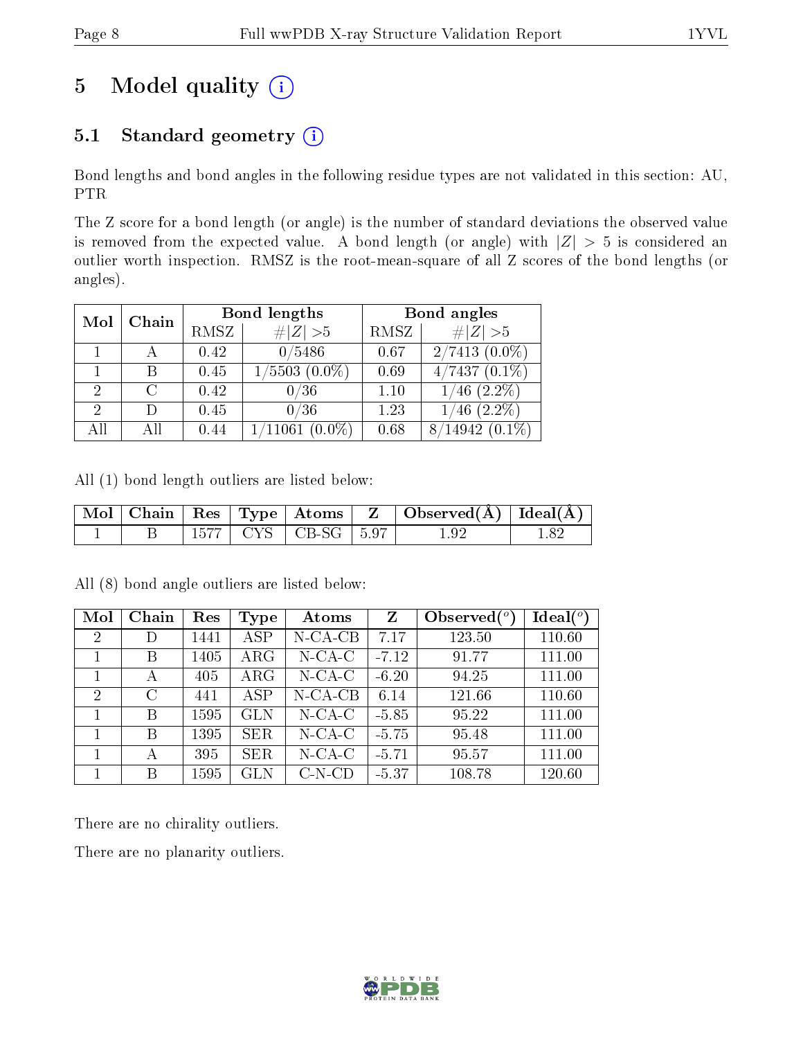# 5 Model quality (i)

## 5.1 Standard geometry (i)

Bond lengths and bond angles in the following residue types are not validated in this section: AU, PTR

The Z score for a bond length (or angle) is the number of standard deviations the observed value is removed from the expected value. A bond length (or angle) with $|Z| > 5$ is considered an outlier worth inspection. RMSZ is the root-mean-square of all Z scores of the bond lengths (or angles).

| Mol | Chain | Bond lengths | | Bond angles | |
|---|---|---|---|---|---|
| | | RMSZ | #$\|Z\|$ >5 | RMSZ | #$\|Z\|$ >5 |
| 1 | A | 0.42 | 0/5486 | 0.67 | 2/7413 (0.0%) |
| 1 | B | 0.45 | 1/5503 (0.0%) | 0.69 | 4/7437 (0.1%) |
| 2 | C | 0.42 | 0/36 | 1.10 | 1/46 (2.2%) |
| 2 | D | 0.45 | 0/36 | 1.23 | 1/46 (2.2%) |
| All | All | 0.44 | 1/11061 (0.0%) | 0.68 | 8/14942 (0.1%) |

All (1) bond length outliers are listed below:

| Mol | Chain | Res | Type | Atoms | Z | Observed(Å) | Ideal(Å) |
|---|---|---|---|---|---|---|---|
| 1 | B | 1577 | CYS | CB-SG | 5.97 | 1.92 | 1.82 |

All (8) bond angle outliers are listed below:

| Mol | Chain | Res | Type | Atoms | Z | Observed($^o$) | Ideal($^o$) |
|---|---|---|---|---|---|---|---|
| 2 | D | 1441 | ASP | N-CA-CB | 7.17 | 123.50 | 110.60 |
| 1 | B | 1405 | ARG | N-CA-C | -7.12 | 91.77 | 111.00 |
| 1 | A | 405 | ARG | N-CA-C | -6.20 | 94.25 | 111.00 |
| 2 | C | 441 | ASP | N-CA-CB | 6.14 | 121.66 | 110.60 |
| 1 | B | 1595 | GLN | N-CA-C | -5.85 | 95.22 | 111.00 |
| 1 | B | 1395 | SER | N-CA-C | -5.75 | 95.48 | 111.00 |
| 1 | A | 395 | SER | N-CA-C | -5.71 | 95.57 | 111.00 |
| 1 | B | 1595 | GLN | C-N-CD | -5.37 | 108.78 | 120.60 |

There are no chirality outliers.

There are no planarity outliers.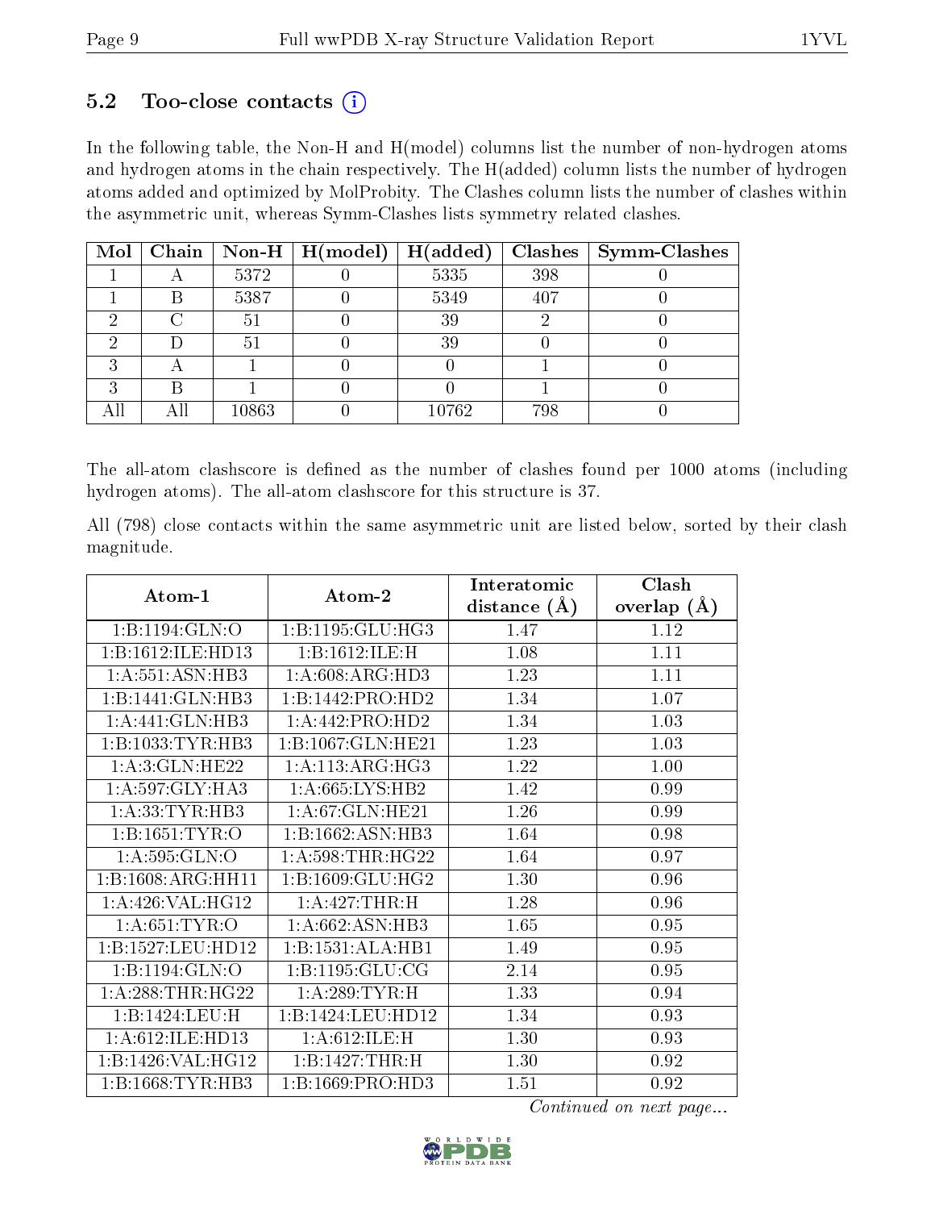### 5.2 Too-close contacts (i)

In the following table, the Non-H and H(model) columns list the number of non-hydrogen atoms and hydrogen atoms in the chain respectively. The H(added) column lists the number of hydrogen atoms added and optimized by MolProbity. The Clashes column lists the number of clashes within the asymmetric unit, whereas Symm-Clashes lists symmetry related clashes.

| Mol | Chain | Non-H | H(model) | H(added) | Clashes | Symm-Clashes |
|---|---|---|---|---|---|---|
| 1 | A | 5372 | 0 | 5335 | 398 | 0 |
| 1 | B | 5387 | 0 | 5349 | 407 | 0 |
| 2 | C | 51 | 0 | 39 | 2 | 0 |
| 2 | D | 51 | 0 | 39 | 0 | 0 |
| 3 | A | 1 | 0 | 0 | 1 | 0 |
| 3 | B | 1 | 0 | 0 | 1 | 0 |
| All | All | 10863 | 0 | 10762 | 798 | 0 |

The all-atom clashscore is defined as the number of clashes found per 1000 atoms (including hydrogen atoms). The all-atom clashscore for this structure is 37.

All (798) close contacts within the same asymmetric unit are listed below, sorted by their clash magnitude.

| Atom-1 | Atom-2 | Interatomic distance (Å) | Clash overlap (Å) |
|---|---|---|---|
| 1:B:1194:GLN:O | 1:B:1195:GLU:HG3 | 1.47 | 1.12 |
| 1:B:1612:ILE:HD13 | 1:B:1612:ILE:H | 1.08 | 1.11 |
| 1:A:551:ASN:HB3 | 1:A:608:ARG:HD3 | 1.23 | 1.11 |
| 1:B:1441:GLN:HB3 | 1:B:1442:PRO:HD2 | 1.34 | 1.07 |
| 1:A:441:GLN:HB3 | 1:A:442:PRO:HD2 | 1.34 | 1.03 |
| 1:B:1033:TYR:HB3 | 1:B:1067:GLN:HE21 | 1.23 | 1.03 |
| 1:A:3:GLN:HE22 | 1:A:113:ARG:HG3 | 1.22 | 1.00 |
| 1:A:597:GLY:HA3 | 1:A:665:LYS:HB2 | 1.42 | 0.99 |
| 1:A:33:TYR:HB3 | 1:A:67:GLN:HE21 | 1.26 | 0.99 |
| 1:B:1651:TYR:O | 1:B:1662:ASN:HB3 | 1.64 | 0.98 |
| 1:A:595:GLN:O | 1:A:598:THR:HG22 | 1.64 | 0.97 |
| 1:B:1608:ARG:HH11 | 1:B:1609:GLU:HG2 | 1.30 | 0.96 |
| 1:A:426:VAL:HG12 | 1:A:427:THR:H | 1.28 | 0.96 |
| 1:A:651:TYR:O | 1:A:662:ASN:HB3 | 1.65 | 0.95 |
| 1:B:1527:LEU:HD12 | 1:B:1531:ALA:HB1 | 1.49 | 0.95 |
| 1:B:1194:GLN:O | 1:B:1195:GLU:CG | 2.14 | 0.95 |
| 1:A:288:THR:HG22 | 1:A:289:TYR:H | 1.33 | 0.94 |
| 1:B:1424:LEU:H | 1:B:1424:LEU:HD12 | 1.34 | 0.93 |
| 1:A:612:ILE:HD13 | 1:A:612:ILE:H | 1.30 | 0.93 |
| 1:B:1426:VAL:HG12 | 1:B:1427:THR:H | 1.30 | 0.92 |
| 1:B:1668:TYR:HB3 | 1:B:1669:PRO:HD3 | 1.51 | 0.92 |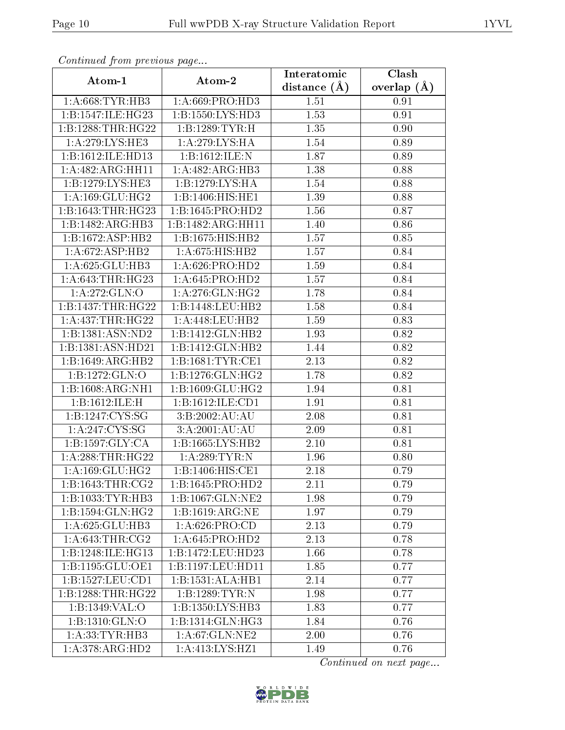*Continued from previous page...*

| Atom-1 | Atom-2 | Interatomic distance (Å) | Clash overlap (Å) |
|---|---|---|---|
| 1:A:668:TYR:HB3 | 1:A:669:PRO:HD3 | 1.51 | 0.91 |
| 1:B:1547:ILE:HG23 | 1:B:1550:LYS:HD3 | 1.53 | 0.91 |
| 1:B:1288:THR:HG22 | 1:B:1289:TYR:H | 1.35 | 0.90 |
| 1:A:279:LYS:HE3 | 1:A:279:LYS:HA | 1.54 | 0.89 |
| 1:B:1612:ILE:HD13 | 1:B:1612:ILE:N | 1.87 | 0.89 |
| 1:A:482:ARG:HH11 | 1:A:482:ARG:HB3 | 1.38 | 0.88 |
| 1:B:1279:LYS:HE3 | 1:B:1279:LYS:HA | 1.54 | 0.88 |
| 1:A:169:GLU:HG2 | 1:B:1406:HIS:HE1 | 1.39 | 0.88 |
| 1:B:1643:THR:HG23 | 1:B:1645:PRO:HD2 | 1.56 | 0.87 |
| 1:B:1482:ARG:HB3 | 1:B:1482:ARG:HH11 | 1.40 | 0.86 |
| 1:B:1672:ASP:HB2 | 1:B:1675:HIS:HB2 | 1.57 | 0.85 |
| 1:A:672:ASP:HB2 | 1:A:675:HIS:HB2 | 1.57 | 0.84 |
| 1:A:625:GLU:HB3 | 1:A:626:PRO:HD2 | 1.59 | 0.84 |
| 1:A:643:THR:HG23 | 1:A:645:PRO:HD2 | 1.57 | 0.84 |
| 1:A:272:GLN:O | 1:A:276:GLN:HG2 | 1.78 | 0.84 |
| 1:B:1437:THR:HG22 | 1:B:1448:LEU:HB2 | 1.58 | 0.84 |
| 1:A:437:THR:HG22 | 1:A:448:LEU:HB2 | 1.59 | 0.83 |
| 1:B:1381:ASN:ND2 | 1:B:1412:GLN:HB2 | 1.93 | 0.82 |
| 1:B:1381:ASN:HD21 | 1:B:1412:GLN:HB2 | 1.44 | 0.82 |
| 1:B:1649:ARG:HB2 | 1:B:1681:TYR:CE1 | 2.13 | 0.82 |
| 1:B:1272:GLN:O | 1:B:1276:GLN:HG2 | 1.78 | 0.82 |
| 1:B:1608:ARG:NH1 | 1:B:1609:GLU:HG2 | 1.94 | 0.81 |
| 1:B:1612:ILE:H | 1:B:1612:ILE:CD1 | 1.91 | 0.81 |
| 1:B:1247:CYS:SG | 3:B:2002:AU:AU | 2.08 | 0.81 |
| 1:A:247:CYS:SG | 3:A:2001:AU:AU | 2.09 | 0.81 |
| 1:B:1597:GLY:CA | 1:B:1665:LYS:HB2 | 2.10 | 0.81 |
| 1:A:288:THR:HG22 | 1:A:289:TYR:N | 1.96 | 0.80 |
| 1:A:169:GLU:HG2 | 1:B:1406:HIS:CE1 | 2.18 | 0.79 |
| 1:B:1643:THR:CG2 | 1:B:1645:PRO:HD2 | 2.11 | 0.79 |
| 1:B:1033:TYR:HB3 | 1:B:1067:GLN:NE2 | 1.98 | 0.79 |
| 1:B:1594:GLN:HG2 | 1:B:1619:ARG:NE | 1.97 | 0.79 |
| 1:A:625:GLU:HB3 | 1:A:626:PRO:CD | 2.13 | 0.79 |
| 1:A:643:THR:CG2 | 1:A:645:PRO:HD2 | 2.13 | 0.78 |
| 1:B:1248:ILE:HG13 | 1:B:1472:LEU:HD23 | 1.66 | 0.78 |
| 1:B:1195:GLU:OE1 | 1:B:1197:LEU:HD11 | 1.85 | 0.77 |
| 1:B:1527:LEU:CD1 | 1:B:1531:ALA:HB1 | 2.14 | 0.77 |
| 1:B:1288:THR:HG22 | 1:B:1289:TYR:N | 1.98 | 0.77 |
| 1:B:1349:VAL:O | 1:B:1350:LYS:HB3 | 1.83 | 0.77 |
| 1:B:1310:GLN:O | 1:B:1314:GLN:HG3 | 1.84 | 0.76 |
| 1:A:33:TYR:HB3 | 1:A:67:GLN:NE2 | 2.00 | 0.76 |
| 1:A:378:ARG:HD2 | 1:A:413:LYS:HZ1 | 1.49 | 0.76 |

*Continued on next page...*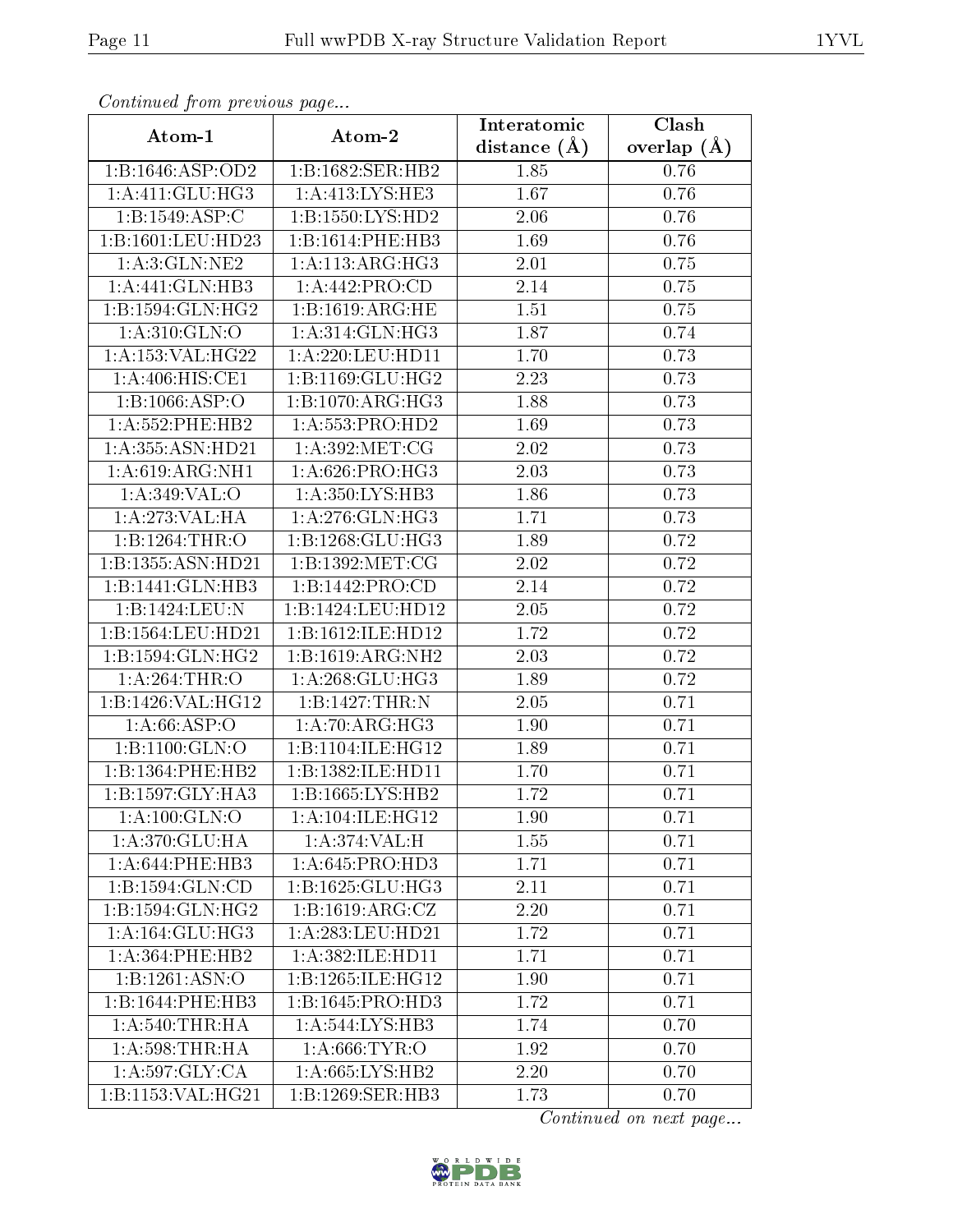*Continued from previous page...*

| Atom-1 | Atom-2 | Interatomic distance (Å) | Clash overlap (Å) |
|---|---|---|---|
| 1:B:1646:ASP:OD2 | 1:B:1682:SER:HB2 | 1.85 | 0.76 |
| 1:A:411:GLU:HG3 | 1:A:413:LYS:HE3 | 1.67 | 0.76 |
| 1:B:1549:ASP:C | 1:B:1550:LYS:HD2 | 2.06 | 0.76 |
| 1:B:1601:LEU:HD23 | 1:B:1614:PHE:HB3 | 1.69 | 0.76 |
| 1:A:3:GLN:NE2 | 1:A:113:ARG:HG3 | 2.01 | 0.75 |
| 1:A:441:GLN:HB3 | 1:A:442:PRO:CD | 2.14 | 0.75 |
| 1:B:1594:GLN:HG2 | 1:B:1619:ARG:HE | 1.51 | 0.75 |
| 1:A:310:GLN:O | 1:A:314:GLN:HG3 | 1.87 | 0.74 |
| 1:A:153:VAL:HG22 | 1:A:220:LEU:HD11 | 1.70 | 0.73 |
| 1:A:406:HIS:CE1 | 1:B:1169:GLU:HG2 | 2.23 | 0.73 |
| 1:B:1066:ASP:O | 1:B:1070:ARG:HG3 | 1.88 | 0.73 |
| 1:A:552:PHE:HB2 | 1:A:553:PRO:HD2 | 1.69 | 0.73 |
| 1:A:355:ASN:HD21 | 1:A:392:MET:CG | 2.02 | 0.73 |
| 1:A:619:ARG:NH1 | 1:A:626:PRO:HG3 | 2.03 | 0.73 |
| 1:A:349:VAL:O | 1:A:350:LYS:HB3 | 1.86 | 0.73 |
| 1:A:273:VAL:HA | 1:A:276:GLN:HG3 | 1.71 | 0.73 |
| 1:B:1264:THR:O | 1:B:1268:GLU:HG3 | 1.89 | 0.72 |
| 1:B:1355:ASN:HD21 | 1:B:1392:MET:CG | 2.02 | 0.72 |
| 1:B:1441:GLN:HB3 | 1:B:1442:PRO:CD | 2.14 | 0.72 |
| 1:B:1424:LEU:N | 1:B:1424:LEU:HD12 | 2.05 | 0.72 |
| 1:B:1564:LEU:HD21 | 1:B:1612:ILE:HD12 | 1.72 | 0.72 |
| 1:B:1594:GLN:HG2 | 1:B:1619:ARG:NH2 | 2.03 | 0.72 |
| 1:A:264:THR:O | 1:A:268:GLU:HG3 | 1.89 | 0.72 |
| 1:B:1426:VAL:HG12 | 1:B:1427:THR:N | 2.05 | 0.71 |
| 1:A:66:ASP:O | 1:A:70:ARG:HG3 | 1.90 | 0.71 |
| 1:B:1100:GLN:O | 1:B:1104:ILE:HG12 | 1.89 | 0.71 |
| 1:B:1364:PHE:HB2 | 1:B:1382:ILE:HD11 | 1.70 | 0.71 |
| 1:B:1597:GLY:HA3 | 1:B:1665:LYS:HB2 | 1.72 | 0.71 |
| 1:A:100:GLN:O | 1:A:104:ILE:HG12 | 1.90 | 0.71 |
| 1:A:370:GLU:HA | 1:A:374:VAL:H | 1.55 | 0.71 |
| 1:A:644:PHE:HB3 | 1:A:645:PRO:HD3 | 1.71 | 0.71 |
| 1:B:1594:GLN:CD | 1:B:1625:GLU:HG3 | 2.11 | 0.71 |
| 1:B:1594:GLN:HG2 | 1:B:1619:ARG:CZ | 2.20 | 0.71 |
| 1:A:164:GLU:HG3 | 1:A:283:LEU:HD21 | 1.72 | 0.71 |
| 1:A:364:PHE:HB2 | 1:A:382:ILE:HD11 | 1.71 | 0.71 |
| 1:B:1261:ASN:O | 1:B:1265:ILE:HG12 | 1.90 | 0.71 |
| 1:B:1644:PHE:HB3 | 1:B:1645:PRO:HD3 | 1.72 | 0.71 |
| 1:A:540:THR:HA | 1:A:544:LYS:HB3 | 1.74 | 0.70 |
| 1:A:598:THR:HA | 1:A:666:TYR:O | 1.92 | 0.70 |
| 1:A:597:GLY:CA | 1:A:665:LYS:HB2 | 2.20 | 0.70 |
| 1:B:1153:VAL:HG21 | 1:B:1269:SER:HB3 | 1.73 | 0.70 |

*Continued on next page...*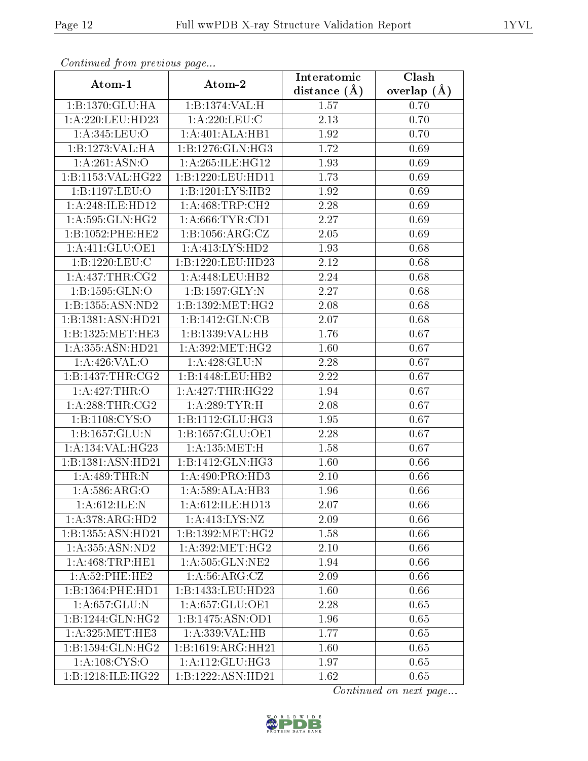*Continued from previous page...*

| Atom-1 | Atom-2 | Interatomic distance (Å) | Clash overlap (Å) |
|---|---|---|---|
| 1:B:1370:GLU:HA | 1:B:1374:VAL:H | 1.57 | 0.70 |
| 1:A:220:LEU:HD23 | 1:A:220:LEU:C | 2.13 | 0.70 |
| 1:A:345:LEU:O | 1:A:401:ALA:HB1 | 1.92 | 0.70 |
| 1:B:1273:VAL:HA | 1:B:1276:GLN:HG3 | 1.72 | 0.69 |
| 1:A:261:ASN:O | 1:A:265:ILE:HG12 | 1.93 | 0.69 |
| 1:B:1153:VAL:HG22 | 1:B:1220:LEU:HD11 | 1.73 | 0.69 |
| 1:B:1197:LEU:O | 1:B:1201:LYS:HB2 | 1.92 | 0.69 |
| 1:A:248:ILE:HD12 | 1:A:468:TRP:CH2 | 2.28 | 0.69 |
| 1:A:595:GLN:HG2 | 1:A:666:TYR:CD1 | 2.27 | 0.69 |
| 1:B:1052:PHE:HE2 | 1:B:1056:ARG:CZ | 2.05 | 0.69 |
| 1:A:411:GLU:OE1 | 1:A:413:LYS:HD2 | 1.93 | 0.68 |
| 1:B:1220:LEU:C | 1:B:1220:LEU:HD23 | 2.12 | 0.68 |
| 1:A:437:THR:CG2 | 1:A:448:LEU:HB2 | 2.24 | 0.68 |
| 1:B:1595:GLN:O | 1:B:1597:GLY:N | 2.27 | 0.68 |
| 1:B:1355:ASN:ND2 | 1:B:1392:MET:HG2 | 2.08 | 0.68 |
| 1:B:1381:ASN:HD21 | 1:B:1412:GLN:CB | 2.07 | 0.68 |
| 1:B:1325:MET:HE3 | 1:B:1339:VAL:HB | 1.76 | 0.67 |
| 1:A:355:ASN:HD21 | 1:A:392:MET:HG2 | 1.60 | 0.67 |
| 1:A:426:VAL:O | 1:A:428:GLU:N | 2.28 | 0.67 |
| 1:B:1437:THR:CG2 | 1:B:1448:LEU:HB2 | 2.22 | 0.67 |
| 1:A:427:THR:O | 1:A:427:THR:HG22 | 1.94 | 0.67 |
| 1:A:288:THR:CG2 | 1:A:289:TYR:H | 2.08 | 0.67 |
| 1:B:1108:CYS:O | 1:B:1112:GLU:HG3 | 1.95 | 0.67 |
| 1:B:1657:GLU:N | 1:B:1657:GLU:OE1 | 2.28 | 0.67 |
| 1:A:134:VAL:HG23 | 1:A:135:MET:H | 1.58 | 0.67 |
| 1:B:1381:ASN:HD21 | 1:B:1412:GLN:HG3 | 1.60 | 0.66 |
| 1:A:489:THR:N | 1:A:490:PRO:HD3 | 2.10 | 0.66 |
| 1:A:586:ARG:O | 1:A:589:ALA:HB3 | 1.96 | 0.66 |
| 1:A:612:ILE:N | 1:A:612:ILE:HD13 | 2.07 | 0.66 |
| 1:A:378:ARG:HD2 | 1:A:413:LYS:NZ | 2.09 | 0.66 |
| 1:B:1355:ASN:HD21 | 1:B:1392:MET:HG2 | 1.58 | 0.66 |
| 1:A:355:ASN:ND2 | 1:A:392:MET:HG2 | 2.10 | 0.66 |
| 1:A:468:TRP:HE1 | 1:A:505:GLN:NE2 | 1.94 | 0.66 |
| 1:A:52:PHE:HE2 | 1:A:56:ARG:CZ | 2.09 | 0.66 |
| 1:B:1364:PHE:HD1 | 1:B:1433:LEU:HD23 | 1.60 | 0.66 |
| 1:A:657:GLU:N | 1:A:657:GLU:OE1 | 2.28 | 0.65 |
| 1:B:1244:GLN:HG2 | 1:B:1475:ASN:OD1 | 1.96 | 0.65 |
| 1:A:325:MET:HE3 | 1:A:339:VAL:HB | 1.77 | 0.65 |
| 1:B:1594:GLN:HG2 | 1:B:1619:ARG:HH21 | 1.60 | 0.65 |
| 1:A:108:CYS:O | 1:A:112:GLU:HG3 | 1.97 | 0.65 |
| 1:B:1218:ILE:HG22 | 1:B:1222:ASN:HD21 | 1.62 | 0.65 |

*Continued on next page...*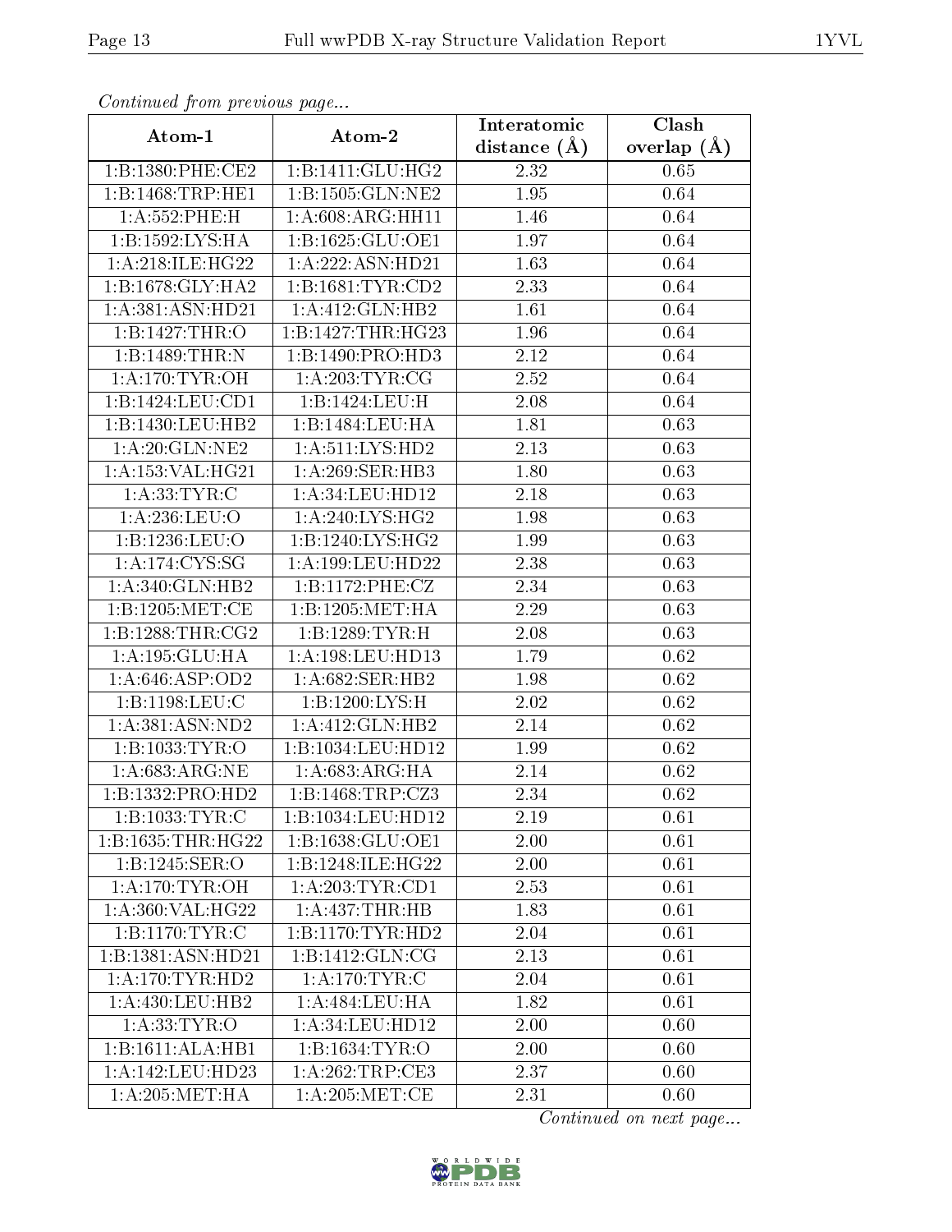*Continued from previous page...*

| Atom-1 | Atom-2 | Interatomic distance (Å) | Clash overlap (Å) |
|---|---|---|---|
| 1:B:1380:PHE:CE2 | 1:B:1411:GLU:HG2 | 2.32 | 0.65 |
| 1:B:1468:TRP:HE1 | 1:B:1505:GLN:NE2 | 1.95 | 0.64 |
| 1:A:552:PHE:H | 1:A:608:ARG:HH11 | 1.46 | 0.64 |
| 1:B:1592:LYS:HA | 1:B:1625:GLU:OE1 | 1.97 | 0.64 |
| 1:A:218:ILE:HG22 | 1:A:222:ASN:HD21 | 1.63 | 0.64 |
| 1:B:1678:GLY:HA2 | 1:B:1681:TYR:CD2 | 2.33 | 0.64 |
| 1:A:381:ASN:HD21 | 1:A:412:GLN:HB2 | 1.61 | 0.64 |
| 1:B:1427:THR:O | 1:B:1427:THR:HG23 | 1.96 | 0.64 |
| 1:B:1489:THR:N | 1:B:1490:PRO:HD3 | 2.12 | 0.64 |
| 1:A:170:TYR:OH | 1:A:203:TYR:CG | 2.52 | 0.64 |
| 1:B:1424:LEU:CD1 | 1:B:1424:LEU:H | 2.08 | 0.64 |
| 1:B:1430:LEU:HB2 | 1:B:1484:LEU:HA | 1.81 | 0.63 |
| 1:A:20:GLN:NE2 | 1:A:511:LYS:HD2 | 2.13 | 0.63 |
| 1:A:153:VAL:HG21 | 1:A:269:SER:HB3 | 1.80 | 0.63 |
| 1:A:33:TYR:C | 1:A:34:LEU:HD12 | 2.18 | 0.63 |
| 1:A:236:LEU:O | 1:A:240:LYS:HG2 | 1.98 | 0.63 |
| 1:B:1236:LEU:O | 1:B:1240:LYS:HG2 | 1.99 | 0.63 |
| 1:A:174:CYS:SG | 1:A:199:LEU:HD22 | 2.38 | 0.63 |
| 1:A:340:GLN:HB2 | 1:B:1172:PHE:CZ | 2.34 | 0.63 |
| 1:B:1205:MET:CE | 1:B:1205:MET:HA | 2.29 | 0.63 |
| 1:B:1288:THR:CG2 | 1:B:1289:TYR:H | 2.08 | 0.63 |
| 1:A:195:GLU:HA | 1:A:198:LEU:HD13 | 1.79 | 0.62 |
| 1:A:646:ASP:OD2 | 1:A:682:SER:HB2 | 1.98 | 0.62 |
| 1:B:1198:LEU:C | 1:B:1200:LYS:H | 2.02 | 0.62 |
| 1:A:381:ASN:ND2 | 1:A:412:GLN:HB2 | 2.14 | 0.62 |
| 1:B:1033:TYR:O | 1:B:1034:LEU:HD12 | 1.99 | 0.62 |
| 1:A:683:ARG:NE | 1:A:683:ARG:HA | 2.14 | 0.62 |
| 1:B:1332:PRO:HD2 | 1:B:1468:TRP:CZ3 | 2.34 | 0.62 |
| 1:B:1033:TYR:C | 1:B:1034:LEU:HD12 | 2.19 | 0.61 |
| 1:B:1635:THR:HG22 | 1:B:1638:GLU:OE1 | 2.00 | 0.61 |
| 1:B:1245:SER:O | 1:B:1248:ILE:HG22 | 2.00 | 0.61 |
| 1:A:170:TYR:OH | 1:A:203:TYR:CD1 | 2.53 | 0.61 |
| 1:A:360:VAL:HG22 | 1:A:437:THR:HB | 1.83 | 0.61 |
| 1:B:1170:TYR:C | 1:B:1170:TYR:HD2 | 2.04 | 0.61 |
| 1:B:1381:ASN:HD21 | 1:B:1412:GLN:CG | 2.13 | 0.61 |
| 1:A:170:TYR:HD2 | 1:A:170:TYR:C | 2.04 | 0.61 |
| 1:A:430:LEU:HB2 | 1:A:484:LEU:HA | 1.82 | 0.61 |
| 1:A:33:TYR:O | 1:A:34:LEU:HD12 | 2.00 | 0.60 |
| 1:B:1611:ALA:HB1 | 1:B:1634:TYR:O | 2.00 | 0.60 |
| 1:A:142:LEU:HD23 | 1:A:262:TRP:CE3 | 2.37 | 0.60 |
| 1:A:205:MET:HA | 1:A:205:MET:CE | 2.31 | 0.60 |

*Continued on next page...*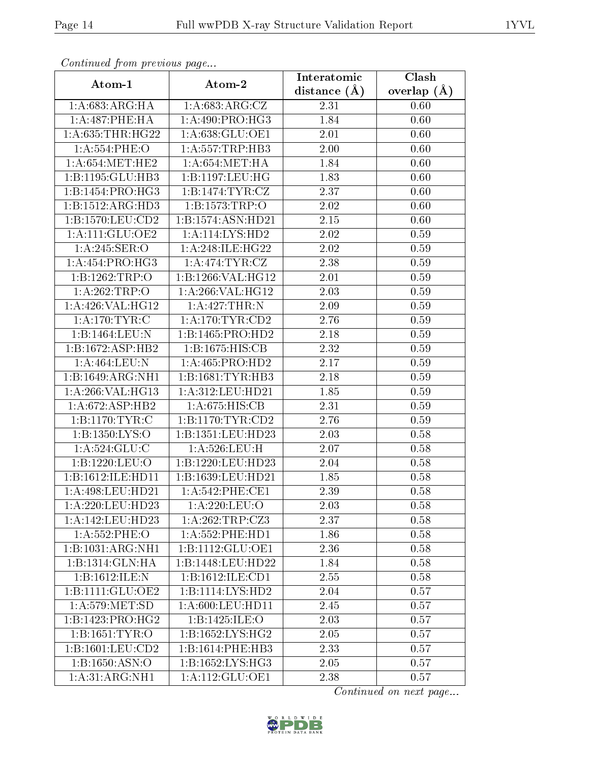*Continued from previous page...*

| Atom-1 | Atom-2 | Interatomic distance (Å) | Clash overlap (Å) |
|---|---|---|---|
| 1:A:683:ARG:HA | 1:A:683:ARG:CZ | 2.31 | 0.60 |
| 1:A:487:PHE:HA | 1:A:490:PRO:HG3 | 1.84 | 0.60 |
| 1:A:635:THR:HG22 | 1:A:638:GLU:OE1 | 2.01 | 0.60 |
| 1:A:554:PHE:O | 1:A:557:TRP:HB3 | 2.00 | 0.60 |
| 1:A:654:MET:HE2 | 1:A:654:MET:HA | 1.84 | 0.60 |
| 1:B:1195:GLU:HB3 | 1:B:1197:LEU:HG | 1.83 | 0.60 |
| 1:B:1454:PRO:HG3 | 1:B:1474:TYR:CZ | 2.37 | 0.60 |
| 1:B:1512:ARG:HD3 | 1:B:1573:TRP:O | 2.02 | 0.60 |
| 1:B:1570:LEU:CD2 | 1:B:1574:ASN:HD21 | 2.15 | 0.60 |
| 1:A:111:GLU:OE2 | 1:A:114:LYS:HD2 | 2.02 | 0.59 |
| 1:A:245:SER:O | 1:A:248:ILE:HG22 | 2.02 | 0.59 |
| 1:A:454:PRO:HG3 | 1:A:474:TYR:CZ | 2.38 | 0.59 |
| 1:B:1262:TRP:O | 1:B:1266:VAL:HG12 | 2.01 | 0.59 |
| 1:A:262:TRP:O | 1:A:266:VAL:HG12 | 2.03 | 0.59 |
| 1:A:426:VAL:HG12 | 1:A:427:THR:N | 2.09 | 0.59 |
| 1:A:170:TYR:C | 1:A:170:TYR:CD2 | 2.76 | 0.59 |
| 1:B:1464:LEU:N | 1:B:1465:PRO:HD2 | 2.18 | 0.59 |
| 1:B:1672:ASP:HB2 | 1:B:1675:HIS:CB | 2.32 | 0.59 |
| 1:A:464:LEU:N | 1:A:465:PRO:HD2 | 2.17 | 0.59 |
| 1:B:1649:ARG:NH1 | 1:B:1681:TYR:HB3 | 2.18 | 0.59 |
| 1:A:266:VAL:HG13 | 1:A:312:LEU:HD21 | 1.85 | 0.59 |
| 1:A:672:ASP:HB2 | 1:A:675:HIS:CB | 2.31 | 0.59 |
| 1:B:1170:TYR:C | 1:B:1170:TYR:CD2 | 2.76 | 0.59 |
| 1:B:1350:LYS:O | 1:B:1351:LEU:HD23 | 2.03 | 0.58 |
| 1:A:524:GLU:C | 1:A:526:LEU:H | 2.07 | 0.58 |
| 1:B:1220:LEU:O | 1:B:1220:LEU:HD23 | 2.04 | 0.58 |
| 1:B:1612:ILE:HD11 | 1:B:1639:LEU:HD21 | 1.85 | 0.58 |
| 1:A:498:LEU:HD21 | 1:A:542:PHE:CE1 | 2.39 | 0.58 |
| 1:A:220:LEU:HD23 | 1:A:220:LEU:O | 2.03 | 0.58 |
| 1:A:142:LEU:HD23 | 1:A:262:TRP:CZ3 | 2.37 | 0.58 |
| 1:A:552:PHE:O | 1:A:552:PHE:HD1 | 1.86 | 0.58 |
| 1:B:1031:ARG:NH1 | 1:B:1112:GLU:OE1 | 2.36 | 0.58 |
| 1:B:1314:GLN:HA | 1:B:1448:LEU:HD22 | 1.84 | 0.58 |
| 1:B:1612:ILE:N | 1:B:1612:ILE:CD1 | 2.55 | 0.58 |
| 1:B:1111:GLU:OE2 | 1:B:1114:LYS:HD2 | 2.04 | 0.57 |
| 1:A:579:MET:SD | 1:A:600:LEU:HD11 | 2.45 | 0.57 |
| 1:B:1423:PRO:HG2 | 1:B:1425:ILE:O | 2.03 | 0.57 |
| 1:B:1651:TYR:O | 1:B:1652:LYS:HG2 | 2.05 | 0.57 |
| 1:B:1601:LEU:CD2 | 1:B:1614:PHE:HB3 | 2.33 | 0.57 |
| 1:B:1650:ASN:O | 1:B:1652:LYS:HG3 | 2.05 | 0.57 |
| 1:A:31:ARG:NH1 | 1:A:112:GLU:OE1 | 2.38 | 0.57 |

*Continued on next page...*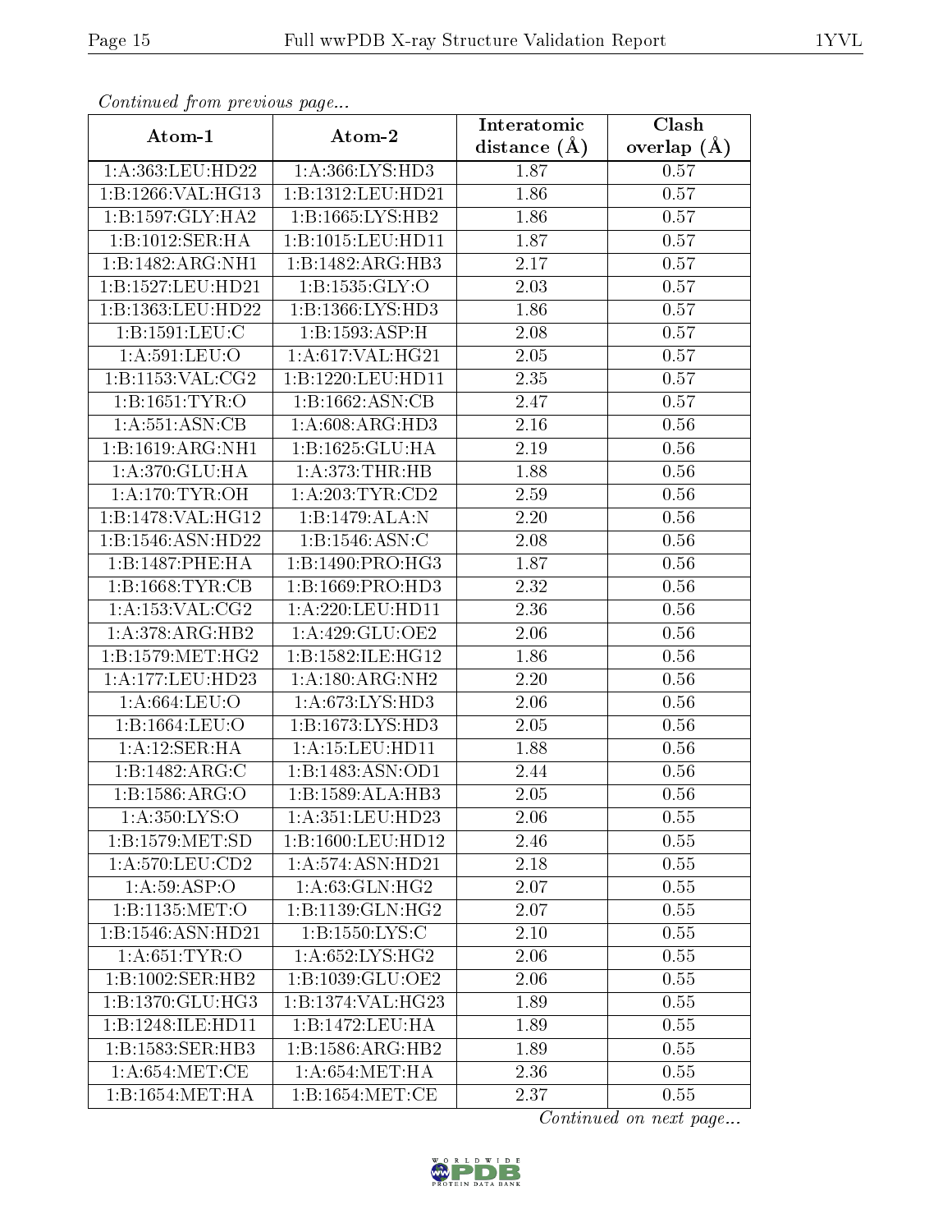*Continued from previous page...*

| Atom-1 | Atom-2 | Interatomic distance (Å) | Clash overlap (Å) |
| --- | --- | --- | --- |
| 1:A:363:LEU:HD22 | 1:A:366:LYS:HD3 | 1.87 | 0.57 |
| 1:B:1266:VAL:HG13 | 1:B:1312:LEU:HD21 | 1.86 | 0.57 |
| 1:B:1597:GLY:HA2 | 1:B:1665:LYS:HB2 | 1.86 | 0.57 |
| 1:B:1012:SER:HA | 1:B:1015:LEU:HD11 | 1.87 | 0.57 |
| 1:B:1482:ARG:NH1 | 1:B:1482:ARG:HB3 | 2.17 | 0.57 |
| 1:B:1527:LEU:HD21 | 1:B:1535:GLY:O | 2.03 | 0.57 |
| 1:B:1363:LEU:HD22 | 1:B:1366:LYS:HD3 | 1.86 | 0.57 |
| 1:B:1591:LEU:C | 1:B:1593:ASP:H | 2.08 | 0.57 |
| 1:A:591:LEU:O | 1:A:617:VAL:HG21 | 2.05 | 0.57 |
| 1:B:1153:VAL:CG2 | 1:B:1220:LEU:HD11 | 2.35 | 0.57 |
| 1:B:1651:TYR:O | 1:B:1662:ASN:CB | 2.47 | 0.57 |
| 1:A:551:ASN:CB | 1:A:608:ARG:HD3 | 2.16 | 0.56 |
| 1:B:1619:ARG:NH1 | 1:B:1625:GLU:HA | 2.19 | 0.56 |
| 1:A:370:GLU:HA | 1:A:373:THR:HB | 1.88 | 0.56 |
| 1:A:170:TYR:OH | 1:A:203:TYR:CD2 | 2.59 | 0.56 |
| 1:B:1478:VAL:HG12 | 1:B:1479:ALA:N | 2.20 | 0.56 |
| 1:B:1546:ASN:HD22 | 1:B:1546:ASN:C | 2.08 | 0.56 |
| 1:B:1487:PHE:HA | 1:B:1490:PRO:HG3 | 1.87 | 0.56 |
| 1:B:1668:TYR:CB | 1:B:1669:PRO:HD3 | 2.32 | 0.56 |
| 1:A:153:VAL:CG2 | 1:A:220:LEU:HD11 | 2.36 | 0.56 |
| 1:A:378:ARG:HB2 | 1:A:429:GLU:OE2 | 2.06 | 0.56 |
| 1:B:1579:MET:HG2 | 1:B:1582:ILE:HG12 | 1.86 | 0.56 |
| 1:A:177:LEU:HD23 | 1:A:180:ARG:NH2 | 2.20 | 0.56 |
| 1:A:664:LEU:O | 1:A:673:LYS:HD3 | 2.06 | 0.56 |
| 1:B:1664:LEU:O | 1:B:1673:LYS:HD3 | 2.05 | 0.56 |
| 1:A:12:SER:HA | 1:A:15:LEU:HD11 | 1.88 | 0.56 |
| 1:B:1482:ARG:C | 1:B:1483:ASN:OD1 | 2.44 | 0.56 |
| 1:B:1586:ARG:O | 1:B:1589:ALA:HB3 | 2.05 | 0.56 |
| 1:A:350:LYS:O | 1:A:351:LEU:HD23 | 2.06 | 0.55 |
| 1:B:1579:MET:SD | 1:B:1600:LEU:HD12 | 2.46 | 0.55 |
| 1:A:570:LEU:CD2 | 1:A:574:ASN:HD21 | 2.18 | 0.55 |
| 1:A:59:ASP:O | 1:A:63:GLN:HG2 | 2.07 | 0.55 |
| 1:B:1135:MET:O | 1:B:1139:GLN:HG2 | 2.07 | 0.55 |
| 1:B:1546:ASN:HD21 | 1:B:1550:LYS:C | 2.10 | 0.55 |
| 1:A:651:TYR:O | 1:A:652:LYS:HG2 | 2.06 | 0.55 |
| 1:B:1002:SER:HB2 | 1:B:1039:GLU:OE2 | 2.06 | 0.55 |
| 1:B:1370:GLU:HG3 | 1:B:1374:VAL:HG23 | 1.89 | 0.55 |
| 1:B:1248:ILE:HD11 | 1:B:1472:LEU:HA | 1.89 | 0.55 |
| 1:B:1583:SER:HB3 | 1:B:1586:ARG:HB2 | 1.89 | 0.55 |
| 1:A:654:MET:CE | 1:A:654:MET:HA | 2.36 | 0.55 |
| 1:B:1654:MET:HA | 1:B:1654:MET:CE | 2.37 | 0.55 |

*Continued on next page...*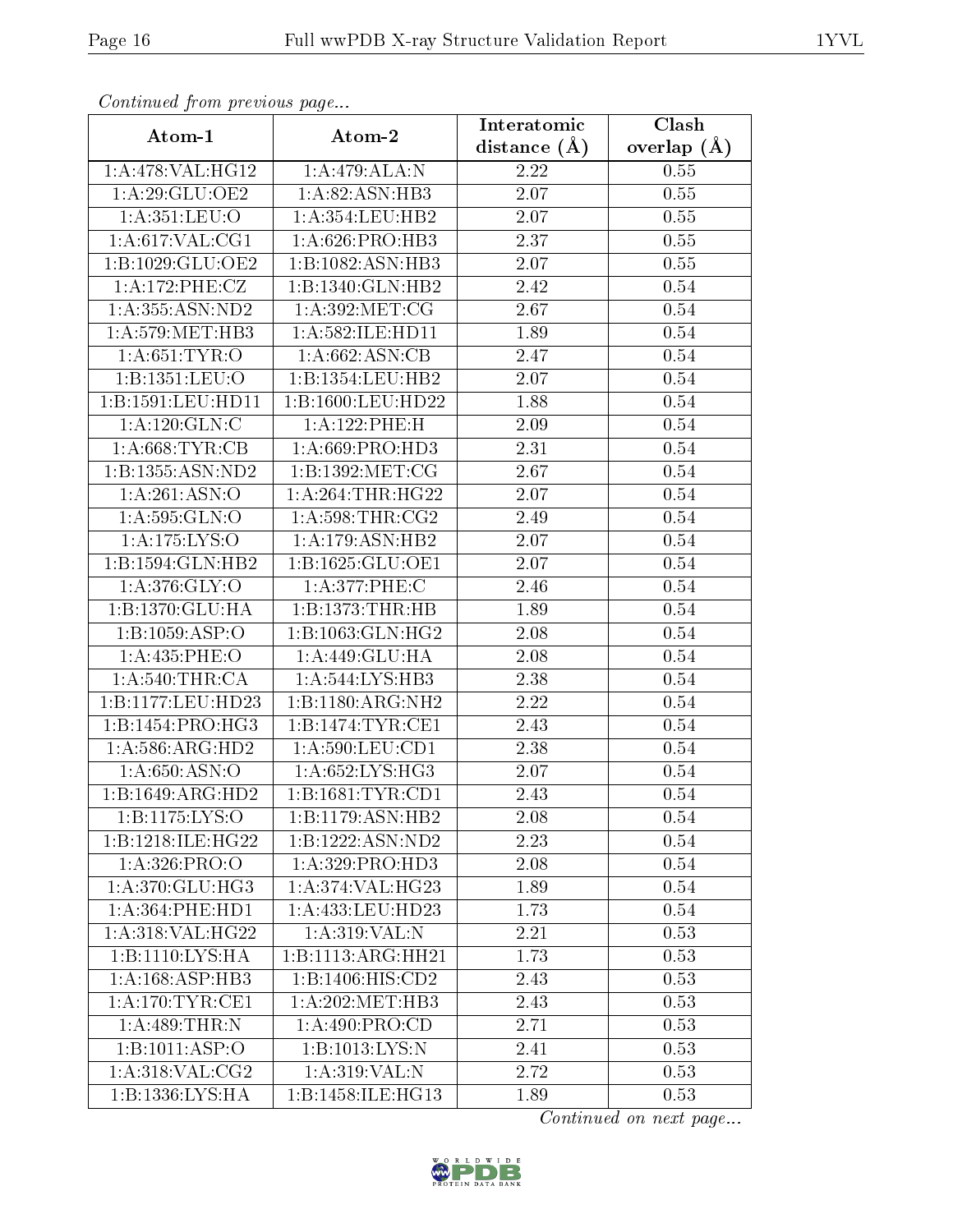*Continued from previous page...*

| Atom-1 | Atom-2 | Interatomic distance (Å) | Clash overlap (Å) |
| --- | --- | --- | --- |
| 1:A:478:VAL:HG12 | 1:A:479:ALA:N | 2.22 | 0.55 |
| 1:A:29:GLU:OE2 | 1:A:82:ASN:HB3 | 2.07 | 0.55 |
| 1:A:351:LEU:O | 1:A:354:LEU:HB2 | 2.07 | 0.55 |
| 1:A:617:VAL:CG1 | 1:A:626:PRO:HB3 | 2.37 | 0.55 |
| 1:B:1029:GLU:OE2 | 1:B:1082:ASN:HB3 | 2.07 | 0.55 |
| 1:A:172:PHE:CZ | 1:B:1340:GLN:HB2 | 2.42 | 0.54 |
| 1:A:355:ASN:ND2 | 1:A:392:MET:CG | 2.67 | 0.54 |
| 1:A:579:MET:HB3 | 1:A:582:ILE:HD11 | 1.89 | 0.54 |
| 1:A:651:TYR:O | 1:A:662:ASN:CB | 2.47 | 0.54 |
| 1:B:1351:LEU:O | 1:B:1354:LEU:HB2 | 2.07 | 0.54 |
| 1:B:1591:LEU:HD11 | 1:B:1600:LEU:HD22 | 1.88 | 0.54 |
| 1:A:120:GLN:C | 1:A:122:PHE:H | 2.09 | 0.54 |
| 1:A:668:TYR:CB | 1:A:669:PRO:HD3 | 2.31 | 0.54 |
| 1:B:1355:ASN:ND2 | 1:B:1392:MET:CG | 2.67 | 0.54 |
| 1:A:261:ASN:O | 1:A:264:THR:HG22 | 2.07 | 0.54 |
| 1:A:595:GLN:O | 1:A:598:THR:CG2 | 2.49 | 0.54 |
| 1:A:175:LYS:O | 1:A:179:ASN:HB2 | 2.07 | 0.54 |
| 1:B:1594:GLN:HB2 | 1:B:1625:GLU:OE1 | 2.07 | 0.54 |
| 1:A:376:GLY:O | 1:A:377:PHE:C | 2.46 | 0.54 |
| 1:B:1370:GLU:HA | 1:B:1373:THR:HB | 1.89 | 0.54 |
| 1:B:1059:ASP:O | 1:B:1063:GLN:HG2 | 2.08 | 0.54 |
| 1:A:435:PHE:O | 1:A:449:GLU:HA | 2.08 | 0.54 |
| 1:A:540:THR:CA | 1:A:544:LYS:HB3 | 2.38 | 0.54 |
| 1:B:1177:LEU:HD23 | 1:B:1180:ARG:NH2 | 2.22 | 0.54 |
| 1:B:1454:PRO:HG3 | 1:B:1474:TYR:CE1 | 2.43 | 0.54 |
| 1:A:586:ARG:HD2 | 1:A:590:LEU:CD1 | 2.38 | 0.54 |
| 1:A:650:ASN:O | 1:A:652:LYS:HG3 | 2.07 | 0.54 |
| 1:B:1649:ARG:HD2 | 1:B:1681:TYR:CD1 | 2.43 | 0.54 |
| 1:B:1175:LYS:O | 1:B:1179:ASN:HB2 | 2.08 | 0.54 |
| 1:B:1218:ILE:HG22 | 1:B:1222:ASN:ND2 | 2.23 | 0.54 |
| 1:A:326:PRO:O | 1:A:329:PRO:HD3 | 2.08 | 0.54 |
| 1:A:370:GLU:HG3 | 1:A:374:VAL:HG23 | 1.89 | 0.54 |
| 1:A:364:PHE:HD1 | 1:A:433:LEU:HD23 | 1.73 | 0.54 |
| 1:A:318:VAL:HG22 | 1:A:319:VAL:N | 2.21 | 0.53 |
| 1:B:1110:LYS:HA | 1:B:1113:ARG:HH21 | 1.73 | 0.53 |
| 1:A:168:ASP:HB3 | 1:B:1406:HIS:CD2 | 2.43 | 0.53 |
| 1:A:170:TYR:CE1 | 1:A:202:MET:HB3 | 2.43 | 0.53 |
| 1:A:489:THR:N | 1:A:490:PRO:CD | 2.71 | 0.53 |
| 1:B:1011:ASP:O | 1:B:1013:LYS:N | 2.41 | 0.53 |
| 1:A:318:VAL:CG2 | 1:A:319:VAL:N | 2.72 | 0.53 |
| 1:B:1336:LYS:HA | 1:B:1458:ILE:HG13 | 1.89 | 0.53 |

*Continued on next page...*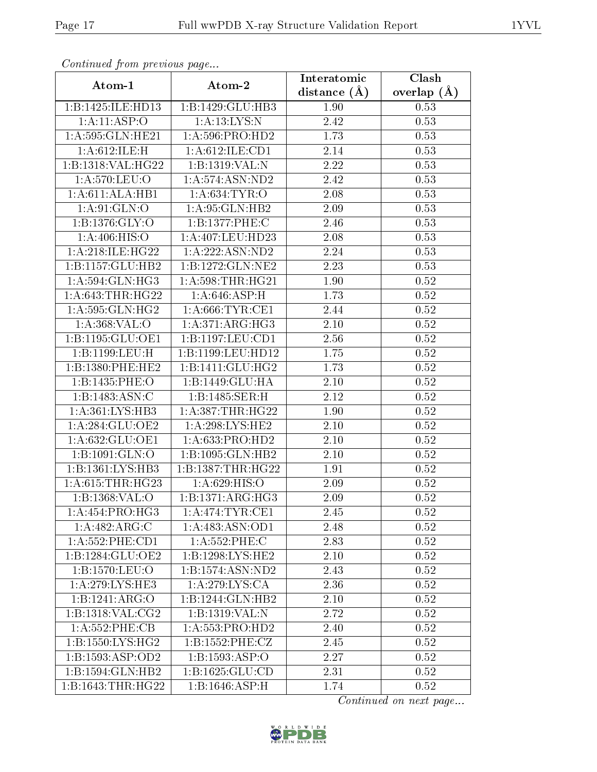*Continued from previous page...*

| Atom-1 | Atom-2 | Interatomic distance (Å) | Clash overlap (Å) |
|---|---|---|---|
| 1:B:1425:ILE:HD13 | 1:B:1429:GLU:HB3 | 1.90 | 0.53 |
| 1:A:11:ASP:O | 1:A:13:LYS:N | 2.42 | 0.53 |
| 1:A:595:GLN:HE21 | 1:A:596:PRO:HD2 | 1.73 | 0.53 |
| 1:A:612:ILE:H | 1:A:612:ILE:CD1 | 2.14 | 0.53 |
| 1:B:1318:VAL:HG22 | 1:B:1319:VAL:N | 2.22 | 0.53 |
| 1:A:570:LEU:O | 1:A:574:ASN:ND2 | 2.42 | 0.53 |
| 1:A:611:ALA:HB1 | 1:A:634:TYR:O | 2.08 | 0.53 |
| 1:A:91:GLN:O | 1:A:95:GLN:HB2 | 2.09 | 0.53 |
| 1:B:1376:GLY:O | 1:B:1377:PHE:C | 2.46 | 0.53 |
| 1:A:406:HIS:O | 1:A:407:LEU:HD23 | 2.08 | 0.53 |
| 1:A:218:ILE:HG22 | 1:A:222:ASN:ND2 | 2.24 | 0.53 |
| 1:B:1157:GLU:HB2 | 1:B:1272:GLN:NE2 | 2.23 | 0.53 |
| 1:A:594:GLN:HG3 | 1:A:598:THR:HG21 | 1.90 | 0.52 |
| 1:A:643:THR:HG22 | 1:A:646:ASP:H | 1.73 | 0.52 |
| 1:A:595:GLN:HG2 | 1:A:666:TYR:CE1 | 2.44 | 0.52 |
| 1:A:368:VAL:O | 1:A:371:ARG:HG3 | 2.10 | 0.52 |
| 1:B:1195:GLU:OE1 | 1:B:1197:LEU:CD1 | 2.56 | 0.52 |
| 1:B:1199:LEU:H | 1:B:1199:LEU:HD12 | 1.75 | 0.52 |
| 1:B:1380:PHE:HE2 | 1:B:1411:GLU:HG2 | 1.73 | 0.52 |
| 1:B:1435:PHE:O | 1:B:1449:GLU:HA | 2.10 | 0.52 |
| 1:B:1483:ASN:C | 1:B:1485:SER:H | 2.12 | 0.52 |
| 1:A:361:LYS:HB3 | 1:A:387:THR:HG22 | 1.90 | 0.52 |
| 1:A:284:GLU:OE2 | 1:A:298:LYS:HE2 | 2.10 | 0.52 |
| 1:A:632:GLU:OE1 | 1:A:633:PRO:HD2 | 2.10 | 0.52 |
| 1:B:1091:GLN:O | 1:B:1095:GLN:HB2 | 2.10 | 0.52 |
| 1:B:1361:LYS:HB3 | 1:B:1387:THR:HG22 | 1.91 | 0.52 |
| 1:A:615:THR:HG23 | 1:A:629:HIS:O | 2.09 | 0.52 |
| 1:B:1368:VAL:O | 1:B:1371:ARG:HG3 | 2.09 | 0.52 |
| 1:A:454:PRO:HG3 | 1:A:474:TYR:CE1 | 2.45 | 0.52 |
| 1:A:482:ARG:C | 1:A:483:ASN:OD1 | 2.48 | 0.52 |
| 1:A:552:PHE:CD1 | 1:A:552:PHE:C | 2.83 | 0.52 |
| 1:B:1284:GLU:OE2 | 1:B:1298:LYS:HE2 | 2.10 | 0.52 |
| 1:B:1570:LEU:O | 1:B:1574:ASN:ND2 | 2.43 | 0.52 |
| 1:A:279:LYS:HE3 | 1:A:279:LYS:CA | 2.36 | 0.52 |
| 1:B:1241:ARG:O | 1:B:1244:GLN:HB2 | 2.10 | 0.52 |
| 1:B:1318:VAL:CG2 | 1:B:1319:VAL:N | 2.72 | 0.52 |
| 1:A:552:PHE:CB | 1:A:553:PRO:HD2 | 2.40 | 0.52 |
| 1:B:1550:LYS:HG2 | 1:B:1552:PHE:CZ | 2.45 | 0.52 |
| 1:B:1593:ASP:OD2 | 1:B:1593:ASP:O | 2.27 | 0.52 |
| 1:B:1594:GLN:HB2 | 1:B:1625:GLU:CD | 2.31 | 0.52 |
| 1:B:1643:THR:HG22 | 1:B:1646:ASP:H | 1.74 | 0.52 |

*Continued on next page...*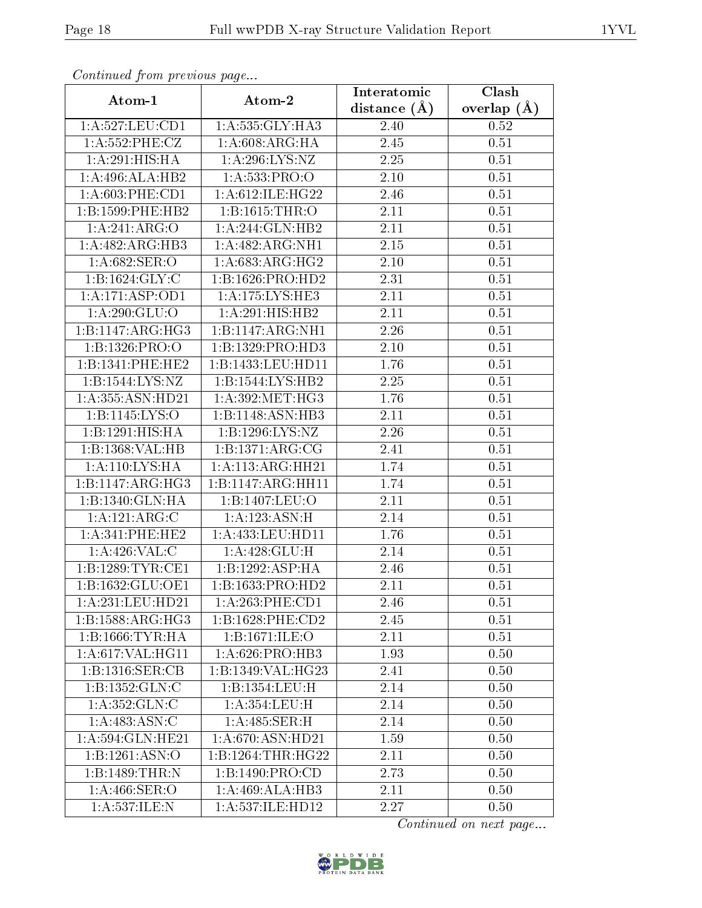*Continued from previous page...*

| Atom-1 | Atom-2 | Interatomic distance (Å) | Clash overlap (Å) |
|---|---|---|---|
| 1:A:527:LEU:CD1 | 1:A:535:GLY:HA3 | 2.40 | 0.52 |
| 1:A:552:PHE:CZ | 1:A:608:ARG:HA | 2.45 | 0.51 |
| 1:A:291:HIS:HA | 1:A:296:LYS:NZ | 2.25 | 0.51 |
| 1:A:496:ALA:HB2 | 1:A:533:PRO:O | 2.10 | 0.51 |
| 1:A:603:PHE:CD1 | 1:A:612:ILE:HG22 | 2.46 | 0.51 |
| 1:B:1599:PHE:HB2 | 1:B:1615:THR:O | 2.11 | 0.51 |
| 1:A:241:ARG:O | 1:A:244:GLN:HB2 | 2.11 | 0.51 |
| 1:A:482:ARG:HB3 | 1:A:482:ARG:NH1 | 2.15 | 0.51 |
| 1:A:682:SER:O | 1:A:683:ARG:HG2 | 2.10 | 0.51 |
| 1:B:1624:GLY:C | 1:B:1626:PRO:HD2 | 2.31 | 0.51 |
| 1:A:171:ASP:OD1 | 1:A:175:LYS:HE3 | 2.11 | 0.51 |
| 1:A:290:GLU:O | 1:A:291:HIS:HB2 | 2.11 | 0.51 |
| 1:B:1147:ARG:HG3 | 1:B:1147:ARG:NH1 | 2.26 | 0.51 |
| 1:B:1326:PRO:O | 1:B:1329:PRO:HD3 | 2.10 | 0.51 |
| 1:B:1341:PHE:HE2 | 1:B:1433:LEU:HD11 | 1.76 | 0.51 |
| 1:B:1544:LYS:NZ | 1:B:1544:LYS:HB2 | 2.25 | 0.51 |
| 1:A:355:ASN:HD21 | 1:A:392:MET:HG3 | 1.76 | 0.51 |
| 1:B:1145:LYS:O | 1:B:1148:ASN:HB3 | 2.11 | 0.51 |
| 1:B:1291:HIS:HA | 1:B:1296:LYS:NZ | 2.26 | 0.51 |
| 1:B:1368:VAL:HB | 1:B:1371:ARG:CG | 2.41 | 0.51 |
| 1:A:110:LYS:HA | 1:A:113:ARG:HH21 | 1.74 | 0.51 |
| 1:B:1147:ARG:HG3 | 1:B:1147:ARG:HH11 | 1.74 | 0.51 |
| 1:B:1340:GLN:HA | 1:B:1407:LEU:O | 2.11 | 0.51 |
| 1:A:121:ARG:C | 1:A:123:ASN:H | 2.14 | 0.51 |
| 1:A:341:PHE:HE2 | 1:A:433:LEU:HD11 | 1.76 | 0.51 |
| 1:A:426:VAL:C | 1:A:428:GLU:H | 2.14 | 0.51 |
| 1:B:1289:TYR:CE1 | 1:B:1292:ASP:HA | 2.46 | 0.51 |
| 1:B:1632:GLU:OE1 | 1:B:1633:PRO:HD2 | 2.11 | 0.51 |
| 1:A:231:LEU:HD21 | 1:A:263:PHE:CD1 | 2.46 | 0.51 |
| 1:B:1588:ARG:HG3 | 1:B:1628:PHE:CD2 | 2.45 | 0.51 |
| 1:B:1666:TYR:HA | 1:B:1671:ILE:O | 2.11 | 0.51 |
| 1:A:617:VAL:HG11 | 1:A:626:PRO:HB3 | 1.93 | 0.50 |
| 1:B:1316:SER:CB | 1:B:1349:VAL:HG23 | 2.41 | 0.50 |
| 1:B:1352:GLN:C | 1:B:1354:LEU:H | 2.14 | 0.50 |
| 1:A:352:GLN:C | 1:A:354:LEU:H | 2.14 | 0.50 |
| 1:A:483:ASN:C | 1:A:485:SER:H | 2.14 | 0.50 |
| 1:A:594:GLN:HE21 | 1:A:670:ASN:HD21 | 1.59 | 0.50 |
| 1:B:1261:ASN:O | 1:B:1264:THR:HG22 | 2.11 | 0.50 |
| 1:B:1489:THR:N | 1:B:1490:PRO:CD | 2.73 | 0.50 |
| 1:A:466:SER:O | 1:A:469:ALA:HB3 | 2.11 | 0.50 |
| 1:A:537:ILE:N | 1:A:537:ILE:HD12 | 2.27 | 0.50 |

*Continued on next page...*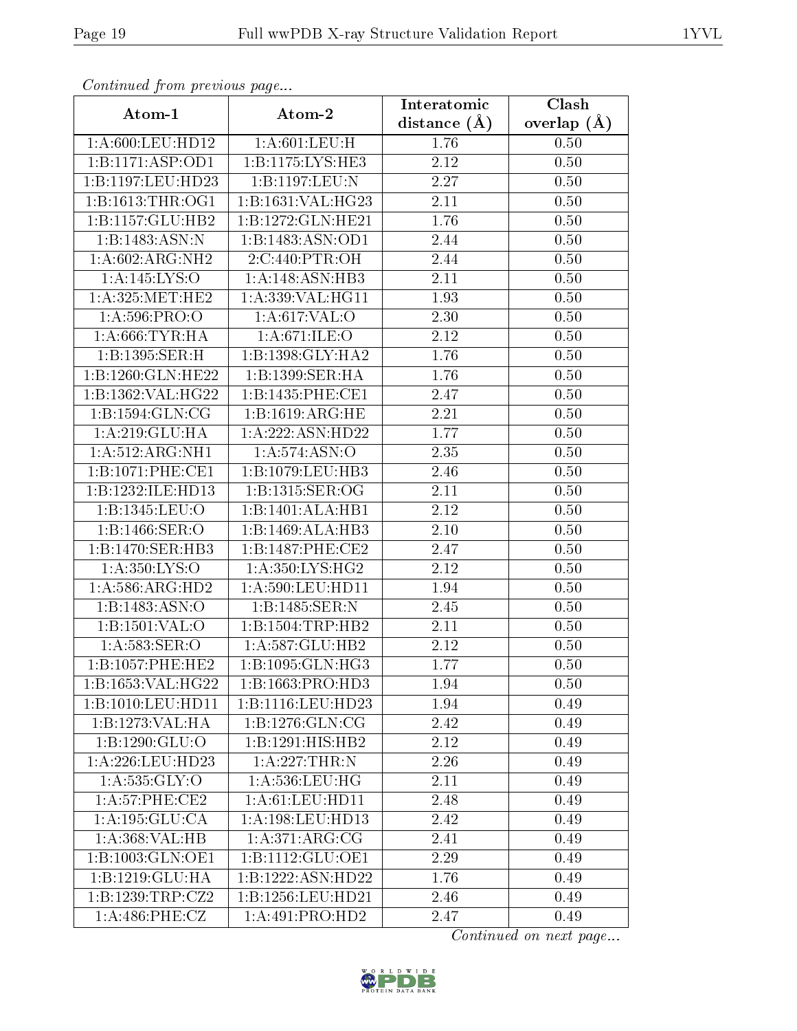*Continued from previous page...*

| Atom-1 | Atom-2 | Interatomic distance (Å) | Clash overlap (Å) |
|---|---|---|---|
| 1:A:600:LEU:HD12 | 1:A:601:LEU:H | 1.76 | 0.50 |
| 1:B:1171:ASP:OD1 | 1:B:1175:LYS:HE3 | 2.12 | 0.50 |
| 1:B:1197:LEU:HD23 | 1:B:1197:LEU:N | 2.27 | 0.50 |
| 1:B:1613:THR:OG1 | 1:B:1631:VAL:HG23 | 2.11 | 0.50 |
| 1:B:1157:GLU:HB2 | 1:B:1272:GLN:HE21 | 1.76 | 0.50 |
| 1:B:1483:ASN:N | 1:B:1483:ASN:OD1 | 2.44 | 0.50 |
| 1:A:602:ARG:NH2 | 2:C:440:PTR:OH | 2.44 | 0.50 |
| 1:A:145:LYS:O | 1:A:148:ASN:HB3 | 2.11 | 0.50 |
| 1:A:325:MET:HE2 | 1:A:339:VAL:HG11 | 1.93 | 0.50 |
| 1:A:596:PRO:O | 1:A:617:VAL:O | 2.30 | 0.50 |
| 1:A:666:TYR:HA | 1:A:671:ILE:O | 2.12 | 0.50 |
| 1:B:1395:SER:H | 1:B:1398:GLY:HA2 | 1.76 | 0.50 |
| 1:B:1260:GLN:HE22 | 1:B:1399:SER:HA | 1.76 | 0.50 |
| 1:B:1362:VAL:HG22 | 1:B:1435:PHE:CE1 | 2.47 | 0.50 |
| 1:B:1594:GLN:CG | 1:B:1619:ARG:HE | 2.21 | 0.50 |
| 1:A:219:GLU:HA | 1:A:222:ASN:HD22 | 1.77 | 0.50 |
| 1:A:512:ARG:NH1 | 1:A:574:ASN:O | 2.35 | 0.50 |
| 1:B:1071:PHE:CE1 | 1:B:1079:LEU:HB3 | 2.46 | 0.50 |
| 1:B:1232:ILE:HD13 | 1:B:1315:SER:OG | 2.11 | 0.50 |
| 1:B:1345:LEU:O | 1:B:1401:ALA:HB1 | 2.12 | 0.50 |
| 1:B:1466:SER:O | 1:B:1469:ALA:HB3 | 2.10 | 0.50 |
| 1:B:1470:SER:HB3 | 1:B:1487:PHE:CE2 | 2.47 | 0.50 |
| 1:A:350:LYS:O | 1:A:350:LYS:HG2 | 2.12 | 0.50 |
| 1:A:586:ARG:HD2 | 1:A:590:LEU:HD11 | 1.94 | 0.50 |
| 1:B:1483:ASN:O | 1:B:1485:SER:N | 2.45 | 0.50 |
| 1:B:1501:VAL:O | 1:B:1504:TRP:HB2 | 2.11 | 0.50 |
| 1:A:583:SER:O | 1:A:587:GLU:HB2 | 2.12 | 0.50 |
| 1:B:1057:PHE:HE2 | 1:B:1095:GLN:HG3 | 1.77 | 0.50 |
| 1:B:1653:VAL:HG22 | 1:B:1663:PRO:HD3 | 1.94 | 0.50 |
| 1:B:1010:LEU:HD11 | 1:B:1116:LEU:HD23 | 1.94 | 0.49 |
| 1:B:1273:VAL:HA | 1:B:1276:GLN:CG | 2.42 | 0.49 |
| 1:B:1290:GLU:O | 1:B:1291:HIS:HB2 | 2.12 | 0.49 |
| 1:A:226:LEU:HD23 | 1:A:227:THR:N | 2.26 | 0.49 |
| 1:A:535:GLY:O | 1:A:536:LEU:HG | 2.11 | 0.49 |
| 1:A:57:PHE:CE2 | 1:A:61:LEU:HD11 | 2.48 | 0.49 |
| 1:A:195:GLU:CA | 1:A:198:LEU:HD13 | 2.42 | 0.49 |
| 1:A:368:VAL:HB | 1:A:371:ARG:CG | 2.41 | 0.49 |
| 1:B:1003:GLN:OE1 | 1:B:1112:GLU:OE1 | 2.29 | 0.49 |
| 1:B:1219:GLU:HA | 1:B:1222:ASN:HD22 | 1.76 | 0.49 |
| 1:B:1239:TRP:CZ2 | 1:B:1256:LEU:HD21 | 2.46 | 0.49 |
| 1:A:486:PHE:CZ | 1:A:491:PRO:HD2 | 2.47 | 0.49 |

*Continued on next page...*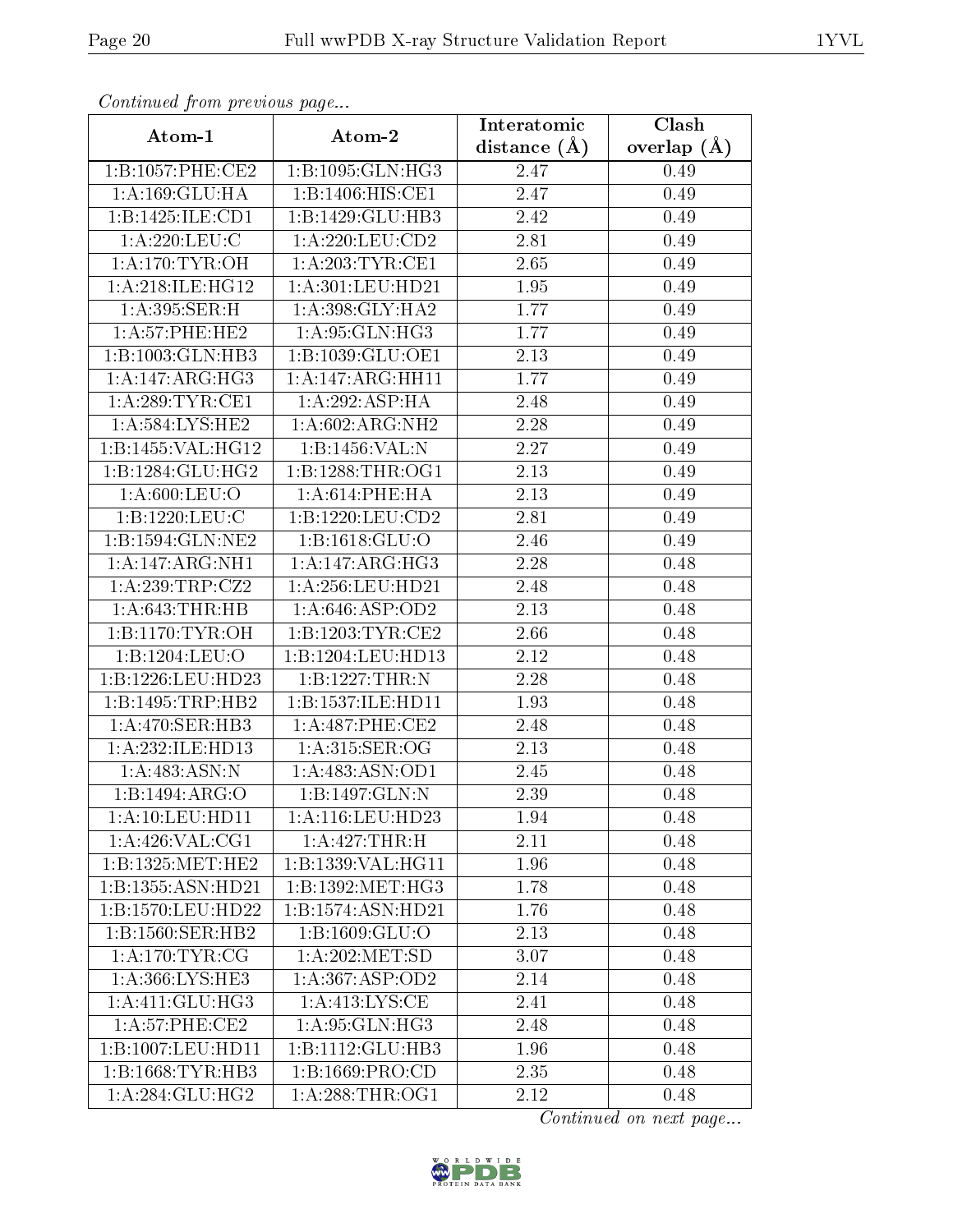*Continued from previous page...*

| Atom-1 | Atom-2 | Interatomic distance (Å) | Clash overlap (Å) |
| --- | --- | --- | --- |
| 1:B:1057:PHE:CE2 | 1:B:1095:GLN:HG3 | 2.47 | 0.49 |
| 1:A:169:GLU:HA | 1:B:1406:HIS:CE1 | 2.47 | 0.49 |
| 1:B:1425:ILE:CD1 | 1:B:1429:GLU:HB3 | 2.42 | 0.49 |
| 1:A:220:LEU:C | 1:A:220:LEU:CD2 | 2.81 | 0.49 |
| 1:A:170:TYR:OH | 1:A:203:TYR:CE1 | 2.65 | 0.49 |
| 1:A:218:ILE:HG12 | 1:A:301:LEU:HD21 | 1.95 | 0.49 |
| 1:A:395:SER:H | 1:A:398:GLY:HA2 | 1.77 | 0.49 |
| 1:A:57:PHE:HE2 | 1:A:95:GLN:HG3 | 1.77 | 0.49 |
| 1:B:1003:GLN:HB3 | 1:B:1039:GLU:OE1 | 2.13 | 0.49 |
| 1:A:147:ARG:HG3 | 1:A:147:ARG:HH11 | 1.77 | 0.49 |
| 1:A:289:TYR:CE1 | 1:A:292:ASP:HA | 2.48 | 0.49 |
| 1:A:584:LYS:HE2 | 1:A:602:ARG:NH2 | 2.28 | 0.49 |
| 1:B:1455:VAL:HG12 | 1:B:1456:VAL:N | 2.27 | 0.49 |
| 1:B:1284:GLU:HG2 | 1:B:1288:THR:OG1 | 2.13 | 0.49 |
| 1:A:600:LEU:O | 1:A:614:PHE:HA | 2.13 | 0.49 |
| 1:B:1220:LEU:C | 1:B:1220:LEU:CD2 | 2.81 | 0.49 |
| 1:B:1594:GLN:NE2 | 1:B:1618:GLU:O | 2.46 | 0.49 |
| 1:A:147:ARG:NH1 | 1:A:147:ARG:HG3 | 2.28 | 0.48 |
| 1:A:239:TRP:CZ2 | 1:A:256:LEU:HD21 | 2.48 | 0.48 |
| 1:A:643:THR:HB | 1:A:646:ASP:OD2 | 2.13 | 0.48 |
| 1:B:1170:TYR:OH | 1:B:1203:TYR:CE2 | 2.66 | 0.48 |
| 1:B:1204:LEU:O | 1:B:1204:LEU:HD13 | 2.12 | 0.48 |
| 1:B:1226:LEU:HD23 | 1:B:1227:THR:N | 2.28 | 0.48 |
| 1:B:1495:TRP:HB2 | 1:B:1537:ILE:HD11 | 1.93 | 0.48 |
| 1:A:470:SER:HB3 | 1:A:487:PHE:CE2 | 2.48 | 0.48 |
| 1:A:232:ILE:HD13 | 1:A:315:SER:OG | 2.13 | 0.48 |
| 1:A:483:ASN:N | 1:A:483:ASN:OD1 | 2.45 | 0.48 |
| 1:B:1494:ARG:O | 1:B:1497:GLN:N | 2.39 | 0.48 |
| 1:A:10:LEU:HD11 | 1:A:116:LEU:HD23 | 1.94 | 0.48 |
| 1:A:426:VAL:CG1 | 1:A:427:THR:H | 2.11 | 0.48 |
| 1:B:1325:MET:HE2 | 1:B:1339:VAL:HG11 | 1.96 | 0.48 |
| 1:B:1355:ASN:HD21 | 1:B:1392:MET:HG3 | 1.78 | 0.48 |
| 1:B:1570:LEU:HD22 | 1:B:1574:ASN:HD21 | 1.76 | 0.48 |
| 1:B:1560:SER:HB2 | 1:B:1609:GLU:O | 2.13 | 0.48 |
| 1:A:170:TYR:CG | 1:A:202:MET:SD | 3.07 | 0.48 |
| 1:A:366:LYS:HE3 | 1:A:367:ASP:OD2 | 2.14 | 0.48 |
| 1:A:411:GLU:HG3 | 1:A:413:LYS:CE | 2.41 | 0.48 |
| 1:A:57:PHE:CE2 | 1:A:95:GLN:HG3 | 2.48 | 0.48 |
| 1:B:1007:LEU:HD11 | 1:B:1112:GLU:HB3 | 1.96 | 0.48 |
| 1:B:1668:TYR:HB3 | 1:B:1669:PRO:CD | 2.35 | 0.48 |
| 1:A:284:GLU:HG2 | 1:A:288:THR:OG1 | 2.12 | 0.48 |

*Continued on next page...*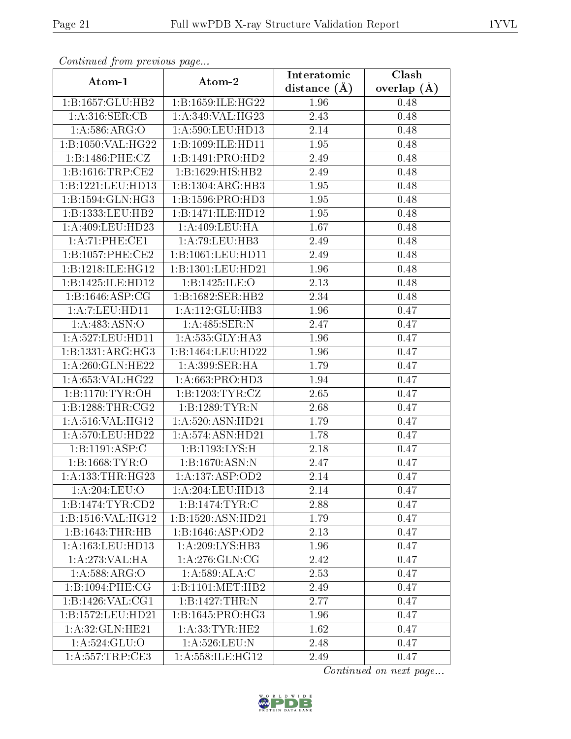*Continued from previous page...*

| Atom-1 | Atom-2 | Interatomic distance (Å) | Clash overlap (Å) |
|---|---|---|---|
| 1:B:1657:GLU:HB2 | 1:B:1659:ILE:HG22 | 1.96 | 0.48 |
| 1:A:316:SER:CB | 1:A:349:VAL:HG23 | 2.43 | 0.48 |
| 1:A:586:ARG:O | 1:A:590:LEU:HD13 | 2.14 | 0.48 |
| 1:B:1050:VAL:HG22 | 1:B:1099:ILE:HD11 | 1.95 | 0.48 |
| 1:B:1486:PHE:CZ | 1:B:1491:PRO:HD2 | 2.49 | 0.48 |
| 1:B:1616:TRP:CE2 | 1:B:1629:HIS:HB2 | 2.49 | 0.48 |
| 1:B:1221:LEU:HD13 | 1:B:1304:ARG:HB3 | 1.95 | 0.48 |
| 1:B:1594:GLN:HG3 | 1:B:1596:PRO:HD3 | 1.95 | 0.48 |
| 1:B:1333:LEU:HB2 | 1:B:1471:ILE:HD12 | 1.95 | 0.48 |
| 1:A:409:LEU:HD23 | 1:A:409:LEU:HA | 1.67 | 0.48 |
| 1:A:71:PHE:CE1 | 1:A:79:LEU:HB3 | 2.49 | 0.48 |
| 1:B:1057:PHE:CE2 | 1:B:1061:LEU:HD11 | 2.49 | 0.48 |
| 1:B:1218:ILE:HG12 | 1:B:1301:LEU:HD21 | 1.96 | 0.48 |
| 1:B:1425:ILE:HD12 | 1:B:1425:ILE:O | 2.13 | 0.48 |
| 1:B:1646:ASP:CG | 1:B:1682:SER:HB2 | 2.34 | 0.48 |
| 1:A:7:LEU:HD11 | 1:A:112:GLU:HB3 | 1.96 | 0.47 |
| 1:A:483:ASN:O | 1:A:485:SER:N | 2.47 | 0.47 |
| 1:A:527:LEU:HD11 | 1:A:535:GLY:HA3 | 1.96 | 0.47 |
| 1:B:1331:ARG:HG3 | 1:B:1464:LEU:HD22 | 1.96 | 0.47 |
| 1:A:260:GLN:HE22 | 1:A:399:SER:HA | 1.79 | 0.47 |
| 1:A:653:VAL:HG22 | 1:A:663:PRO:HD3 | 1.94 | 0.47 |
| 1:B:1170:TYR:OH | 1:B:1203:TYR:CZ | 2.65 | 0.47 |
| 1:B:1288:THR:CG2 | 1:B:1289:TYR:N | 2.68 | 0.47 |
| 1:A:516:VAL:HG12 | 1:A:520:ASN:HD21 | 1.79 | 0.47 |
| 1:A:570:LEU:HD22 | 1:A:574:ASN:HD21 | 1.78 | 0.47 |
| 1:B:1191:ASP:C | 1:B:1193:LYS:H | 2.18 | 0.47 |
| 1:B:1668:TYR:O | 1:B:1670:ASN:N | 2.47 | 0.47 |
| 1:A:133:THR:HG23 | 1:A:137:ASP:OD2 | 2.14 | 0.47 |
| 1:A:204:LEU:O | 1:A:204:LEU:HD13 | 2.14 | 0.47 |
| 1:B:1474:TYR:CD2 | 1:B:1474:TYR:C | 2.88 | 0.47 |
| 1:B:1516:VAL:HG12 | 1:B:1520:ASN:HD21 | 1.79 | 0.47 |
| 1:B:1643:THR:HB | 1:B:1646:ASP:OD2 | 2.13 | 0.47 |
| 1:A:163:LEU:HD13 | 1:A:209:LYS:HB3 | 1.96 | 0.47 |
| 1:A:273:VAL:HA | 1:A:276:GLN:CG | 2.42 | 0.47 |
| 1:A:588:ARG:O | 1:A:589:ALA:C | 2.53 | 0.47 |
| 1:B:1094:PHE:CG | 1:B:1101:MET:HB2 | 2.49 | 0.47 |
| 1:B:1426:VAL:CG1 | 1:B:1427:THR:N | 2.77 | 0.47 |
| 1:B:1572:LEU:HD21 | 1:B:1645:PRO:HG3 | 1.96 | 0.47 |
| 1:A:32:GLN:HE21 | 1:A:33:TYR:HE2 | 1.62 | 0.47 |
| 1:A:524:GLU:O | 1:A:526:LEU:N | 2.48 | 0.47 |
| 1:A:557:TRP:CE3 | 1:A:558:ILE:HG12 | 2.49 | 0.47 |

*Continued on next page...*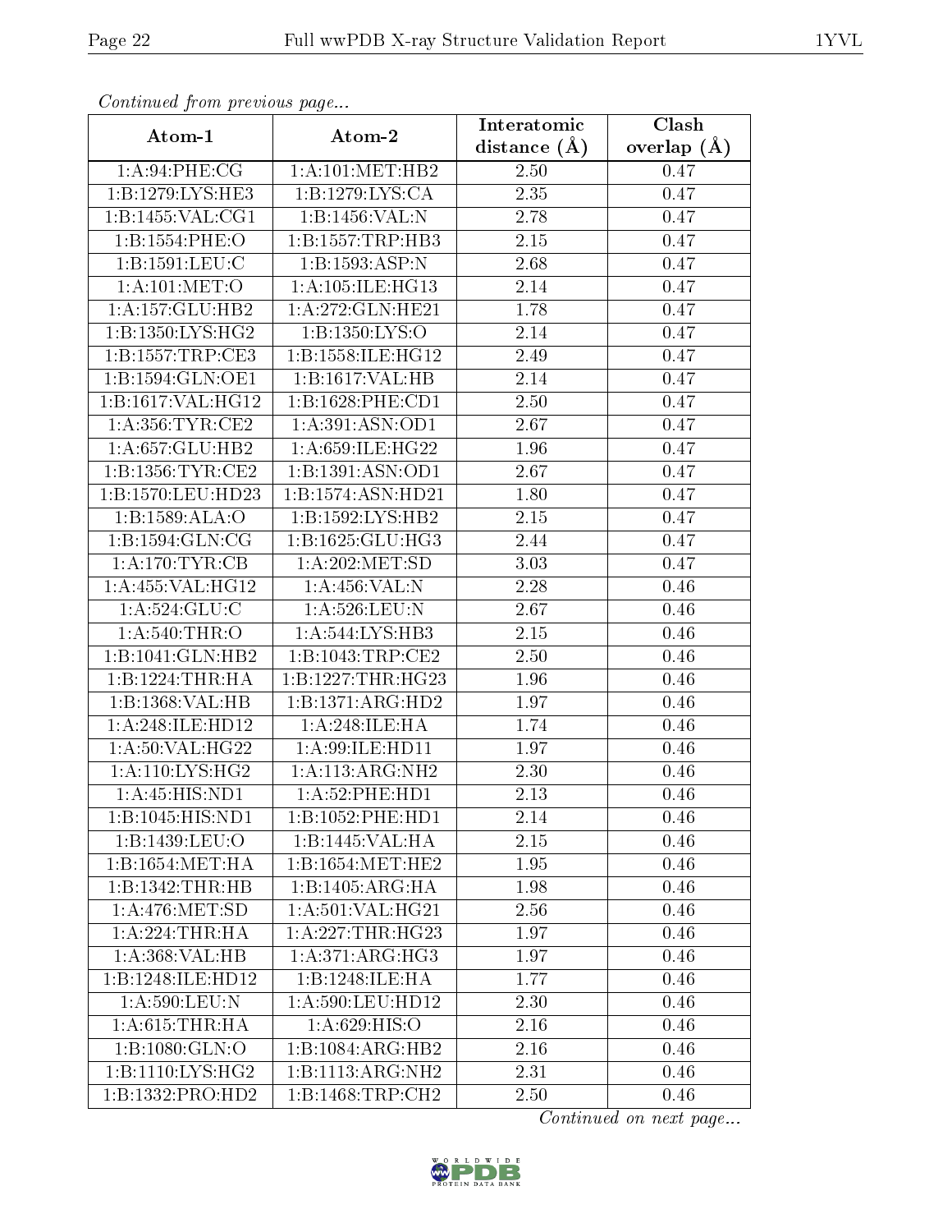*Continued from previous page...*

| Atom-1 | Atom-2 | Interatomic distance (Å) | Clash overlap (Å) |
|---|---|---|---|
| 1:A:94:PHE:CG | 1:A:101:MET:HB2 | 2.50 | 0.47 |
| 1:B:1279:LYS:HE3 | 1:B:1279:LYS:CA | 2.35 | 0.47 |
| 1:B:1455:VAL:CG1 | 1:B:1456:VAL:N | 2.78 | 0.47 |
| 1:B:1554:PHE:O | 1:B:1557:TRP:HB3 | 2.15 | 0.47 |
| 1:B:1591:LEU:C | 1:B:1593:ASP:N | 2.68 | 0.47 |
| 1:A:101:MET:O | 1:A:105:ILE:HG13 | 2.14 | 0.47 |
| 1:A:157:GLU:HB2 | 1:A:272:GLN:HE21 | 1.78 | 0.47 |
| 1:B:1350:LYS:HG2 | 1:B:1350:LYS:O | 2.14 | 0.47 |
| 1:B:1557:TRP:CE3 | 1:B:1558:ILE:HG12 | 2.49 | 0.47 |
| 1:B:1594:GLN:OE1 | 1:B:1617:VAL:HB | 2.14 | 0.47 |
| 1:B:1617:VAL:HG12 | 1:B:1628:PHE:CD1 | 2.50 | 0.47 |
| 1:A:356:TYR:CE2 | 1:A:391:ASN:OD1 | 2.67 | 0.47 |
| 1:A:657:GLU:HB2 | 1:A:659:ILE:HG22 | 1.96 | 0.47 |
| 1:B:1356:TYR:CE2 | 1:B:1391:ASN:OD1 | 2.67 | 0.47 |
| 1:B:1570:LEU:HD23 | 1:B:1574:ASN:HD21 | 1.80 | 0.47 |
| 1:B:1589:ALA:O | 1:B:1592:LYS:HB2 | 2.15 | 0.47 |
| 1:B:1594:GLN:CG | 1:B:1625:GLU:HG3 | 2.44 | 0.47 |
| 1:A:170:TYR:CB | 1:A:202:MET:SD | 3.03 | 0.47 |
| 1:A:455:VAL:HG12 | 1:A:456:VAL:N | 2.28 | 0.46 |
| 1:A:524:GLU:C | 1:A:526:LEU:N | 2.67 | 0.46 |
| 1:A:540:THR:O | 1:A:544:LYS:HB3 | 2.15 | 0.46 |
| 1:B:1041:GLN:HB2 | 1:B:1043:TRP:CE2 | 2.50 | 0.46 |
| 1:B:1224:THR:HA | 1:B:1227:THR:HG23 | 1.96 | 0.46 |
| 1:B:1368:VAL:HB | 1:B:1371:ARG:HD2 | 1.97 | 0.46 |
| 1:A:248:ILE:HD12 | 1:A:248:ILE:HA | 1.74 | 0.46 |
| 1:A:50:VAL:HG22 | 1:A:99:ILE:HD11 | 1.97 | 0.46 |
| 1:A:110:LYS:HG2 | 1:A:113:ARG:NH2 | 2.30 | 0.46 |
| 1:A:45:HIS:ND1 | 1:A:52:PHE:HD1 | 2.13 | 0.46 |
| 1:B:1045:HIS:ND1 | 1:B:1052:PHE:HD1 | 2.14 | 0.46 |
| 1:B:1439:LEU:O | 1:B:1445:VAL:HA | 2.15 | 0.46 |
| 1:B:1654:MET:HA | 1:B:1654:MET:HE2 | 1.95 | 0.46 |
| 1:B:1342:THR:HB | 1:B:1405:ARG:HA | 1.98 | 0.46 |
| 1:A:476:MET:SD | 1:A:501:VAL:HG21 | 2.56 | 0.46 |
| 1:A:224:THR:HA | 1:A:227:THR:HG23 | 1.97 | 0.46 |
| 1:A:368:VAL:HB | 1:A:371:ARG:HG3 | 1.97 | 0.46 |
| 1:B:1248:ILE:HD12 | 1:B:1248:ILE:HA | 1.77 | 0.46 |
| 1:A:590:LEU:N | 1:A:590:LEU:HD12 | 2.30 | 0.46 |
| 1:A:615:THR:HA | 1:A:629:HIS:O | 2.16 | 0.46 |
| 1:B:1080:GLN:O | 1:B:1084:ARG:HB2 | 2.16 | 0.46 |
| 1:B:1110:LYS:HG2 | 1:B:1113:ARG:NH2 | 2.31 | 0.46 |
| 1:B:1332:PRO:HD2 | 1:B:1468:TRP:CH2 | 2.50 | 0.46 |

*Continued on next page...*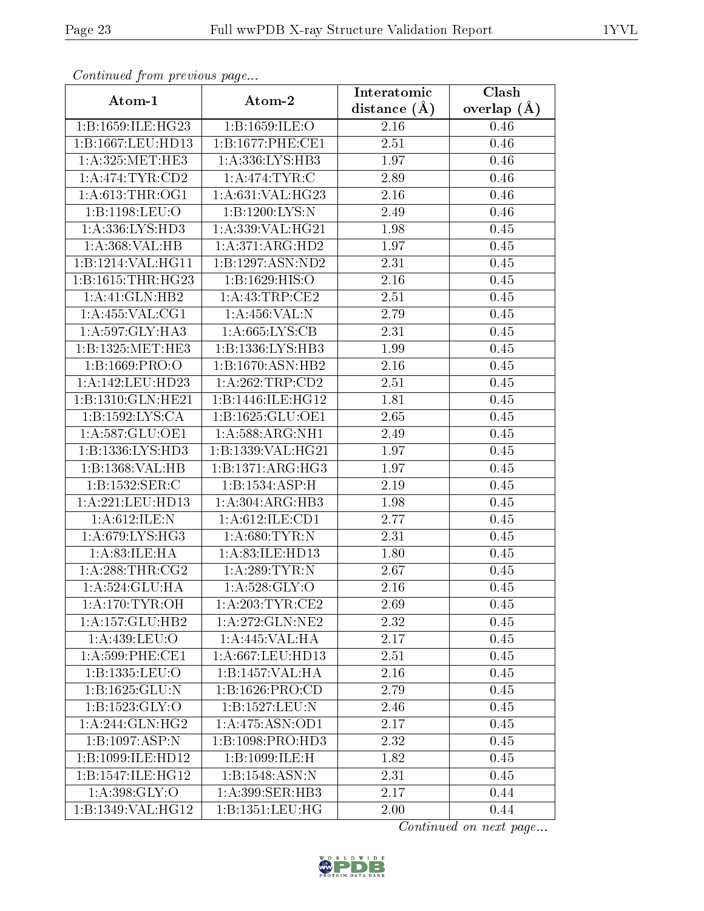*Continued from previous page...*

| Atom-1 | Atom-2 | Interatomic distance (Å) | Clash overlap (Å) |
|---|---|---|---|
| 1:B:1659:ILE:HG23 | 1:B:1659:ILE:O | 2.16 | 0.46 |
| 1:B:1667:LEU:HD13 | 1:B:1677:PHE:CE1 | 2.51 | 0.46 |
| 1:A:325:MET:HE3 | 1:A:336:LYS:HB3 | 1.97 | 0.46 |
| 1:A:474:TYR:CD2 | 1:A:474:TYR:C | 2.89 | 0.46 |
| 1:A:613:THR:OG1 | 1:A:631:VAL:HG23 | 2.16 | 0.46 |
| 1:B:1198:LEU:O | 1:B:1200:LYS:N | 2.49 | 0.46 |
| 1:A:336:LYS:HD3 | 1:A:339:VAL:HG21 | 1.98 | 0.45 |
| 1:A:368:VAL:HB | 1:A:371:ARG:HD2 | 1.97 | 0.45 |
| 1:B:1214:VAL:HG11 | 1:B:1297:ASN:ND2 | 2.31 | 0.45 |
| 1:B:1615:THR:HG23 | 1:B:1629:HIS:O | 2.16 | 0.45 |
| 1:A:41:GLN:HB2 | 1:A:43:TRP:CE2 | 2.51 | 0.45 |
| 1:A:455:VAL:CG1 | 1:A:456:VAL:N | 2.79 | 0.45 |
| 1:A:597:GLY:HA3 | 1:A:665:LYS:CB | 2.31 | 0.45 |
| 1:B:1325:MET:HE3 | 1:B:1336:LYS:HB3 | 1.99 | 0.45 |
| 1:B:1669:PRO:O | 1:B:1670:ASN:HB2 | 2.16 | 0.45 |
| 1:A:142:LEU:HD23 | 1:A:262:TRP:CD2 | 2.51 | 0.45 |
| 1:B:1310:GLN:HE21 | 1:B:1446:ILE:HG12 | 1.81 | 0.45 |
| 1:B:1592:LYS:CA | 1:B:1625:GLU:OE1 | 2.65 | 0.45 |
| 1:A:587:GLU:OE1 | 1:A:588:ARG:NH1 | 2.49 | 0.45 |
| 1:B:1336:LYS:HD3 | 1:B:1339:VAL:HG21 | 1.97 | 0.45 |
| 1:B:1368:VAL:HB | 1:B:1371:ARG:HG3 | 1.97 | 0.45 |
| 1:B:1532:SER:C | 1:B:1534:ASP:H | 2.19 | 0.45 |
| 1:A:221:LEU:HD13 | 1:A:304:ARG:HB3 | 1.98 | 0.45 |
| 1:A:612:ILE:N | 1:A:612:ILE:CD1 | 2.77 | 0.45 |
| 1:A:679:LYS:HG3 | 1:A:680:TYR:N | 2.31 | 0.45 |
| 1:A:83:ILE:HA | 1:A:83:ILE:HD13 | 1.80 | 0.45 |
| 1:A:288:THR:CG2 | 1:A:289:TYR:N | 2.67 | 0.45 |
| 1:A:524:GLU:HA | 1:A:528:GLY:O | 2.16 | 0.45 |
| 1:A:170:TYR:OH | 1:A:203:TYR:CE2 | 2.69 | 0.45 |
| 1:A:157:GLU:HB2 | 1:A:272:GLN:NE2 | 2.32 | 0.45 |
| 1:A:439:LEU:O | 1:A:445:VAL:HA | 2.17 | 0.45 |
| 1:A:599:PHE:CE1 | 1:A:667:LEU:HD13 | 2.51 | 0.45 |
| 1:B:1335:LEU:O | 1:B:1457:VAL:HA | 2.16 | 0.45 |
| 1:B:1625:GLU:N | 1:B:1626:PRO:CD | 2.79 | 0.45 |
| 1:B:1523:GLY:O | 1:B:1527:LEU:N | 2.46 | 0.45 |
| 1:A:244:GLN:HG2 | 1:A:475:ASN:OD1 | 2.17 | 0.45 |
| 1:B:1097:ASP:N | 1:B:1098:PRO:HD3 | 2.32 | 0.45 |
| 1:B:1099:ILE:HD12 | 1:B:1099:ILE:H | 1.82 | 0.45 |
| 1:B:1547:ILE:HG12 | 1:B:1548:ASN:N | 2.31 | 0.45 |
| 1:A:398:GLY:O | 1:A:399:SER:HB3 | 2.17 | 0.44 |
| 1:B:1349:VAL:HG12 | 1:B:1351:LEU:HG | 2.00 | 0.44 |

*Continued on next page...*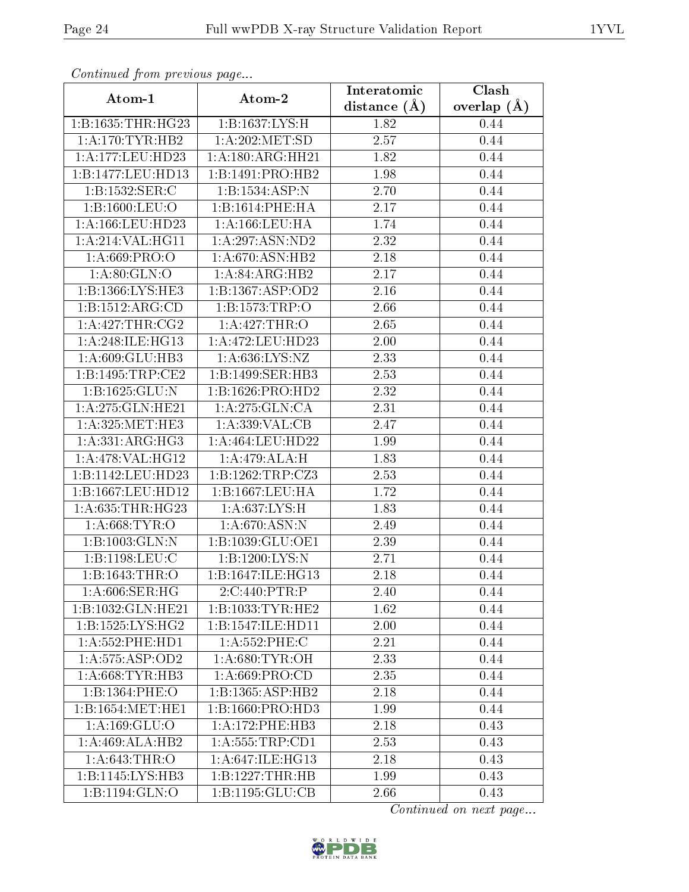*Continued from previous page...*

| Atom-1 | Atom-2 | Interatomic distance (Å) | Clash overlap (Å) |
|---|---|---|---|
| 1:B:1635:THR:HG23 | 1:B:1637:LYS:H | 1.82 | 0.44 |
| 1:A:170:TYR:HB2 | 1:A:202:MET:SD | 2.57 | 0.44 |
| 1:A:177:LEU:HD23 | 1:A:180:ARG:HH21 | 1.82 | 0.44 |
| 1:B:1477:LEU:HD13 | 1:B:1491:PRO:HB2 | 1.98 | 0.44 |
| 1:B:1532:SER:C | 1:B:1534:ASP:N | 2.70 | 0.44 |
| 1:B:1600:LEU:O | 1:B:1614:PHE:HA | 2.17 | 0.44 |
| 1:A:166:LEU:HD23 | 1:A:166:LEU:HA | 1.74 | 0.44 |
| 1:A:214:VAL:HG11 | 1:A:297:ASN:ND2 | 2.32 | 0.44 |
| 1:A:669:PRO:O | 1:A:670:ASN:HB2 | 2.18 | 0.44 |
| 1:A:80:GLN:O | 1:A:84:ARG:HB2 | 2.17 | 0.44 |
| 1:B:1366:LYS:HE3 | 1:B:1367:ASP:OD2 | 2.16 | 0.44 |
| 1:B:1512:ARG:CD | 1:B:1573:TRP:O | 2.66 | 0.44 |
| 1:A:427:THR:CG2 | 1:A:427:THR:O | 2.65 | 0.44 |
| 1:A:248:ILE:HG13 | 1:A:472:LEU:HD23 | 2.00 | 0.44 |
| 1:A:609:GLU:HB3 | 1:A:636:LYS:NZ | 2.33 | 0.44 |
| 1:B:1495:TRP:CE2 | 1:B:1499:SER:HB3 | 2.53 | 0.44 |
| 1:B:1625:GLU:N | 1:B:1626:PRO:HD2 | 2.32 | 0.44 |
| 1:A:275:GLN:HE21 | 1:A:275:GLN:CA | 2.31 | 0.44 |
| 1:A:325:MET:HE3 | 1:A:339:VAL:CB | 2.47 | 0.44 |
| 1:A:331:ARG:HG3 | 1:A:464:LEU:HD22 | 1.99 | 0.44 |
| 1:A:478:VAL:HG12 | 1:A:479:ALA:H | 1.83 | 0.44 |
| 1:B:1142:LEU:HD23 | 1:B:1262:TRP:CZ3 | 2.53 | 0.44 |
| 1:B:1667:LEU:HD12 | 1:B:1667:LEU:HA | 1.72 | 0.44 |
| 1:A:635:THR:HG23 | 1:A:637:LYS:H | 1.83 | 0.44 |
| 1:A:668:TYR:O | 1:A:670:ASN:N | 2.49 | 0.44 |
| 1:B:1003:GLN:N | 1:B:1039:GLU:OE1 | 2.39 | 0.44 |
| 1:B:1198:LEU:C | 1:B:1200:LYS:N | 2.71 | 0.44 |
| 1:B:1643:THR:O | 1:B:1647:ILE:HG13 | 2.18 | 0.44 |
| 1:A:606:SER:HG | 2:C:440:PTR:P | 2.40 | 0.44 |
| 1:B:1032:GLN:HE21 | 1:B:1033:TYR:HE2 | 1.62 | 0.44 |
| 1:B:1525:LYS:HG2 | 1:B:1547:ILE:HD11 | 2.00 | 0.44 |
| 1:A:552:PHE:HD1 | 1:A:552:PHE:C | 2.21 | 0.44 |
| 1:A:575:ASP:OD2 | 1:A:680:TYR:OH | 2.33 | 0.44 |
| 1:A:668:TYR:HB3 | 1:A:669:PRO:CD | 2.35 | 0.44 |
| 1:B:1364:PHE:O | 1:B:1365:ASP:HB2 | 2.18 | 0.44 |
| 1:B:1654:MET:HE1 | 1:B:1660:PRO:HD3 | 1.99 | 0.44 |
| 1:A:169:GLU:O | 1:A:172:PHE:HB3 | 2.18 | 0.43 |
| 1:A:469:ALA:HB2 | 1:A:555:TRP:CD1 | 2.53 | 0.43 |
| 1:A:643:THR:O | 1:A:647:ILE:HG13 | 2.18 | 0.43 |
| 1:B:1145:LYS:HB3 | 1:B:1227:THR:HB | 1.99 | 0.43 |
| 1:B:1194:GLN:O | 1:B:1195:GLU:CB | 2.66 | 0.43 |

*Continued on next page...*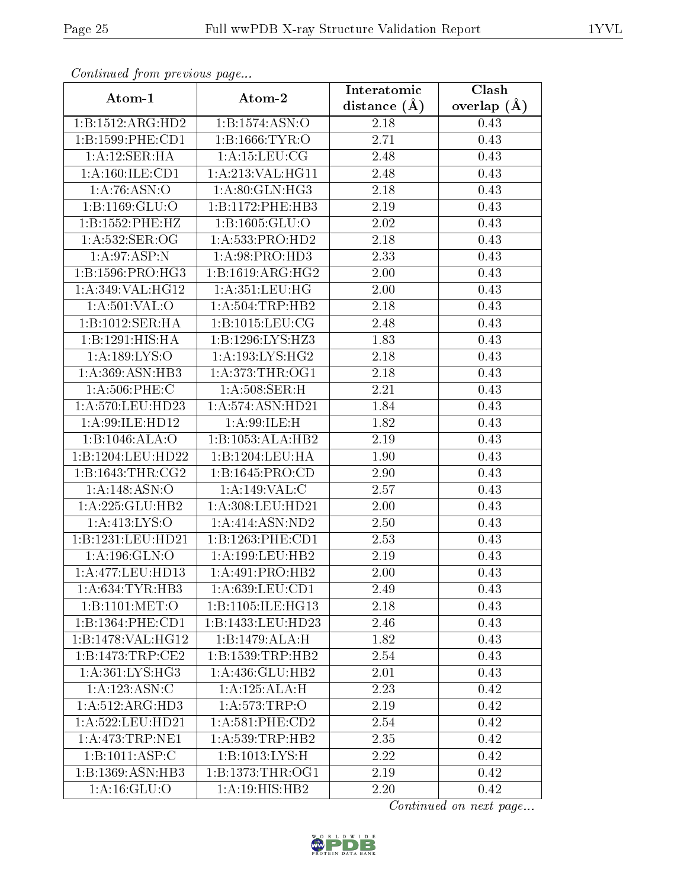*Continued from previous page...*

| Atom-1 | Atom-2 | Interatomic distance (Å) | Clash overlap (Å) |
|---|---|---|---|
| 1:B:1512:ARG:HD2 | 1:B:1574:ASN:O | 2.18 | 0.43 |
| 1:B:1599:PHE:CD1 | 1:B:1666:TYR:O | 2.71 | 0.43 |
| 1:A:12:SER:HA | 1:A:15:LEU:CG | 2.48 | 0.43 |
| 1:A:160:ILE:CD1 | 1:A:213:VAL:HG11 | 2.48 | 0.43 |
| 1:A:76:ASN:O | 1:A:80:GLN:HG3 | 2.18 | 0.43 |
| 1:B:1169:GLU:O | 1:B:1172:PHE:HB3 | 2.19 | 0.43 |
| 1:B:1552:PHE:HZ | 1:B:1605:GLU:O | 2.02 | 0.43 |
| 1:A:532:SER:OG | 1:A:533:PRO:HD2 | 2.18 | 0.43 |
| 1:A:97:ASP:N | 1:A:98:PRO:HD3 | 2.33 | 0.43 |
| 1:B:1596:PRO:HG3 | 1:B:1619:ARG:HG2 | 2.00 | 0.43 |
| 1:A:349:VAL:HG12 | 1:A:351:LEU:HG | 2.00 | 0.43 |
| 1:A:501:VAL:O | 1:A:504:TRP:HB2 | 2.18 | 0.43 |
| 1:B:1012:SER:HA | 1:B:1015:LEU:CG | 2.48 | 0.43 |
| 1:B:1291:HIS:HA | 1:B:1296:LYS:HZ3 | 1.83 | 0.43 |
| 1:A:189:LYS:O | 1:A:193:LYS:HG2 | 2.18 | 0.43 |
| 1:A:369:ASN:HB3 | 1:A:373:THR:OG1 | 2.18 | 0.43 |
| 1:A:506:PHE:C | 1:A:508:SER:H | 2.21 | 0.43 |
| 1:A:570:LEU:HD23 | 1:A:574:ASN:HD21 | 1.84 | 0.43 |
| 1:A:99:ILE:HD12 | 1:A:99:ILE:H | 1.82 | 0.43 |
| 1:B:1046:ALA:O | 1:B:1053:ALA:HB2 | 2.19 | 0.43 |
| 1:B:1204:LEU:HD22 | 1:B:1204:LEU:HA | 1.90 | 0.43 |
| 1:B:1643:THR:CG2 | 1:B:1645:PRO:CD | 2.90 | 0.43 |
| 1:A:148:ASN:O | 1:A:149:VAL:C | 2.57 | 0.43 |
| 1:A:225:GLU:HB2 | 1:A:308:LEU:HD21 | 2.00 | 0.43 |
| 1:A:413:LYS:O | 1:A:414:ASN:ND2 | 2.50 | 0.43 |
| 1:B:1231:LEU:HD21 | 1:B:1263:PHE:CD1 | 2.53 | 0.43 |
| 1:A:196:GLN:O | 1:A:199:LEU:HB2 | 2.19 | 0.43 |
| 1:A:477:LEU:HD13 | 1:A:491:PRO:HB2 | 2.00 | 0.43 |
| 1:A:634:TYR:HB3 | 1:A:639:LEU:CD1 | 2.49 | 0.43 |
| 1:B:1101:MET:O | 1:B:1105:ILE:HG13 | 2.18 | 0.43 |
| 1:B:1364:PHE:CD1 | 1:B:1433:LEU:HD23 | 2.46 | 0.43 |
| 1:B:1478:VAL:HG12 | 1:B:1479:ALA:H | 1.82 | 0.43 |
| 1:B:1473:TRP:CE2 | 1:B:1539:TRP:HB2 | 2.54 | 0.43 |
| 1:A:361:LYS:HG3 | 1:A:436:GLU:HB2 | 2.01 | 0.43 |
| 1:A:123:ASN:C | 1:A:125:ALA:H | 2.23 | 0.42 |
| 1:A:512:ARG:HD3 | 1:A:573:TRP:O | 2.19 | 0.42 |
| 1:A:522:LEU:HD21 | 1:A:581:PHE:CD2 | 2.54 | 0.42 |
| 1:A:473:TRP:NE1 | 1:A:539:TRP:HB2 | 2.35 | 0.42 |
| 1:B:1011:ASP:C | 1:B:1013:LYS:H | 2.22 | 0.42 |
| 1:B:1369:ASN:HB3 | 1:B:1373:THR:OG1 | 2.19 | 0.42 |
| 1:A:16:GLU:O | 1:A:19:HIS:HB2 | 2.20 | 0.42 |

*Continued on next page...*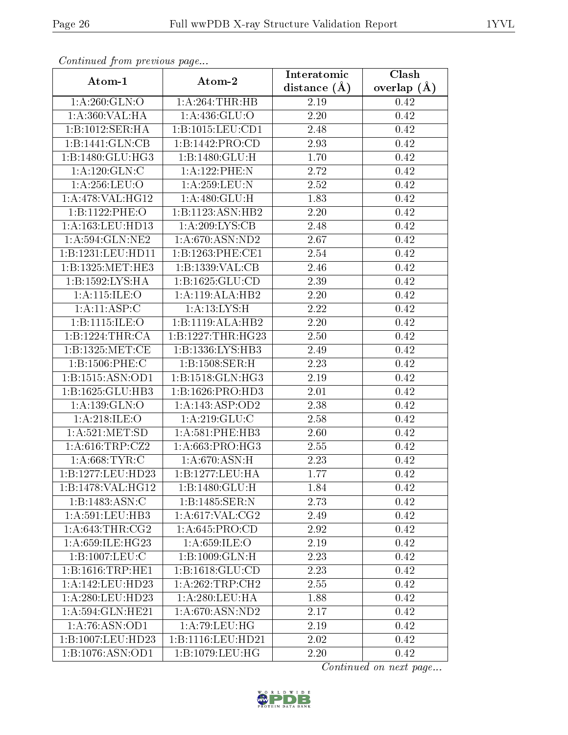*Continued from previous page...*

| Atom-1 | Atom-2 | Interatomic distance (Å) | Clash overlap (Å) |
| --- | --- | --- | --- |
| 1:A:260:GLN:O | 1:A:264:THR:HB | 2.19 | 0.42 |
| 1:A:360:VAL:HA | 1:A:436:GLU:O | 2.20 | 0.42 |
| 1:B:1012:SER:HA | 1:B:1015:LEU:CD1 | 2.48 | 0.42 |
| 1:B:1441:GLN:CB | 1:B:1442:PRO:CD | 2.93 | 0.42 |
| 1:B:1480:GLU:HG3 | 1:B:1480:GLU:H | 1.70 | 0.42 |
| 1:A:120:GLN:C | 1:A:122:PHE:N | 2.72 | 0.42 |
| 1:A:256:LEU:O | 1:A:259:LEU:N | 2.52 | 0.42 |
| 1:A:478:VAL:HG12 | 1:A:480:GLU:H | 1.83 | 0.42 |
| 1:B:1122:PHE:O | 1:B:1123:ASN:HB2 | 2.20 | 0.42 |
| 1:A:163:LEU:HD13 | 1:A:209:LYS:CB | 2.48 | 0.42 |
| 1:A:594:GLN:NE2 | 1:A:670:ASN:ND2 | 2.67 | 0.42 |
| 1:B:1231:LEU:HD11 | 1:B:1263:PHE:CE1 | 2.54 | 0.42 |
| 1:B:1325:MET:HE3 | 1:B:1339:VAL:CB | 2.46 | 0.42 |
| 1:B:1592:LYS:HA | 1:B:1625:GLU:CD | 2.39 | 0.42 |
| 1:A:115:ILE:O | 1:A:119:ALA:HB2 | 2.20 | 0.42 |
| 1:A:11:ASP:C | 1:A:13:LYS:H | 2.22 | 0.42 |
| 1:B:1115:ILE:O | 1:B:1119:ALA:HB2 | 2.20 | 0.42 |
| 1:B:1224:THR:CA | 1:B:1227:THR:HG23 | 2.50 | 0.42 |
| 1:B:1325:MET:CE | 1:B:1336:LYS:HB3 | 2.49 | 0.42 |
| 1:B:1506:PHE:C | 1:B:1508:SER:H | 2.23 | 0.42 |
| 1:B:1515:ASN:OD1 | 1:B:1518:GLN:HG3 | 2.19 | 0.42 |
| 1:B:1625:GLU:HB3 | 1:B:1626:PRO:HD3 | 2.01 | 0.42 |
| 1:A:139:GLN:O | 1:A:143:ASP:OD2 | 2.38 | 0.42 |
| 1:A:218:ILE:O | 1:A:219:GLU:C | 2.58 | 0.42 |
| 1:A:521:MET:SD | 1:A:581:PHE:HB3 | 2.60 | 0.42 |
| 1:A:616:TRP:CZ2 | 1:A:663:PRO:HG3 | 2.55 | 0.42 |
| 1:A:668:TYR:C | 1:A:670:ASN:H | 2.23 | 0.42 |
| 1:B:1277:LEU:HD23 | 1:B:1277:LEU:HA | 1.77 | 0.42 |
| 1:B:1478:VAL:HG12 | 1:B:1480:GLU:H | 1.84 | 0.42 |
| 1:B:1483:ASN:C | 1:B:1485:SER:N | 2.73 | 0.42 |
| 1:A:591:LEU:HB3 | 1:A:617:VAL:CG2 | 2.49 | 0.42 |
| 1:A:643:THR:CG2 | 1:A:645:PRO:CD | 2.92 | 0.42 |
| 1:A:659:ILE:HG23 | 1:A:659:ILE:O | 2.19 | 0.42 |
| 1:B:1007:LEU:C | 1:B:1009:GLN:H | 2.23 | 0.42 |
| 1:B:1616:TRP:HE1 | 1:B:1618:GLU:CD | 2.23 | 0.42 |
| 1:A:142:LEU:HD23 | 1:A:262:TRP:CH2 | 2.55 | 0.42 |
| 1:A:280:LEU:HD23 | 1:A:280:LEU:HA | 1.88 | 0.42 |
| 1:A:594:GLN:HE21 | 1:A:670:ASN:ND2 | 2.17 | 0.42 |
| 1:A:76:ASN:OD1 | 1:A:79:LEU:HG | 2.19 | 0.42 |
| 1:B:1007:LEU:HD23 | 1:B:1116:LEU:HD21 | 2.02 | 0.42 |
| 1:B:1076:ASN:OD1 | 1:B:1079:LEU:HG | 2.20 | 0.42 |

*Continued on next page...*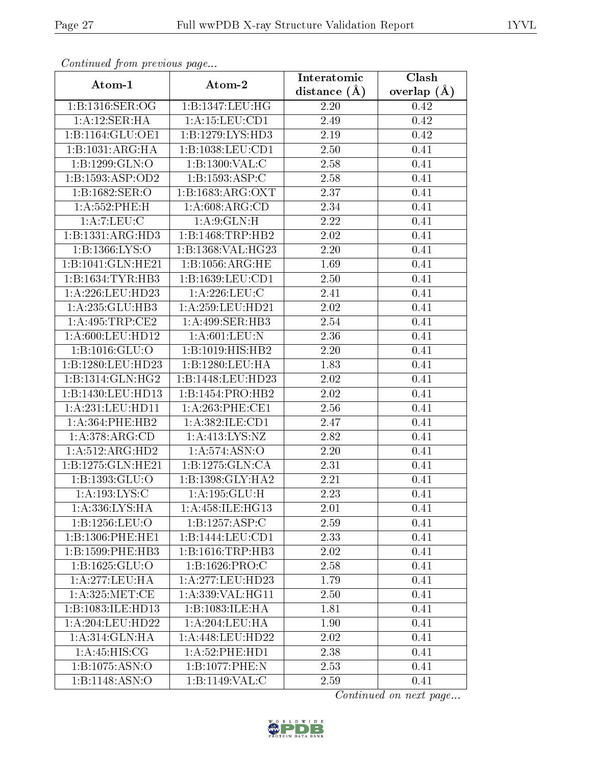*Continued from previous page...*

| Atom-1 | Atom-2 | Interatomic distance (Å) | Clash overlap (Å) |
|---|---|---|---|
| 1:B:1316:SER:OG | 1:B:1347:LEU:HG | 2.20 | 0.42 |
| 1:A:12:SER:HA | 1:A:15:LEU:CD1 | 2.49 | 0.42 |
| 1:B:1164:GLU:OE1 | 1:B:1279:LYS:HD3 | 2.19 | 0.42 |
| 1:B:1031:ARG:HA | 1:B:1038:LEU:CD1 | 2.50 | 0.41 |
| 1:B:1299:GLN:O | 1:B:1300:VAL:C | 2.58 | 0.41 |
| 1:B:1593:ASP:OD2 | 1:B:1593:ASP:C | 2.58 | 0.41 |
| 1:B:1682:SER:O | 1:B:1683:ARG:OXT | 2.37 | 0.41 |
| 1:A:552:PHE:H | 1:A:608:ARG:CD | 2.34 | 0.41 |
| 1:A:7:LEU:C | 1:A:9:GLN:H | 2.22 | 0.41 |
| 1:B:1331:ARG:HD3 | 1:B:1468:TRP:HB2 | 2.02 | 0.41 |
| 1:B:1366:LYS:O | 1:B:1368:VAL:HG23 | 2.20 | 0.41 |
| 1:B:1041:GLN:HE21 | 1:B:1056:ARG:HE | 1.69 | 0.41 |
| 1:B:1634:TYR:HB3 | 1:B:1639:LEU:CD1 | 2.50 | 0.41 |
| 1:A:226:LEU:HD23 | 1:A:226:LEU:C | 2.41 | 0.41 |
| 1:A:235:GLU:HB3 | 1:A:259:LEU:HD21 | 2.02 | 0.41 |
| 1:A:495:TRP:CE2 | 1:A:499:SER:HB3 | 2.54 | 0.41 |
| 1:A:600:LEU:HD12 | 1:A:601:LEU:N | 2.36 | 0.41 |
| 1:B:1016:GLU:O | 1:B:1019:HIS:HB2 | 2.20 | 0.41 |
| 1:B:1280:LEU:HD23 | 1:B:1280:LEU:HA | 1.83 | 0.41 |
| 1:B:1314:GLN:HG2 | 1:B:1448:LEU:HD23 | 2.02 | 0.41 |
| 1:B:1430:LEU:HD13 | 1:B:1454:PRO:HB2 | 2.02 | 0.41 |
| 1:A:231:LEU:HD11 | 1:A:263:PHE:CE1 | 2.56 | 0.41 |
| 1:A:364:PHE:HB2 | 1:A:382:ILE:CD1 | 2.47 | 0.41 |
| 1:A:378:ARG:CD | 1:A:413:LYS:NZ | 2.82 | 0.41 |
| 1:A:512:ARG:HD2 | 1:A:574:ASN:O | 2.20 | 0.41 |
| 1:B:1275:GLN:HE21 | 1:B:1275:GLN:CA | 2.31 | 0.41 |
| 1:B:1393:GLU:O | 1:B:1398:GLY:HA2 | 2.21 | 0.41 |
| 1:A:193:LYS:C | 1:A:195:GLU:H | 2.23 | 0.41 |
| 1:A:336:LYS:HA | 1:A:458:ILE:HG13 | 2.01 | 0.41 |
| 1:B:1256:LEU:O | 1:B:1257:ASP:C | 2.59 | 0.41 |
| 1:B:1306:PHE:HE1 | 1:B:1444:LEU:CD1 | 2.33 | 0.41 |
| 1:B:1599:PHE:HB3 | 1:B:1616:TRP:HB3 | 2.02 | 0.41 |
| 1:B:1625:GLU:O | 1:B:1626:PRO:C | 2.58 | 0.41 |
| 1:A:277:LEU:HA | 1:A:277:LEU:HD23 | 1.79 | 0.41 |
| 1:A:325:MET:CE | 1:A:339:VAL:HG11 | 2.50 | 0.41 |
| 1:B:1083:ILE:HD13 | 1:B:1083:ILE:HA | 1.81 | 0.41 |
| 1:A:204:LEU:HD22 | 1:A:204:LEU:HA | 1.90 | 0.41 |
| 1:A:314:GLN:HA | 1:A:448:LEU:HD22 | 2.02 | 0.41 |
| 1:A:45:HIS:CG | 1:A:52:PHE:HD1 | 2.38 | 0.41 |
| 1:B:1075:ASN:O | 1:B:1077:PHE:N | 2.53 | 0.41 |
| 1:B:1148:ASN:O | 1:B:1149:VAL:C | 2.59 | 0.41 |

*Continued on next page...*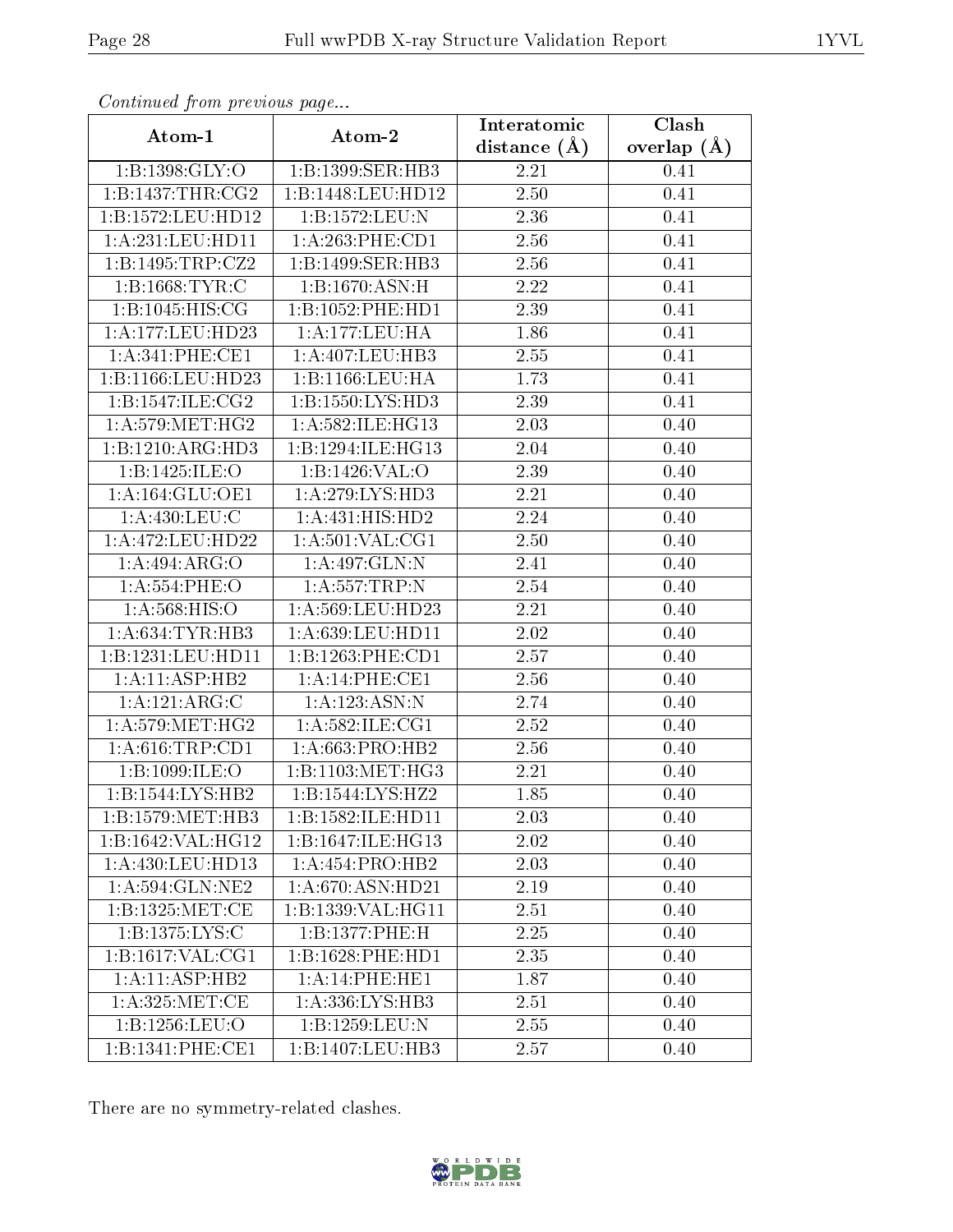*Continued from previous page...*

| Atom-1 | Atom-2 | Interatomic distance (Å) | Clash overlap (Å) |
|---|---|---|---|
| 1:B:1398:GLY:O | 1:B:1399:SER:HB3 | 2.21 | 0.41 |
| 1:B:1437:THR:CG2 | 1:B:1448:LEU:HD12 | 2.50 | 0.41 |
| 1:B:1572:LEU:HD12 | 1:B:1572:LEU:N | 2.36 | 0.41 |
| 1:A:231:LEU:HD11 | 1:A:263:PHE:CD1 | 2.56 | 0.41 |
| 1:B:1495:TRP:CZ2 | 1:B:1499:SER:HB3 | 2.56 | 0.41 |
| 1:B:1668:TYR:C | 1:B:1670:ASN:H | 2.22 | 0.41 |
| 1:B:1045:HIS:CG | 1:B:1052:PHE:HD1 | 2.39 | 0.41 |
| 1:A:177:LEU:HD23 | 1:A:177:LEU:HA | 1.86 | 0.41 |
| 1:A:341:PHE:CE1 | 1:A:407:LEU:HB3 | 2.55 | 0.41 |
| 1:B:1166:LEU:HD23 | 1:B:1166:LEU:HA | 1.73 | 0.41 |
| 1:B:1547:ILE:CG2 | 1:B:1550:LYS:HD3 | 2.39 | 0.41 |
| 1:A:579:MET:HG2 | 1:A:582:ILE:HG13 | 2.03 | 0.40 |
| 1:B:1210:ARG:HD3 | 1:B:1294:ILE:HG13 | 2.04 | 0.40 |
| 1:B:1425:ILE:O | 1:B:1426:VAL:O | 2.39 | 0.40 |
| 1:A:164:GLU:OE1 | 1:A:279:LYS:HD3 | 2.21 | 0.40 |
| 1:A:430:LEU:C | 1:A:431:HIS:HD2 | 2.24 | 0.40 |
| 1:A:472:LEU:HD22 | 1:A:501:VAL:CG1 | 2.50 | 0.40 |
| 1:A:494:ARG:O | 1:A:497:GLN:N | 2.41 | 0.40 |
| 1:A:554:PHE:O | 1:A:557:TRP:N | 2.54 | 0.40 |
| 1:A:568:HIS:O | 1:A:569:LEU:HD23 | 2.21 | 0.40 |
| 1:A:634:TYR:HB3 | 1:A:639:LEU:HD11 | 2.02 | 0.40 |
| 1:B:1231:LEU:HD11 | 1:B:1263:PHE:CD1 | 2.57 | 0.40 |
| 1:A:11:ASP:HB2 | 1:A:14:PHE:CE1 | 2.56 | 0.40 |
| 1:A:121:ARG:C | 1:A:123:ASN:N | 2.74 | 0.40 |
| 1:A:579:MET:HG2 | 1:A:582:ILE:CG1 | 2.52 | 0.40 |
| 1:A:616:TRP:CD1 | 1:A:663:PRO:HB2 | 2.56 | 0.40 |
| 1:B:1099:ILE:O | 1:B:1103:MET:HG3 | 2.21 | 0.40 |
| 1:B:1544:LYS:HB2 | 1:B:1544:LYS:HZ2 | 1.85 | 0.40 |
| 1:B:1579:MET:HB3 | 1:B:1582:ILE:HD11 | 2.03 | 0.40 |
| 1:B:1642:VAL:HG12 | 1:B:1647:ILE:HG13 | 2.02 | 0.40 |
| 1:A:430:LEU:HD13 | 1:A:454:PRO:HB2 | 2.03 | 0.40 |
| 1:A:594:GLN:NE2 | 1:A:670:ASN:HD21 | 2.19 | 0.40 |
| 1:B:1325:MET:CE | 1:B:1339:VAL:HG11 | 2.51 | 0.40 |
| 1:B:1375:LYS:C | 1:B:1377:PHE:H | 2.25 | 0.40 |
| 1:B:1617:VAL:CG1 | 1:B:1628:PHE:HD1 | 2.35 | 0.40 |
| 1:A:11:ASP:HB2 | 1:A:14:PHE:HE1 | 1.87 | 0.40 |
| 1:A:325:MET:CE | 1:A:336:LYS:HB3 | 2.51 | 0.40 |
| 1:B:1256:LEU:O | 1:B:1259:LEU:N | 2.55 | 0.40 |
| 1:B:1341:PHE:CE1 | 1:B:1407:LEU:HB3 | 2.57 | 0.40 |

There are no symmetry-related clashes.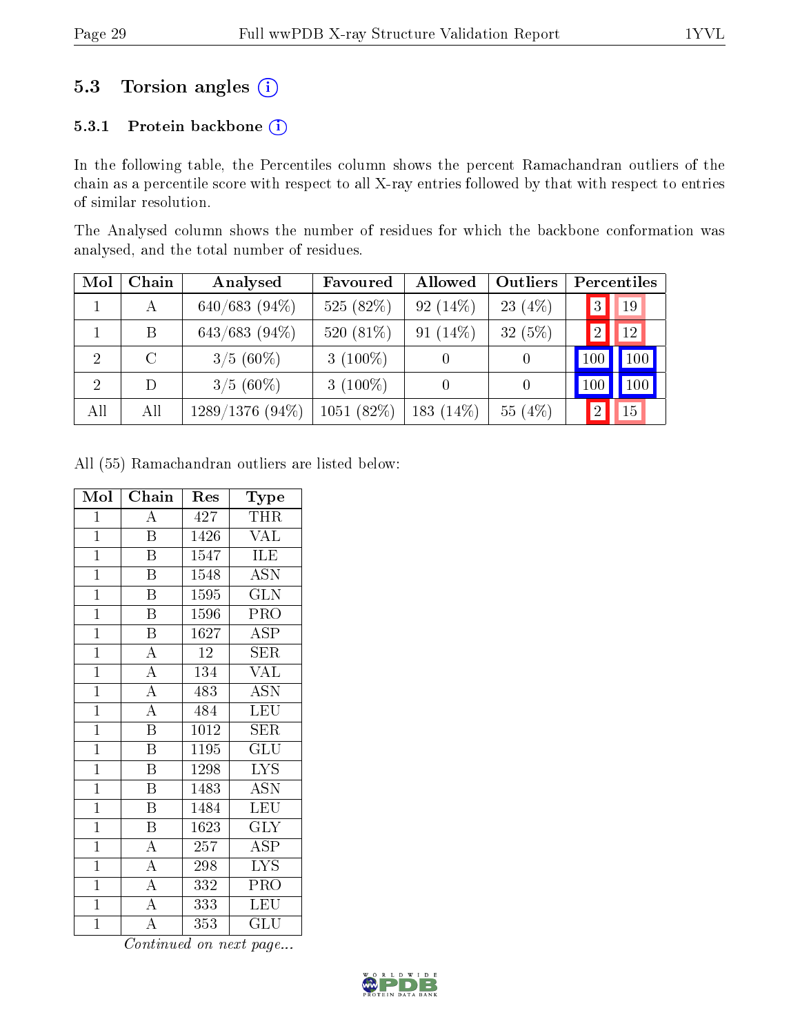## 5.3 Torsion angles

### 5.3.1 Protein backbone

In the following table, the Percentiles column shows the percent Ramachandran outliers of the chain as a percentile score with respect to all X-ray entries followed by that with respect to entries of similar resolution.

The Analysed column shows the number of residues for which the backbone conformation was analysed, and the total number of residues.

| Mol | Chain | Analysed | Favoured | Allowed | Outliers | Percentiles | |
|---|---|---|---|---|---|---|---|
| 1 | A | 640/683 (94%) | 525 (82%) | 92 (14%) | 23 (4%) | 3 | 19 |
| 1 | B | 643/683 (94%) | 520 (81%) | 91 (14%) | 32 (5%) | 2 | 12 |
| 2 | C | 3/5 (60%) | 3 (100%) | 0 | 0 | 100 | 100 |
| 2 | D | 3/5 (60%) | 3 (100%) | 0 | 0 | 100 | 100 |
| All | All | 1289/1376 (94%) | 1051 (82%) | 183 (14%) | 55 (4%) | 2 | 15 |

All (55) Ramachandran outliers are listed below:

| Mol | Chain | Res | Type |
|---|---|---|---|
| 1 | A | 427 | THR |
| 1 | B | 1426 | VAL |
| 1 | B | 1547 | ILE |
| 1 | B | 1548 | ASN |
| 1 | B | 1595 | GLN |
| 1 | B | 1596 | PRO |
| 1 | B | 1627 | ASP |
| 1 | A | 12 | SER |
| 1 | A | 134 | VAL |
| 1 | A | 483 | ASN |
| 1 | A | 484 | LEU |
| 1 | B | 1012 | SER |
| 1 | B | 1195 | GLU |
| 1 | B | 1298 | LYS |
| 1 | B | 1483 | ASN |
| 1 | B | 1484 | LEU |
| 1 | B | 1623 | GLY |
| 1 | A | 257 | ASP |
| 1 | A | 298 | LYS |
| 1 | A | 332 | PRO |
| 1 | A | 333 | LEU |
| 1 | A | 353 | GLU |

*Continued on next page...*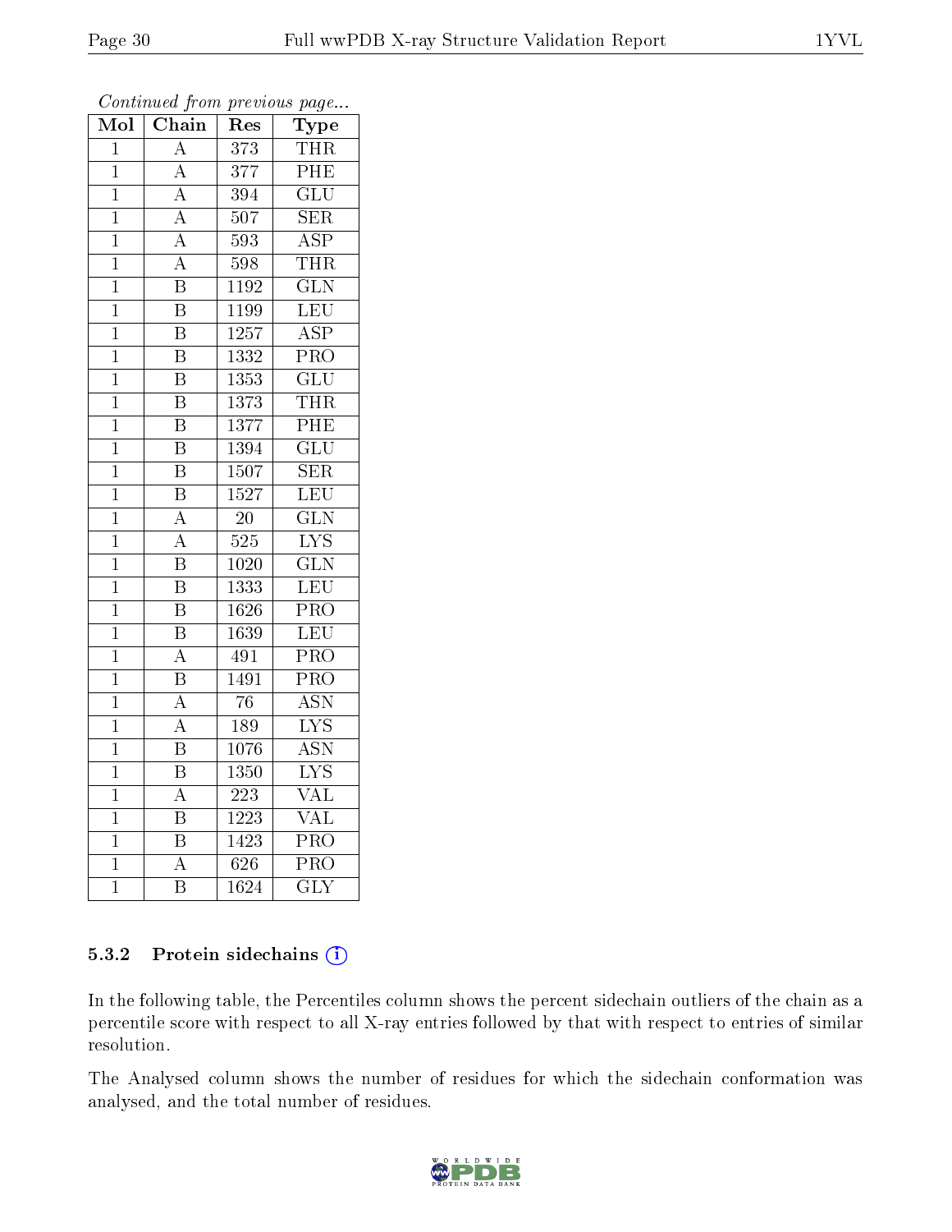*Continued from previous page...*

| Mol | Chain | Res | Type |
|---|---|---|---|
| 1 | A | 373 | THR |
| 1 | A | 377 | PHE |
| 1 | A | 394 | GLU |
| 1 | A | 507 | SER |
| 1 | A | 593 | ASP |
| 1 | A | 598 | THR |
| 1 | B | 1192 | GLN |
| 1 | B | 1199 | LEU |
| 1 | B | 1257 | ASP |
| 1 | B | 1332 | PRO |
| 1 | B | 1353 | GLU |
| 1 | B | 1373 | THR |
| 1 | B | 1377 | PHE |
| 1 | B | 1394 | GLU |
| 1 | B | 1507 | SER |
| 1 | B | 1527 | LEU |
| 1 | A | 20 | GLN |
| 1 | A | 525 | LYS |
| 1 | B | 1020 | GLN |
| 1 | B | 1333 | LEU |
| 1 | B | 1626 | PRO |
| 1 | B | 1639 | LEU |
| 1 | A | 491 | PRO |
| 1 | B | 1491 | PRO |
| 1 | A | 76 | ASN |
| 1 | A | 189 | LYS |
| 1 | B | 1076 | ASN |
| 1 | B | 1350 | LYS |
| 1 | A | 223 | VAL |
| 1 | B | 1223 | VAL |
| 1 | B | 1423 | PRO |
| 1 | A | 626 | PRO |
| 1 | B | 1624 | GLY |

### 5.3.2 Protein sidechains

In the following table, the Percentiles column shows the percent sidechain outliers of the chain as a percentile score with respect to all X-ray entries followed by that with respect to entries of similar resolution.

The Analysed column shows the number of residues for which the sidechain conformation was analysed, and the total number of residues.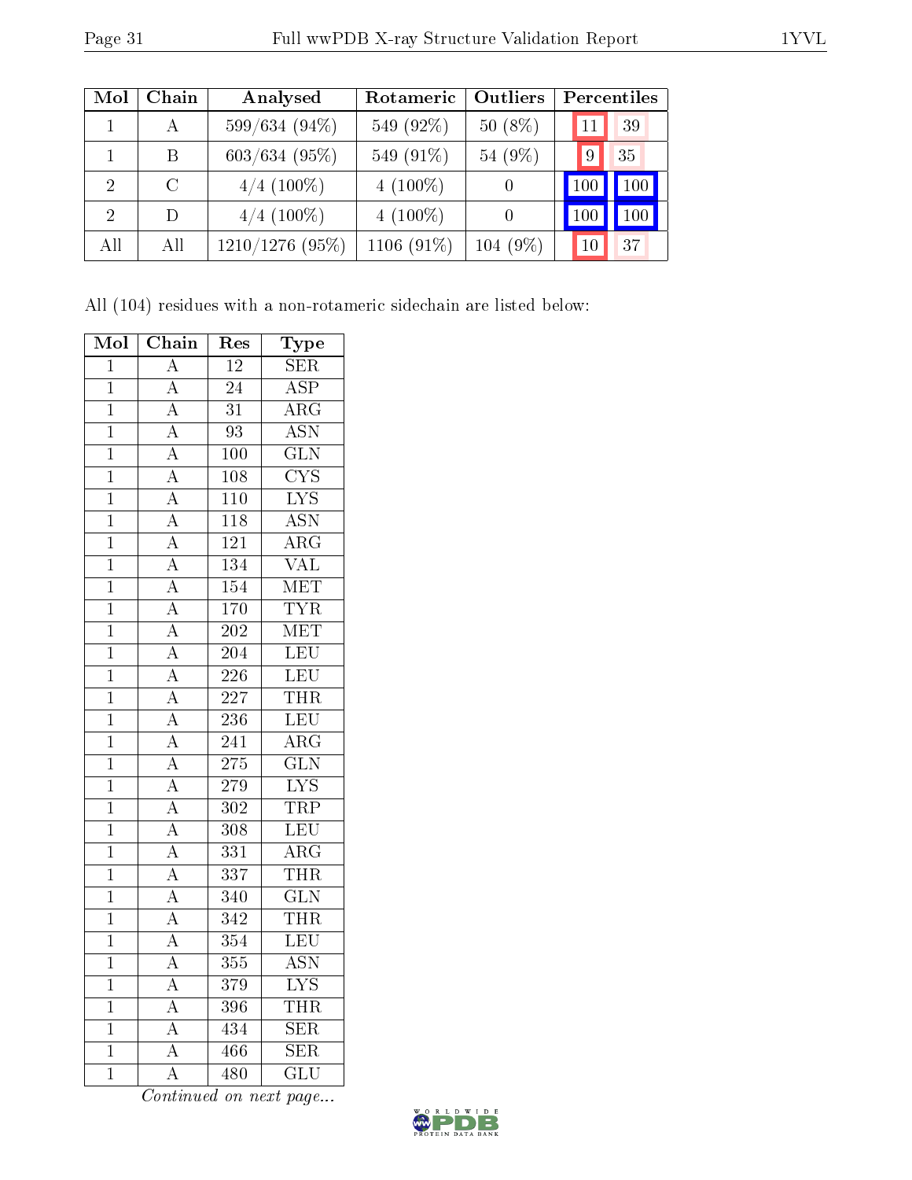| Mol | Chain | Analysed | Rotameric | Outliers | Percentiles | |
|---|---|---|---|---|---|---|
| 1 | A | 599/634 (94%) | 549 (92%) | 50 (8%) | 11 | 39 |
| 1 | B | 603/634 (95%) | 549 (91%) | 54 (9%) | 9 | 35 |
| 2 | C | 4/4 (100%) | 4 (100%) | 0 | 100 | 100 |
| 2 | D | 4/4 (100%) | 4 (100%) | 0 | 100 | 100 |
| All | All | 1210/1276 (95%) | 1106 (91%) | 104 (9%) | 10 | 37 |

All (104) residues with a non-rotameric sidechain are listed below:

| Mol | Chain | Res | Type |
|---|---|---|---|
| 1 | A | 12 | SER |
| 1 | A | 24 | ASP |
| 1 | A | 31 | ARG |
| 1 | A | 93 | ASN |
| 1 | A | 100 | GLN |
| 1 | A | 108 | CYS |
| 1 | A | 110 | LYS |
| 1 | A | 118 | ASN |
| 1 | A | 121 | ARG |
| 1 | A | 134 | VAL |
| 1 | A | 154 | MET |
| 1 | A | 170 | TYR |
| 1 | A | 202 | MET |
| 1 | A | 204 | LEU |
| 1 | A | 226 | LEU |
| 1 | A | 227 | THR |
| 1 | A | 236 | LEU |
| 1 | A | 241 | ARG |
| 1 | A | 275 | GLN |
| 1 | A | 279 | LYS |
| 1 | A | 302 | TRP |
| 1 | A | 308 | LEU |
| 1 | A | 331 | ARG |
| 1 | A | 337 | THR |
| 1 | A | 340 | GLN |
| 1 | A | 342 | THR |
| 1 | A | 354 | LEU |
| 1 | A | 355 | ASN |
| 1 | A | 379 | LYS |
| 1 | A | 396 | THR |
| 1 | A | 434 | SER |
| 1 | A | 466 | SER |
| 1 | A | 480 | GLU |

*Continued on next page...*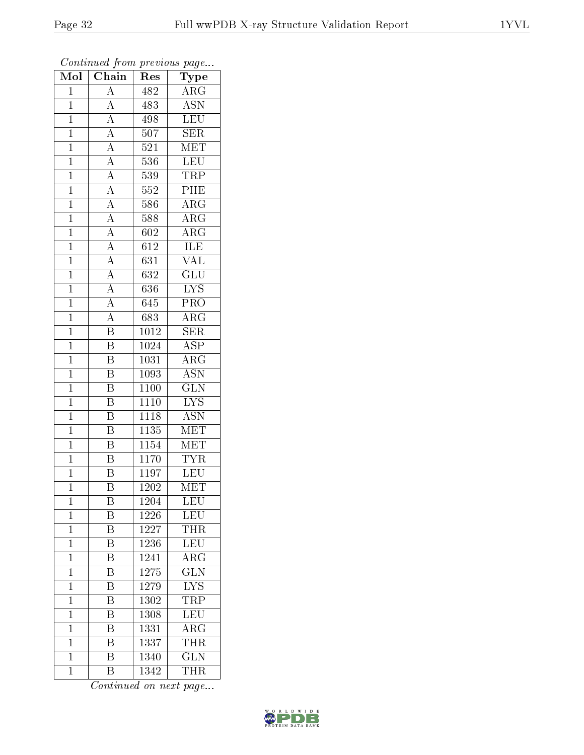*Continued from previous page...*

| Mol | Chain | Res | Type |
|---|---|---|---|
| 1 | A | 482 | ARG |
| 1 | A | 483 | ASN |
| 1 | A | 498 | LEU |
| 1 | A | 507 | SER |
| 1 | A | 521 | MET |
| 1 | A | 536 | LEU |
| 1 | A | 539 | TRP |
| 1 | A | 552 | PHE |
| 1 | A | 586 | ARG |
| 1 | A | 588 | ARG |
| 1 | A | 602 | ARG |
| 1 | A | 612 | ILE |
| 1 | A | 631 | VAL |
| 1 | A | 632 | GLU |
| 1 | A | 636 | LYS |
| 1 | A | 645 | PRO |
| 1 | A | 683 | ARG |
| 1 | B | 1012 | SER |
| 1 | B | 1024 | ASP |
| 1 | B | 1031 | ARG |
| 1 | B | 1093 | ASN |
| 1 | B | 1100 | GLN |
| 1 | B | 1110 | LYS |
| 1 | B | 1118 | ASN |
| 1 | B | 1135 | MET |
| 1 | B | 1154 | MET |
| 1 | B | 1170 | TYR |
| 1 | B | 1197 | LEU |
| 1 | B | 1202 | MET |
| 1 | B | 1204 | LEU |
| 1 | B | 1226 | LEU |
| 1 | B | 1227 | THR |
| 1 | B | 1236 | LEU |
| 1 | B | 1241 | ARG |
| 1 | B | 1275 | GLN |
| 1 | B | 1279 | LYS |
| 1 | B | 1302 | TRP |
| 1 | B | 1308 | LEU |
| 1 | B | 1331 | ARG |
| 1 | B | 1337 | THR |
| 1 | B | 1340 | GLN |
| 1 | B | 1342 | THR |

*Continued on next page...*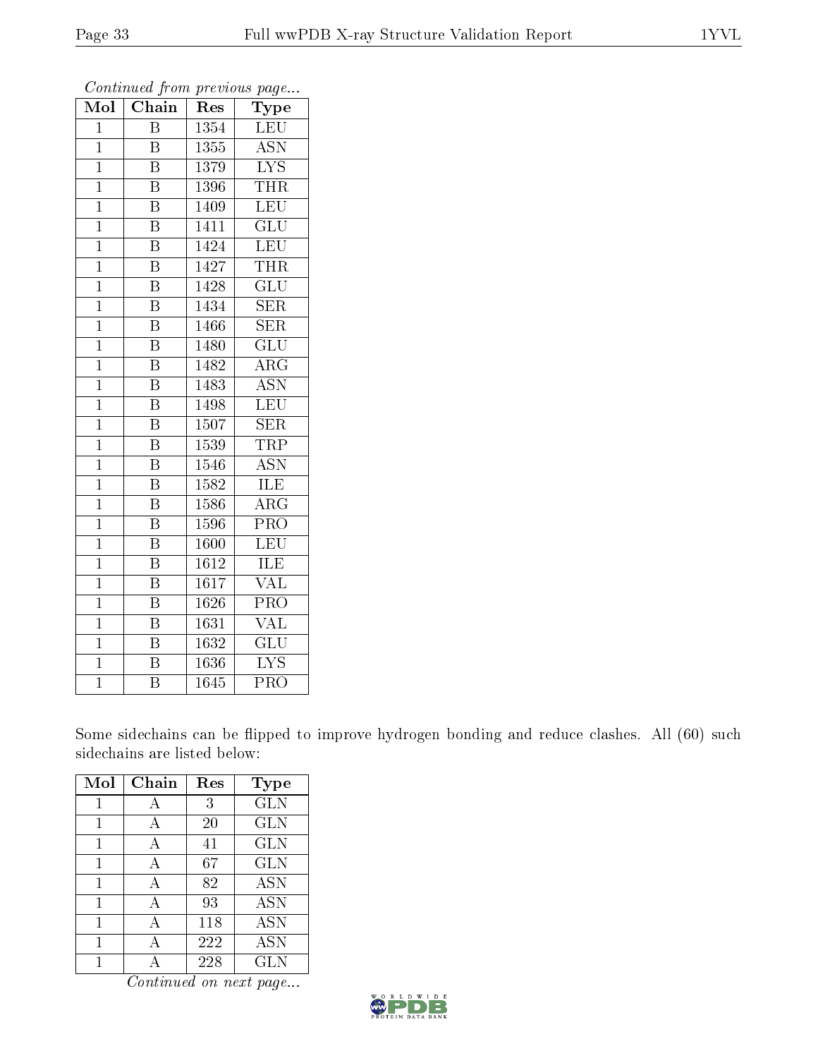*Continued from previous page...*

| Mol | Chain | Res | Type |
|---|---|---|---|
| 1 | B | 1354 | LEU |
| 1 | B | 1355 | ASN |
| 1 | B | 1379 | LYS |
| 1 | B | 1396 | THR |
| 1 | B | 1409 | LEU |
| 1 | B | 1411 | GLU |
| 1 | B | 1424 | LEU |
| 1 | B | 1427 | THR |
| 1 | B | 1428 | GLU |
| 1 | B | 1434 | SER |
| 1 | B | 1466 | SER |
| 1 | B | 1480 | GLU |
| 1 | B | 1482 | ARG |
| 1 | B | 1483 | ASN |
| 1 | B | 1498 | LEU |
| 1 | B | 1507 | SER |
| 1 | B | 1539 | TRP |
| 1 | B | 1546 | ASN |
| 1 | B | 1582 | ILE |
| 1 | B | 1586 | ARG |
| 1 | B | 1596 | PRO |
| 1 | B | 1600 | LEU |
| 1 | B | 1612 | ILE |
| 1 | B | 1617 | VAL |
| 1 | B | 1626 | PRO |
| 1 | B | 1631 | VAL |
| 1 | B | 1632 | GLU |
| 1 | B | 1636 | LYS |
| 1 | B | 1645 | PRO |

Some sidechains can be flipped to improve hydrogen bonding and reduce clashes. All (60) such sidechains are listed below:

| Mol | Chain | Res | Type |
|---|---|---|---|
| 1 | A | 3 | GLN |
| 1 | A | 20 | GLN |
| 1 | A | 41 | GLN |
| 1 | A | 67 | GLN |
| 1 | A | 82 | ASN |
| 1 | A | 93 | ASN |
| 1 | A | 118 | ASN |
| 1 | A | 222 | ASN |
| 1 | A | 228 | GLN |

*Continued on next page...*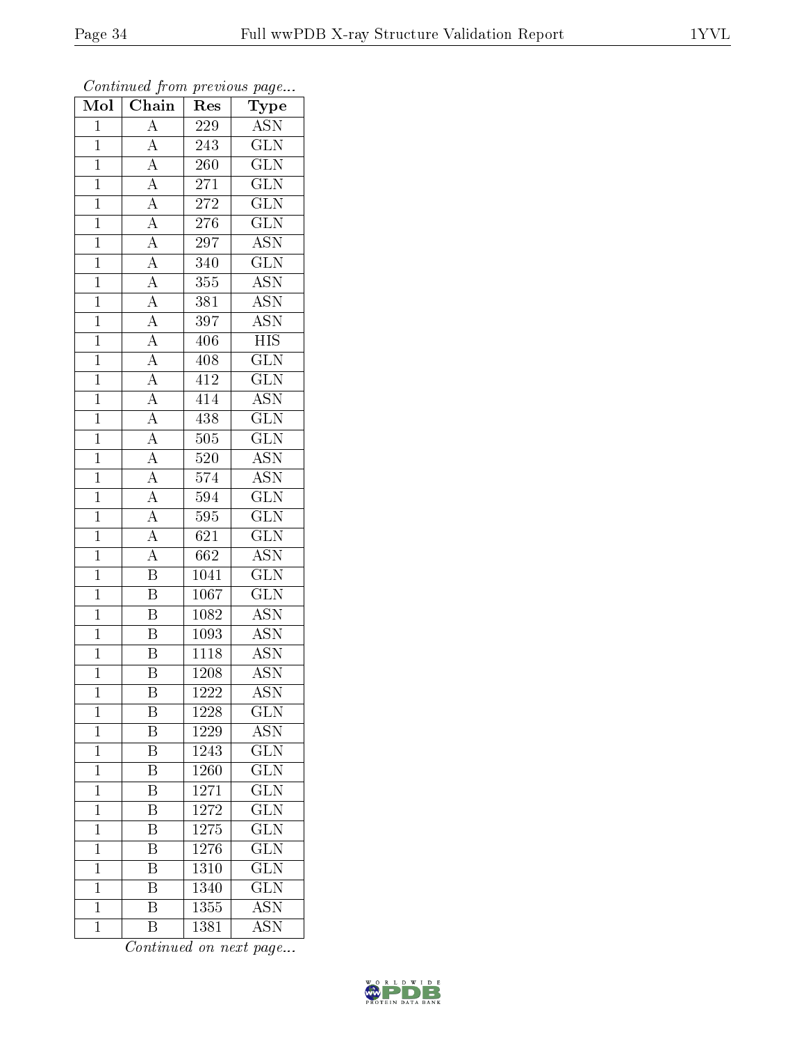*Continued from previous page...*

| Mol | Chain | Res | Type |
|---|---|---|---|
| 1 | A | 229 | ASN |
| 1 | A | 243 | GLN |
| 1 | A | 260 | GLN |
| 1 | A | 271 | GLN |
| 1 | A | 272 | GLN |
| 1 | A | 276 | GLN |
| 1 | A | 297 | ASN |
| 1 | A | 340 | GLN |
| 1 | A | 355 | ASN |
| 1 | A | 381 | ASN |
| 1 | A | 397 | ASN |
| 1 | A | 406 | HIS |
| 1 | A | 408 | GLN |
| 1 | A | 412 | GLN |
| 1 | A | 414 | ASN |
| 1 | A | 438 | GLN |
| 1 | A | 505 | GLN |
| 1 | A | 520 | ASN |
| 1 | A | 574 | ASN |
| 1 | A | 594 | GLN |
| 1 | A | 595 | GLN |
| 1 | A | 621 | GLN |
| 1 | A | 662 | ASN |
| 1 | B | 1041 | GLN |
| 1 | B | 1067 | GLN |
| 1 | B | 1082 | ASN |
| 1 | B | 1093 | ASN |
| 1 | B | 1118 | ASN |
| 1 | B | 1208 | ASN |
| 1 | B | 1222 | ASN |
| 1 | B | 1228 | GLN |
| 1 | B | 1229 | ASN |
| 1 | B | 1243 | GLN |
| 1 | B | 1260 | GLN |
| 1 | B | 1271 | GLN |
| 1 | B | 1272 | GLN |
| 1 | B | 1275 | GLN |
| 1 | B | 1276 | GLN |
| 1 | B | 1310 | GLN |
| 1 | B | 1340 | GLN |
| 1 | B | 1355 | ASN |
| 1 | B | 1381 | ASN |

*Continued on next page...*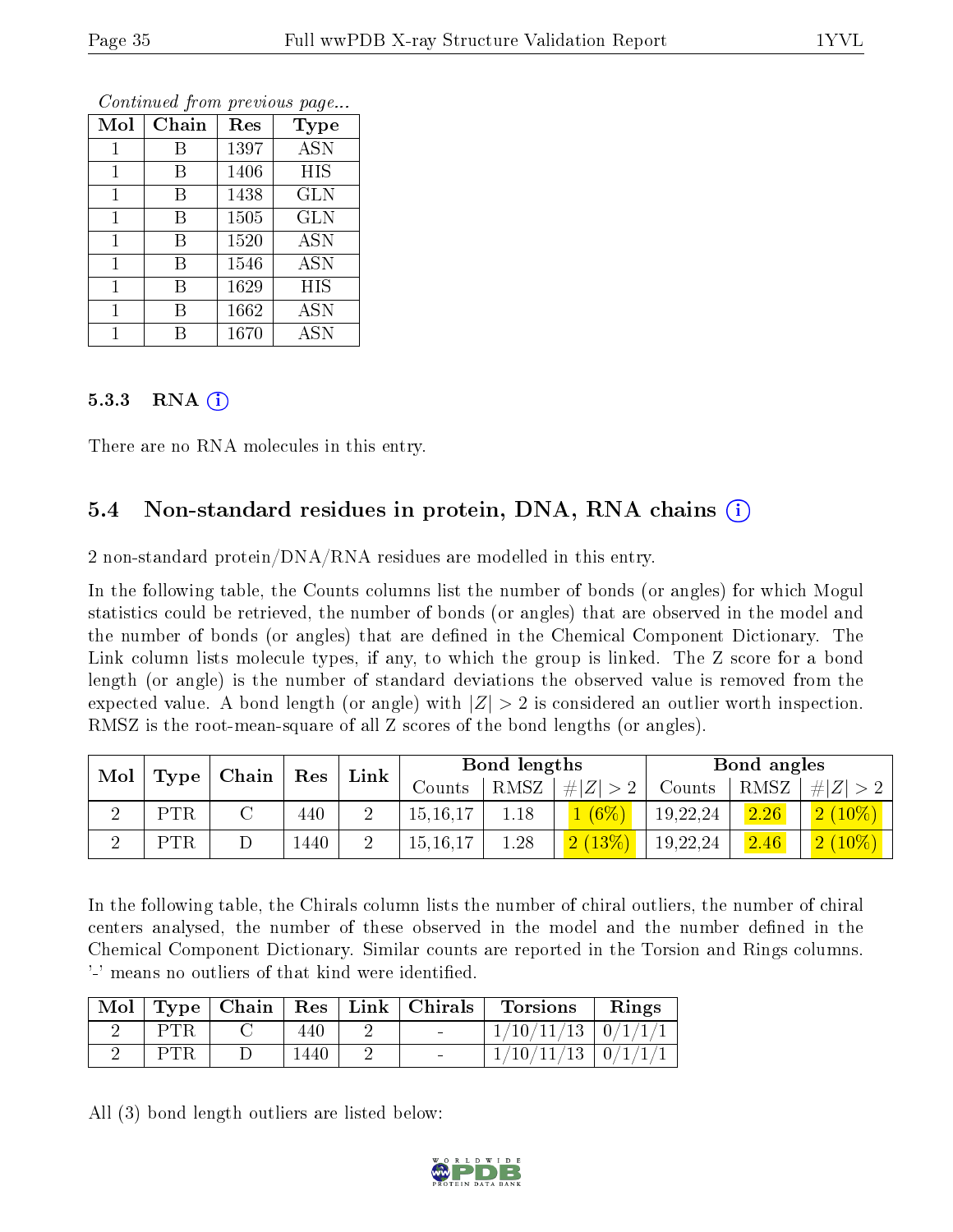*Continued from previous page...*

| Mol | Chain | Res | Type |
|---|---|---|---|
| 1 | B | 1397 | ASN |
| 1 | B | 1406 | HIS |
| 1 | B | 1438 | GLN |
| 1 | B | 1505 | GLN |
| 1 | B | 1520 | ASN |
| 1 | B | 1546 | ASN |
| 1 | B | 1629 | HIS |
| 1 | B | 1662 | ASN |
| 1 | B | 1670 | ASN |

### 5.3.3 RNA ⓘ

There are no RNA molecules in this entry.

## 5.4 Non-standard residues in protein, DNA, RNA chains ⓘ

2 non-standard protein/DNA/RNA residues are modelled in this entry.

In the following table, the Counts columns list the number of bonds (or angles) for which Mogul statistics could be retrieved, the number of bonds (or angles) that are observed in the model and the number of bonds (or angles) that are defined in the Chemical Component Dictionary. The Link column lists molecule types, if any, to which the group is linked. The Z score for a bond length (or angle) is the number of standard deviations the observed value is removed from the expected value. A bond length (or angle) with $|Z| > 2$ is considered an outlier worth inspection. RMSZ is the root-mean-square of all Z scores of the bond lengths (or angles).

| Mol | Type | Chain | Res | Link | Bond lengths | | | Bond angles | | |
|---|---|---|---|---|---|---|---|---|---|---|
| | | | | | Counts | RMSZ | $\#\|Z\| > 2$ | Counts | RMSZ | $\#\|Z\| > 2$ |
| 2 | PTR | C | 440 | 2 | 15,16,17 | 1.18 | 1 (6%) | 19,22,24 | 2.26 | 2 (10%) |
| 2 | PTR | D | 1440 | 2 | 15,16,17 | 1.28 | 2 (13%) | 19,22,24 | 2.46 | 2 (10%) |

In the following table, the Chirals column lists the number of chiral outliers, the number of chiral centers analysed, the number of these observed in the model and the number defined in the Chemical Component Dictionary. Similar counts are reported in the Torsion and Rings columns. '-' means no outliers of that kind were identified.

| Mol | Type | Chain | Res | Link | Chirals | Torsions | Rings |
|---|---|---|---|---|---|---|---|
| 2 | PTR | C | 440 | 2 | - | 1/10/11/13 | 0/1/1/1 |
| 2 | PTR | D | 1440 | 2 | - | 1/10/11/13 | 0/1/1/1 |

All (3) bond length outliers are listed below: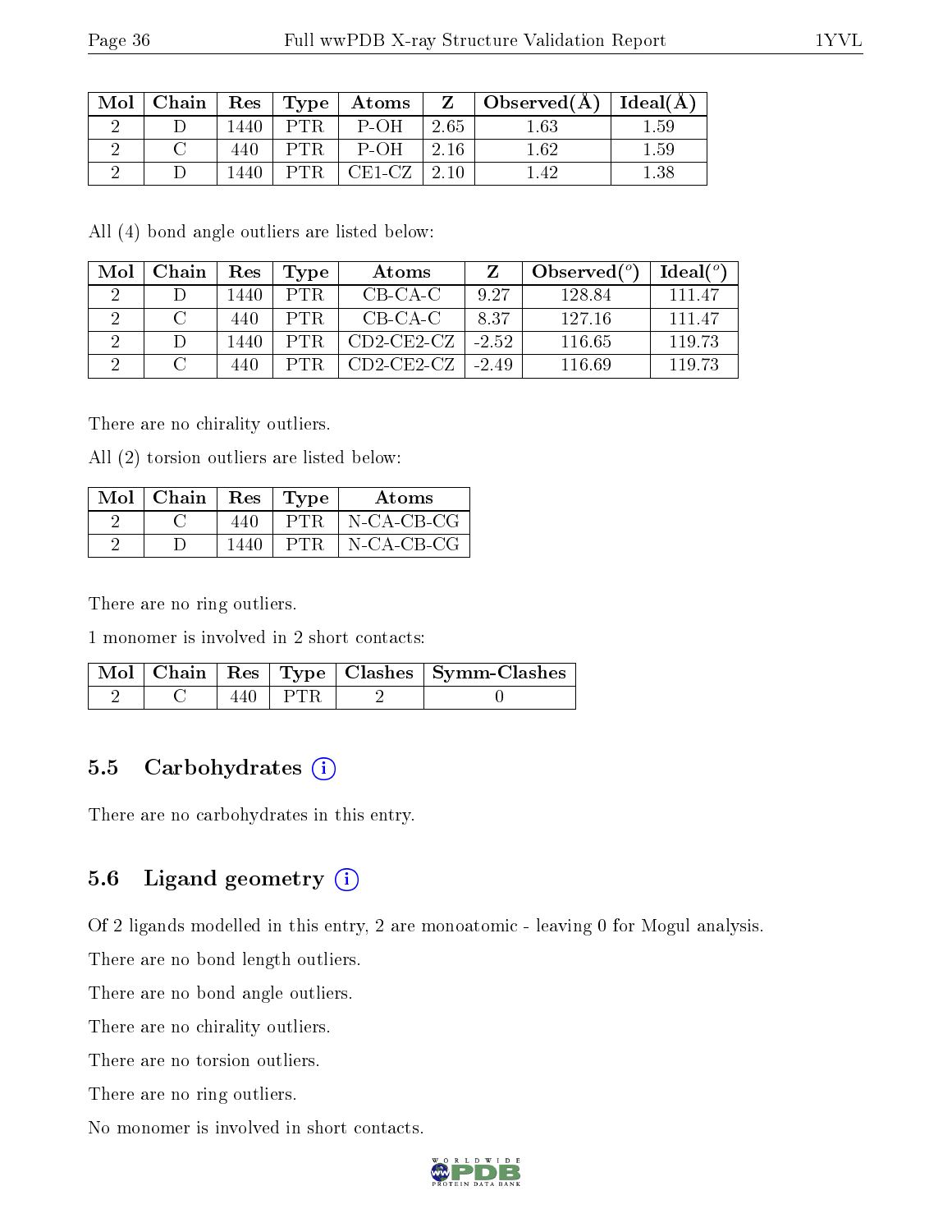| Mol | Chain | Res | Type | Atoms | Z | Observed(Å) | Ideal(Å) |
|---|---|---|---|---|---|---|---|
| 2 | D | 1440 | PTR | P-OH | 2.65 | 1.63 | 1.59 |
| 2 | C | 440 | PTR | P-OH | 2.16 | 1.62 | 1.59 |
| 2 | D | 1440 | PTR | CE1-CZ | 2.10 | 1.42 | 1.38 |

All (4) bond angle outliers are listed below:

| Mol | Chain | Res | Type | Atoms | Z | Observed($^o$) | Ideal($^o$) |
|---|---|---|---|---|---|---|---|
| 2 | D | 1440 | PTR | CB-CA-C | 9.27 | 128.84 | 111.47 |
| 2 | C | 440 | PTR | CB-CA-C | 8.37 | 127.16 | 111.47 |
| 2 | D | 1440 | PTR | CD2-CE2-CZ | -2.52 | 116.65 | 119.73 |
| 2 | C | 440 | PTR | CD2-CE2-CZ | -2.49 | 116.69 | 119.73 |

There are no chirality outliers.

All (2) torsion outliers are listed below:

| Mol | Chain | Res | Type | Atoms |
|---|---|---|---|---|
| 2 | C | 440 | PTR | N-CA-CB-CG |
| 2 | D | 1440 | PTR | N-CA-CB-CG |

There are no ring outliers.

1 monomer is involved in 2 short contacts:

| Mol | Chain | Res | Type | Clashes | Symm-Clashes |
|---|---|---|---|---|---|
| 2 | C | 440 | PTR | 2 | 0 |

## 5.5 Carbohydrates

There are no carbohydrates in this entry.

## 5.6 Ligand geometry

Of 2 ligands modelled in this entry, 2 are monoatomic - leaving 0 for Mogul analysis.

There are no bond length outliers.

There are no bond angle outliers.

There are no chirality outliers.

There are no torsion outliers.

There are no ring outliers.

No monomer is involved in short contacts.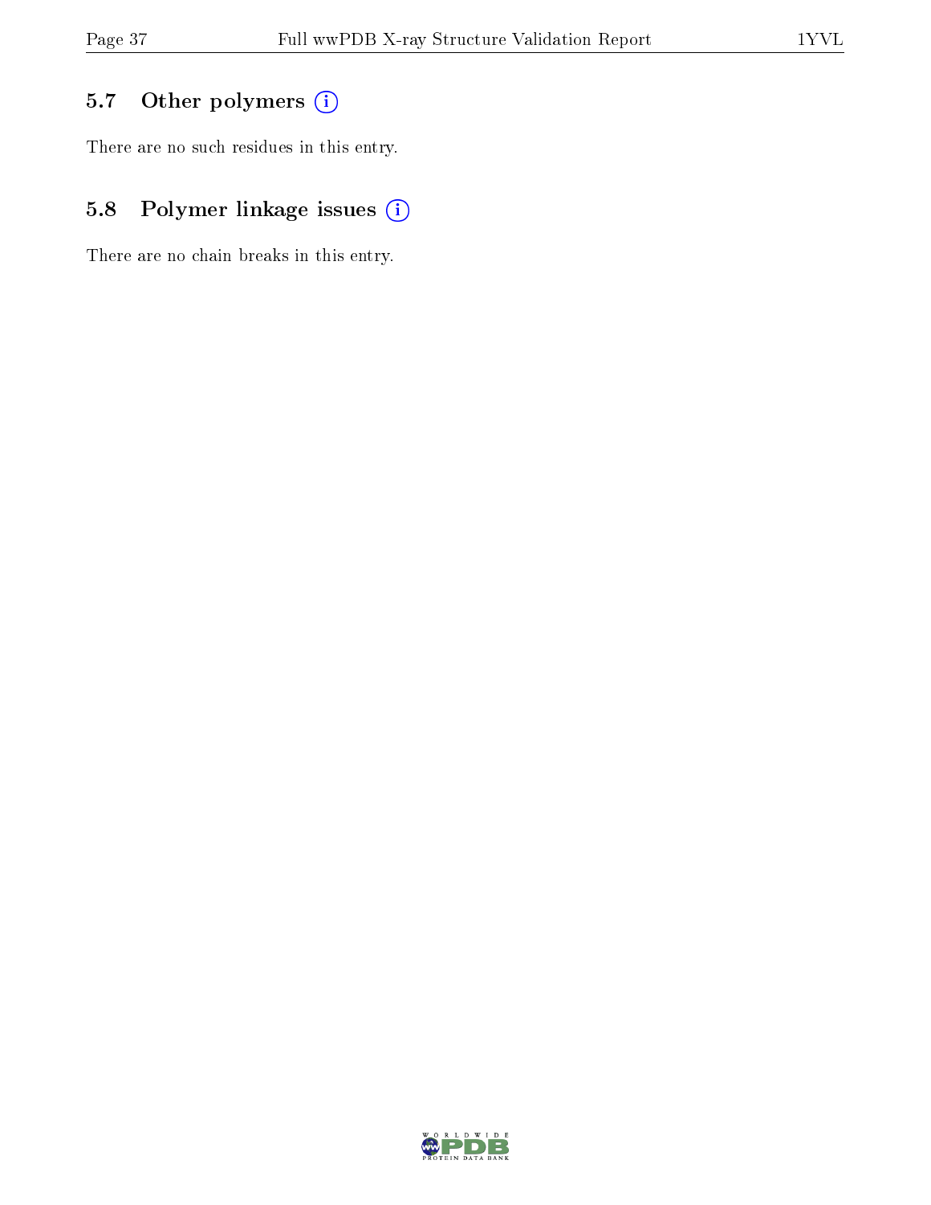### 5.7 Other polymers

There are no such residues in this entry.

### 5.8 Polymer linkage issues

There are no chain breaks in this entry.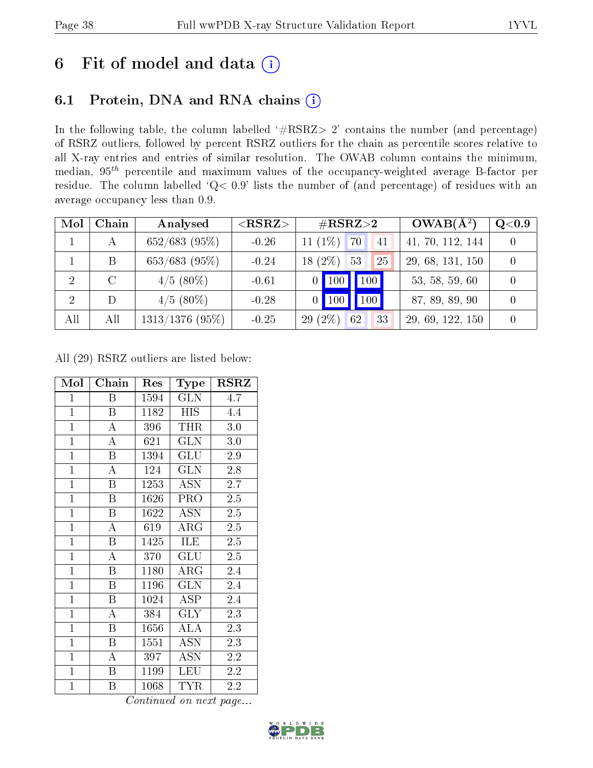# 6 Fit of model and data (i)

## 6.1 Protein, DNA and RNA chains (i)

In the following table, the column labelled '#RSRZ> 2' contains the number (and percentage) of RSRZ outliers, followed by percent RSRZ outliers for the chain as percentile scores relative to all X-ray entries and entries of similar resolution. The OWAB column contains the minimum, median, $95^{th}$ percentile and maximum values of the occupancy-weighted average B-factor per residue. The column labelled 'Q< 0.9' lists the number of (and percentage) of residues with an average occupancy less than 0.9.

| Mol | Chain | Analysed | <RSRZ> | #RSRZ>2 | | | OWAB(Å$^2$) | Q<0.9 |
|---|---|---|---|---|---|---|---|---|
| 1 | A | 652/683 (95%) | -0.26 | 11 (1%) | 70 | 41 | 41, 70, 112, 144 | 0 |
| 1 | B | 653/683 (95%) | -0.24 | 18 (2%) | 53 | 25 | 29, 68, 131, 150 | 0 |
| 2 | C | 4/5 (80%) | -0.61 | 0 | 100 | 100 | 53, 58, 59, 60 | 0 |
| 2 | D | 4/5 (80%) | -0.28 | 0 | 100 | 100 | 87, 89, 89, 90 | 0 |
| All | All | 1313/1376 (95%) | -0.25 | 29 (2%) | 62 | 33 | 29, 69, 122, 150 | 0 |

All (29) RSRZ outliers are listed below:

| Mol | Chain | Res | Type | RSRZ |
|---|---|---|---|---|
| 1 | B | 1594 | GLN | 4.7 |
| 1 | B | 1182 | HIS | 4.4 |
| 1 | A | 396 | THR | 3.0 |
| 1 | A | 621 | GLN | 3.0 |
| 1 | B | 1394 | GLU | 2.9 |
| 1 | A | 124 | GLN | 2.8 |
| 1 | B | 1253 | ASN | 2.7 |
| 1 | B | 1626 | PRO | 2.5 |
| 1 | B | 1622 | ASN | 2.5 |
| 1 | A | 619 | ARG | 2.5 |
| 1 | B | 1425 | ILE | 2.5 |
| 1 | A | 370 | GLU | 2.5 |
| 1 | B | 1180 | ARG | 2.4 |
| 1 | B | 1196 | GLN | 2.4 |
| 1 | B | 1024 | ASP | 2.4 |
| 1 | A | 384 | GLY | 2.3 |
| 1 | B | 1656 | ALA | 2.3 |
| 1 | B | 1551 | ASN | 2.3 |
| 1 | A | 397 | ASN | 2.2 |
| 1 | B | 1199 | LEU | 2.2 |
| 1 | B | 1068 | TYR | 2.2 |

*Continued on next page...*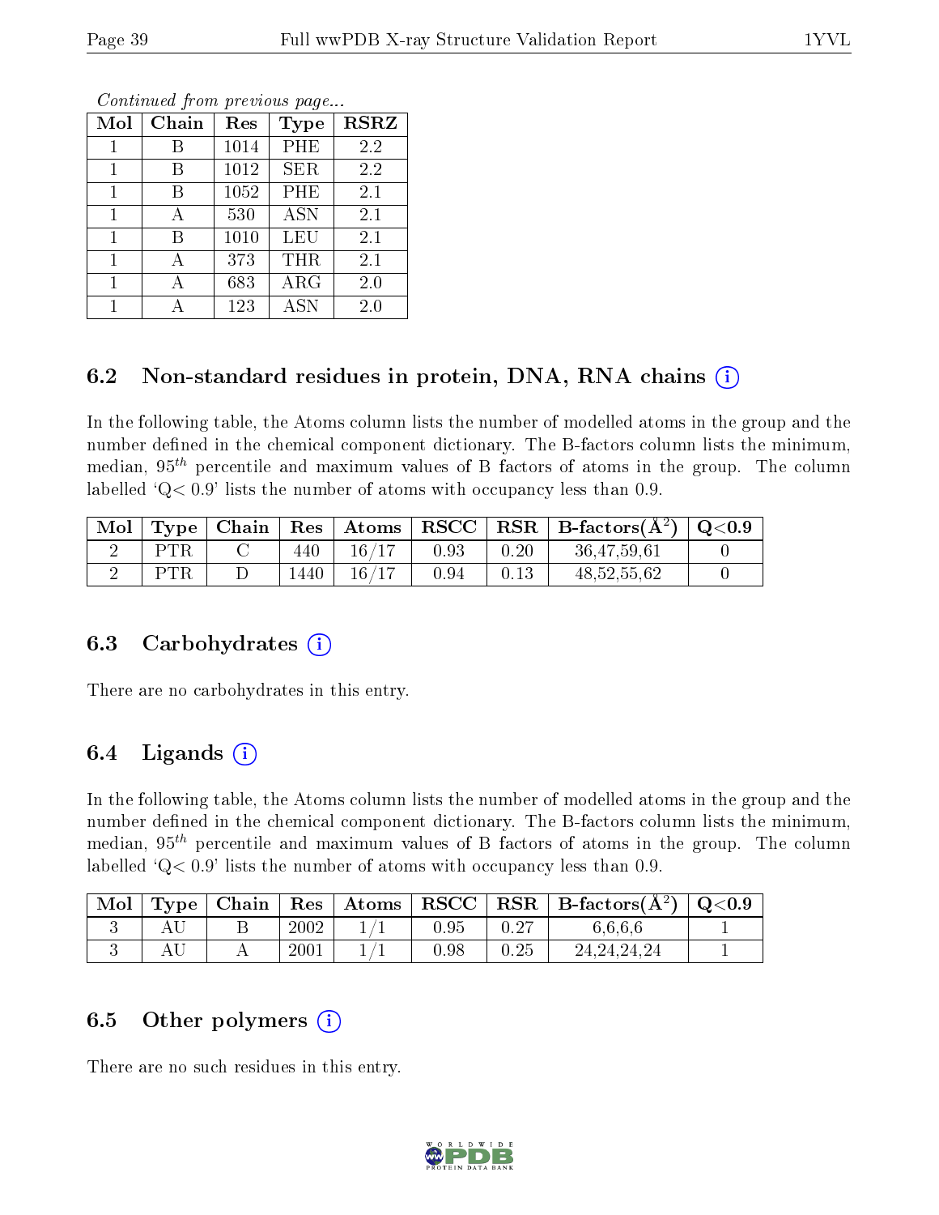*Continued from previous page...*

| Mol | Chain | Res | Type | RSRZ |
|---|---|---|---|---|
| 1 | B | 1014 | PHE | 2.2 |
| 1 | B | 1012 | SER | 2.2 |
| 1 | B | 1052 | PHE | 2.1 |
| 1 | A | 530 | ASN | 2.1 |
| 1 | B | 1010 | LEU | 2.1 |
| 1 | A | 373 | THR | 2.1 |
| 1 | A | 683 | ARG | 2.0 |
| 1 | A | 123 | ASN | 2.0 |

## 6.2 Non-standard residues in protein, DNA, RNA chains

In the following table, the Atoms column lists the number of modelled atoms in the group and the number defined in the chemical component dictionary. The B-factors column lists the minimum, median, $95^{th}$ percentile and maximum values of B factors of atoms in the group. The column labelled 'Q< 0.9' lists the number of atoms with occupancy less than 0.9.

| Mol | Type | Chain | Res | Atoms | RSCC | RSR | B-factors($Å^2$) | Q<0.9 |
|---|---|---|---|---|---|---|---|---|
| 2 | PTR | C | 440 | 16/17 | 0.93 | 0.20 | 36,47,59,61 | 0 |
| 2 | PTR | D | 1440 | 16/17 | 0.94 | 0.13 | 48,52,55,62 | 0 |

## 6.3 Carbohydrates

There are no carbohydrates in this entry.

## 6.4 Ligands

In the following table, the Atoms column lists the number of modelled atoms in the group and the number defined in the chemical component dictionary. The B-factors column lists the minimum, median, $95^{th}$ percentile and maximum values of B factors of atoms in the group. The column labelled 'Q< 0.9' lists the number of atoms with occupancy less than 0.9.

| Mol | Type | Chain | Res | Atoms | RSCC | RSR | B-factors($Å^2$) | Q<0.9 |
|---|---|---|---|---|---|---|---|---|
| 3 | AU | B | 2002 | 1/1 | 0.95 | 0.27 | 6,6,6,6 | 1 |
| 3 | AU | A | 2001 | 1/1 | 0.98 | 0.25 | 24,24,24,24 | 1 |

## 6.5 Other polymers

There are no such residues in this entry.